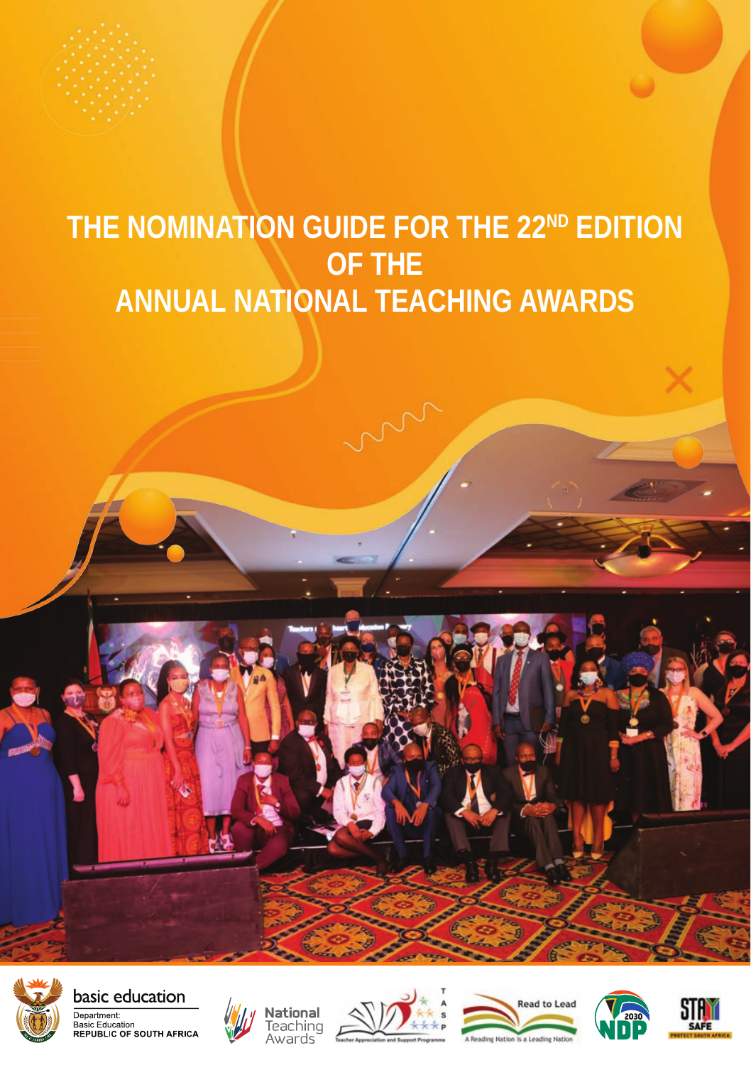# THE NOMINATION GUIDE FOR THE 22ND EDITION OF THE ANNUAL NATIONAL TEACHING AWARDS

basic education

Department:
Basic Education
REPUBLIC OF SOUTH AFRICA

National Teaching Awards

Teacher Appreciation and Support Programme

Read to Lead

A Reading Nation is a Leading Nation

2030 NDP

STAY SAFE

PROTECT SOUTH AFRICA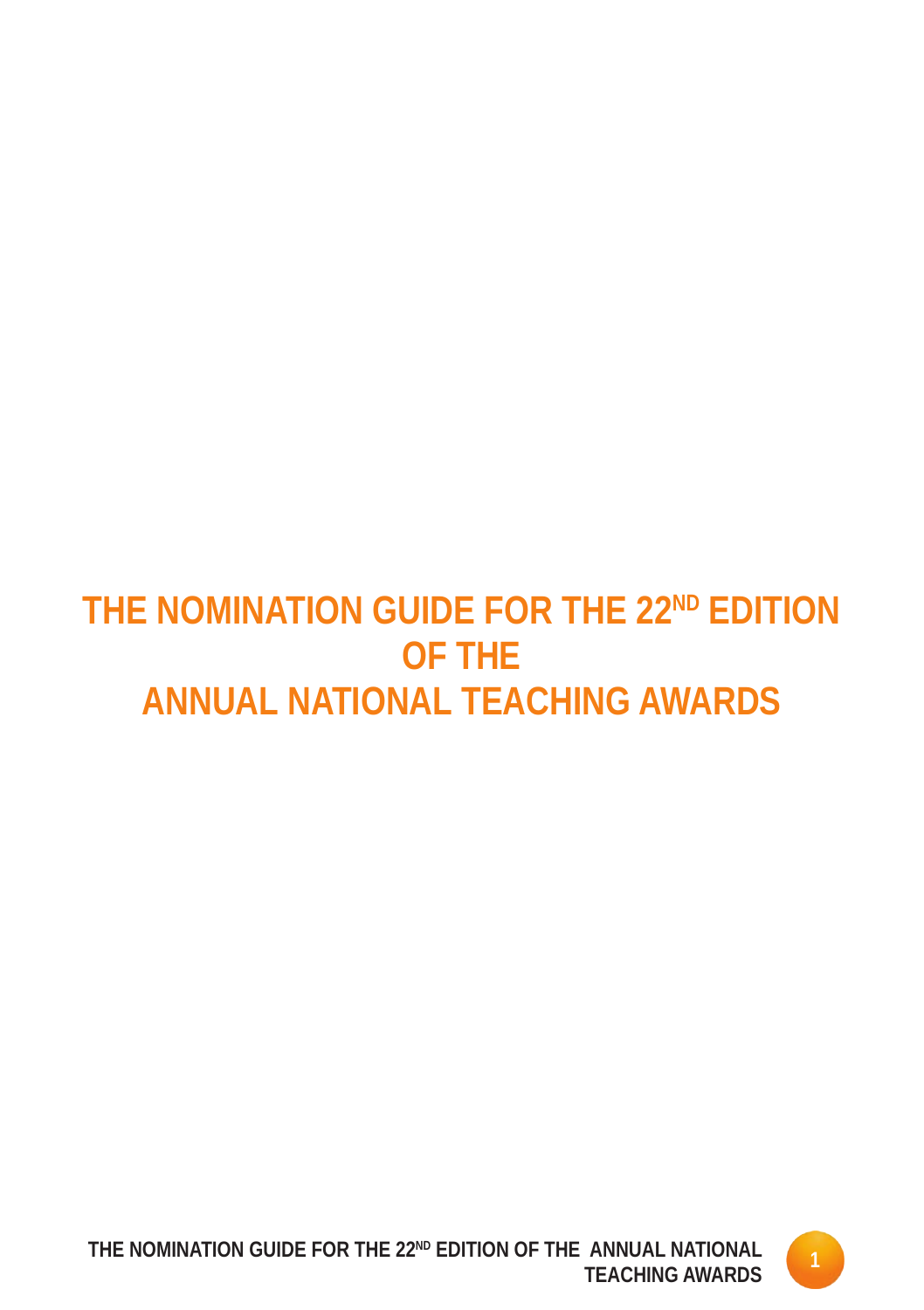# THE NOMINATION GUIDE FOR THE 22ND EDITION OF THE ANNUAL NATIONAL TEACHING AWARDS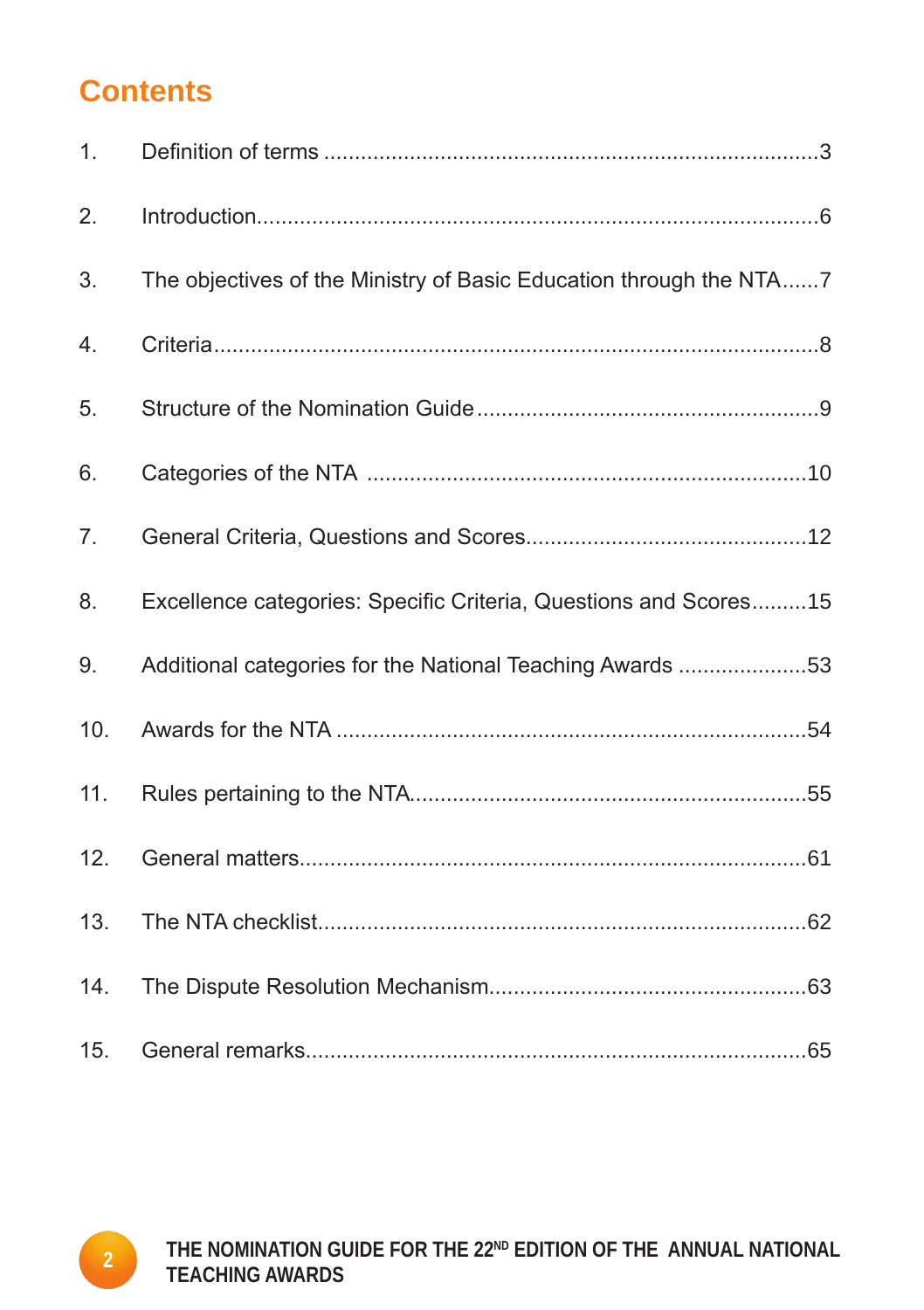# Contents

| | | |
|---|---|---|
| 1. | Definition of terms | 3 |
| 2. | Introduction | 6 |
| 3. | The objectives of the Ministry of Basic Education through the NTA | 7 |
| 4. | Criteria | 8 |
| 5. | Structure of the Nomination Guide | 9 |
| 6. | Categories of the NTA | 10 |
| 7. | General Criteria, Questions and Scores | 12 |
| 8. | Excellence categories: Specific Criteria, Questions and Scores | 15 |
| 9. | Additional categories for the National Teaching Awards | 53 |
| 10. | Awards for the NTA | 54 |
| 11. | Rules pertaining to the NTA | 55 |
| 12. | General matters | 61 |
| 13. | The NTA checklist | 62 |
| 14. | The Dispute Resolution Mechanism | 63 |
| 15. | General remarks | 65 |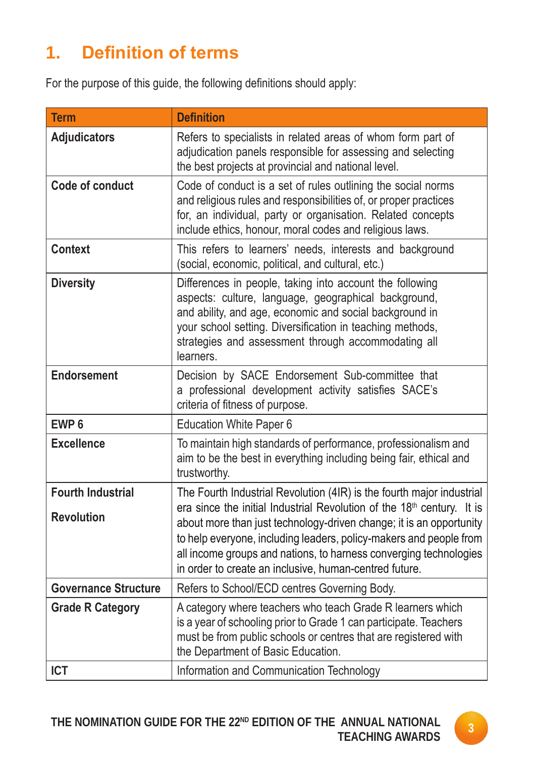# 1. Definition of terms

For the purpose of this guide, the following definitions should apply:

| Term | Definition |
|---|---|
| **Adjudicators** | Refers to specialists in related areas of whom form part of adjudication panels responsible for assessing and selecting the best projects at provincial and national level. |
| **Code of conduct** | Code of conduct is a set of rules outlining the social norms and religious rules and responsibilities of, or proper practices for, an individual, party or organisation. Related concepts include ethics, honour, moral codes and religious laws. |
| **Context** | This refers to learners' needs, interests and background (social, economic, political, and cultural, etc.) |
| **Diversity** | Differences in people, taking into account the following aspects: culture, language, geographical background, and ability, and age, economic and social background in your school setting. Diversification in teaching methods, strategies and assessment through accommodating all learners. |
| **Endorsement** | Decision by SACE Endorsement Sub-committee that a professional development activity satisfies SACE's criteria of fitness of purpose. |
| **EWP 6** | Education White Paper 6 |
| **Excellence** | To maintain high standards of performance, professionalism and aim to be the best in everything including being fair, ethical and trustworthy. |
| **Fourth Industrial Revolution** | The Fourth Industrial Revolution (4IR) is the fourth major industrial era since the initial Industrial Revolution of the 18th century. It is about more than just technology-driven change; it is an opportunity to help everyone, including leaders, policy-makers and people from all income groups and nations, to harness converging technologies in order to create an inclusive, human-centred future. |
| **Governance Structure** | Refers to School/ECD centres Governing Body. |
| **Grade R Category** | A category where teachers who teach Grade R learners which is a year of schooling prior to Grade 1 can participate. Teachers must be from public schools or centres that are registered with the Department of Basic Education. |
| **ICT** | Information and Communication Technology |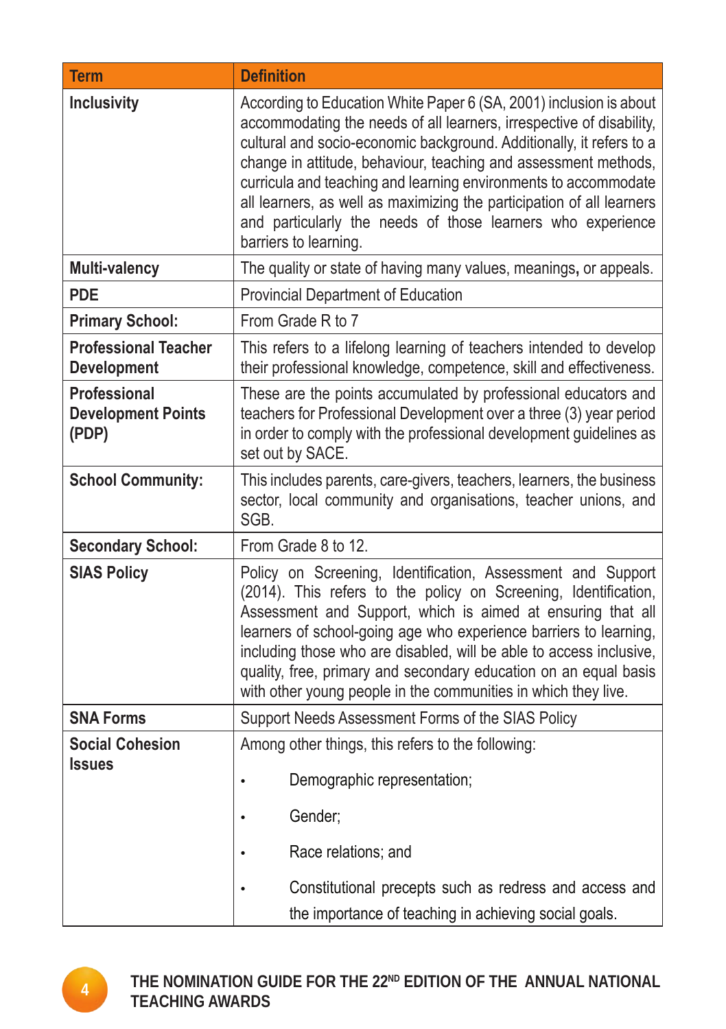| Term | Definition |
|---|---|
| **Inclusivity** | According to Education White Paper 6 (SA, 2001) inclusion is about accommodating the needs of all learners, irrespective of disability, cultural and socio-economic background. Additionally, it refers to a change in attitude, behaviour, teaching and assessment methods, curricula and teaching and learning environments to accommodate all learners, as well as maximizing the participation of all learners and particularly the needs of those learners who experience barriers to learning. |
| **Multi-valency** | The quality or state of having many values, meanings, or appeals. |
| **PDE** | Provincial Department of Education |
| **Primary School:** | From Grade R to 7 |
| **Professional Teacher Development** | This refers to a lifelong learning of teachers intended to develop their professional knowledge, competence, skill and effectiveness. |
| **Professional Development Points (PDP)** | These are the points accumulated by professional educators and teachers for Professional Development over a three (3) year period in order to comply with the professional development guidelines as set out by SACE. |
| **School Community:** | This includes parents, care-givers, teachers, learners, the business sector, local community and organisations, teacher unions, and SGB. |
| **Secondary School:** | From Grade 8 to 12. |
| **SIAS Policy** | Policy on Screening, Identification, Assessment and Support (2014). This refers to the policy on Screening, Identification, Assessment and Support, which is aimed at ensuring that all learners of school-going age who experience barriers to learning, including those who are disabled, will be able to access inclusive, quality, free, primary and secondary education on an equal basis with other young people in the communities in which they live. |
| **SNA Forms** | Support Needs Assessment Forms of the SIAS Policy |
| **Social Cohesion Issues** | Among other things, this refers to the following: <br>• Demographic representation; <br>• Gender; <br>• Race relations; and <br>• Constitutional precepts such as redress and access and the importance of teaching in achieving social goals. |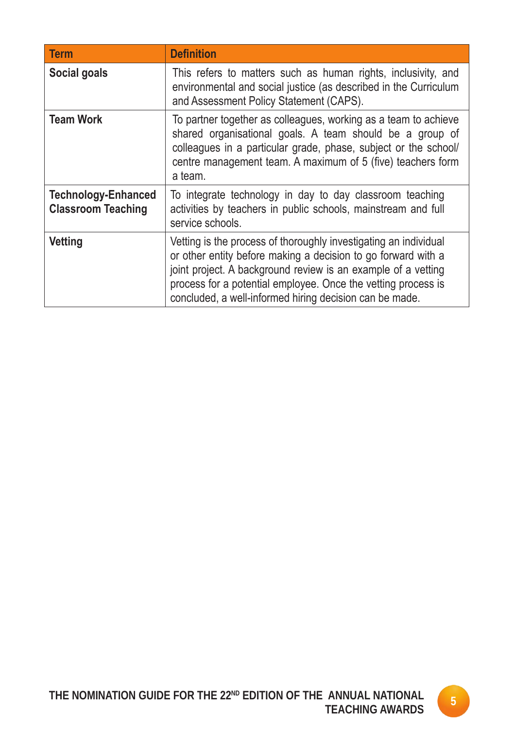| Term | Definition |
| --- | --- |
| **Social goals** | This refers to matters such as human rights, inclusivity, and environmental and social justice (as described in the Curriculum and Assessment Policy Statement (CAPS). |
| **Team Work** | To partner together as colleagues, working as a team to achieve shared organisational goals. A team should be a group of colleagues in a particular grade, phase, subject or the school/ centre management team. A maximum of 5 (five) teachers form a team. |
| **Technology-Enhanced Classroom Teaching** | To integrate technology in day to day classroom teaching activities by teachers in public schools, mainstream and full service schools. |
| **Vetting** | Vetting is the process of thoroughly investigating an individual or other entity before making a decision to go forward with a joint project. A background review is an example of a vetting process for a potential employee. Once the vetting process is concluded, a well-informed hiring decision can be made. |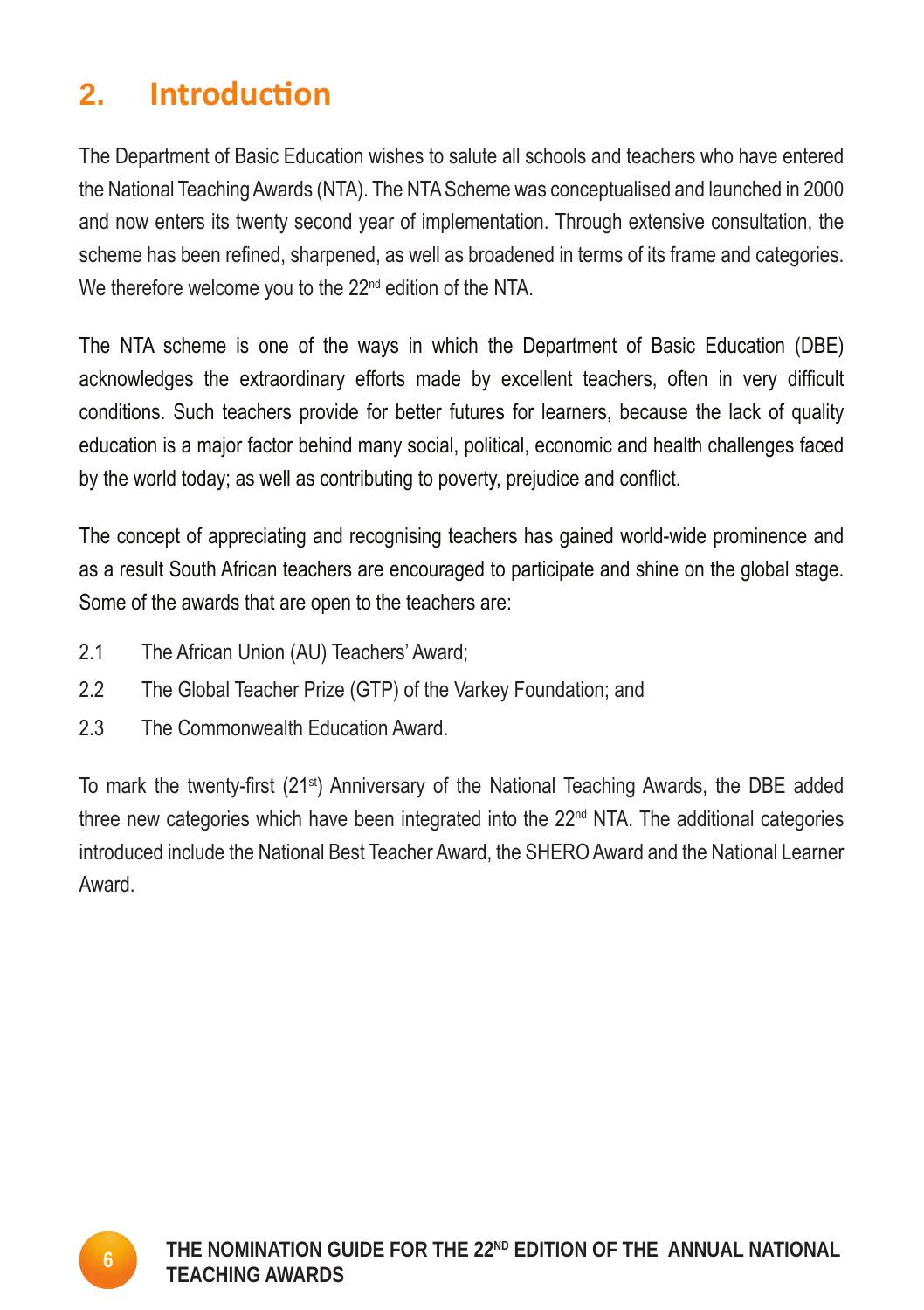## 2. Introduction

The Department of Basic Education wishes to salute all schools and teachers who have entered the National Teaching Awards (NTA). The NTA Scheme was conceptualised and launched in 2000 and now enters its twenty second year of implementation. Through extensive consultation, the scheme has been refined, sharpened, as well as broadened in terms of its frame and categories. We therefore welcome you to the 22nd edition of the NTA.

The NTA scheme is one of the ways in which the Department of Basic Education (DBE) acknowledges the extraordinary efforts made by excellent teachers, often in very difficult conditions. Such teachers provide for better futures for learners, because the lack of quality education is a major factor behind many social, political, economic and health challenges faced by the world today; as well as contributing to poverty, prejudice and conflict.

The concept of appreciating and recognising teachers has gained world-wide prominence and as a result South African teachers are encouraged to participate and shine on the global stage. Some of the awards that are open to the teachers are:

2.1 The African Union (AU) Teachers' Award;

2.2 The Global Teacher Prize (GTP) of the Varkey Foundation; and

2.3 The Commonwealth Education Award.

To mark the twenty-first (21st) Anniversary of the National Teaching Awards, the DBE added three new categories which have been integrated into the 22nd NTA. The additional categories introduced include the National Best Teacher Award, the SHERO Award and the National Learner Award.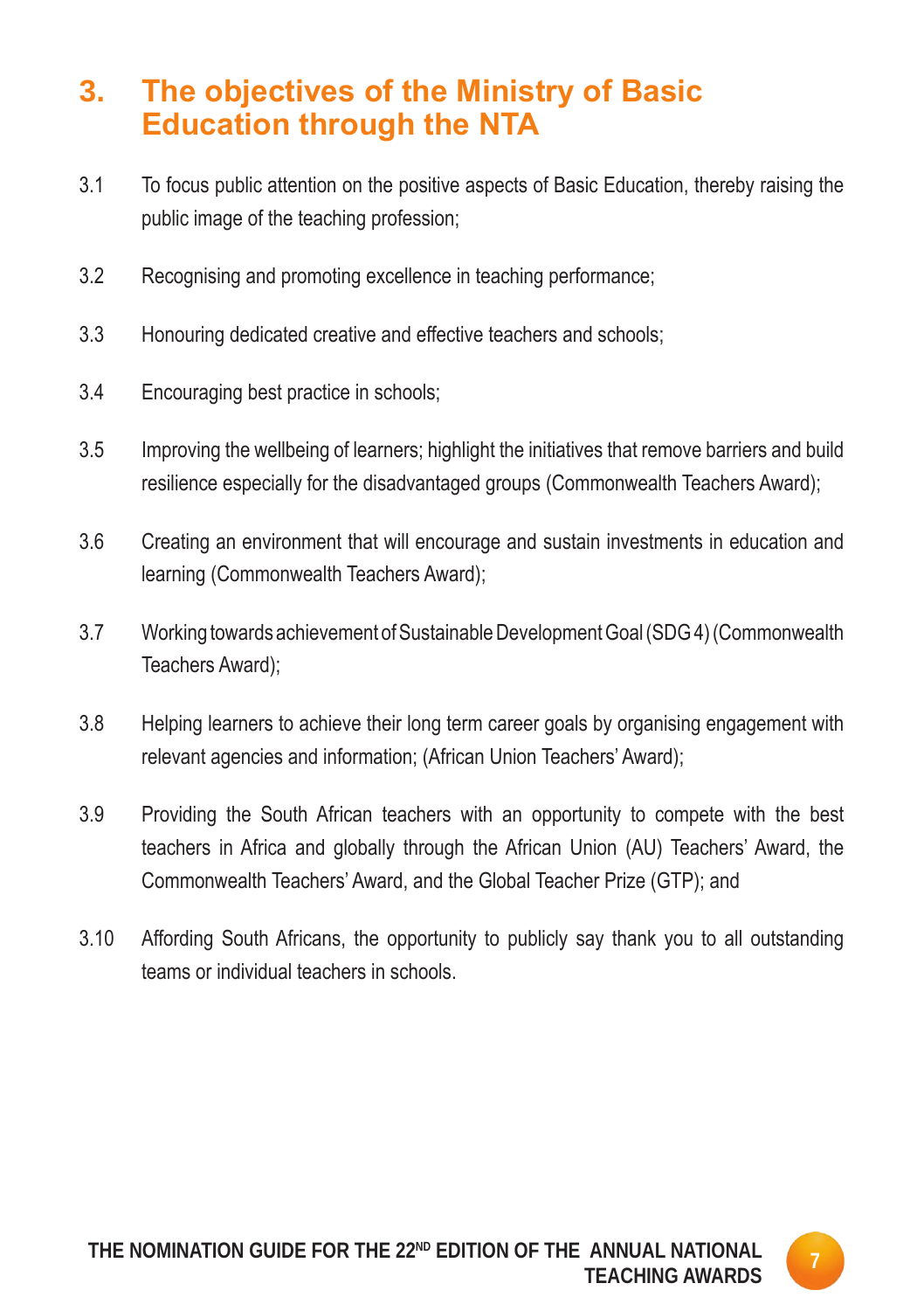## 3. The objectives of the Ministry of Basic Education through the NTA

3.1 To focus public attention on the positive aspects of Basic Education, thereby raising the public image of the teaching profession;

3.2 Recognising and promoting excellence in teaching performance;

3.3 Honouring dedicated creative and effective teachers and schools;

3.4 Encouraging best practice in schools;

3.5 Improving the wellbeing of learners; highlight the initiatives that remove barriers and build resilience especially for the disadvantaged groups (Commonwealth Teachers Award);

3.6 Creating an environment that will encourage and sustain investments in education and learning (Commonwealth Teachers Award);

3.7 Working towards achievement of Sustainable Development Goal (SDG 4) (Commonwealth Teachers Award);

3.8 Helping learners to achieve their long term career goals by organising engagement with relevant agencies and information; (African Union Teachers' Award);

3.9 Providing the South African teachers with an opportunity to compete with the best teachers in Africa and globally through the African Union (AU) Teachers' Award, the Commonwealth Teachers' Award, and the Global Teacher Prize (GTP); and

3.10 Affording South Africans, the opportunity to publicly say thank you to all outstanding teams or individual teachers in schools.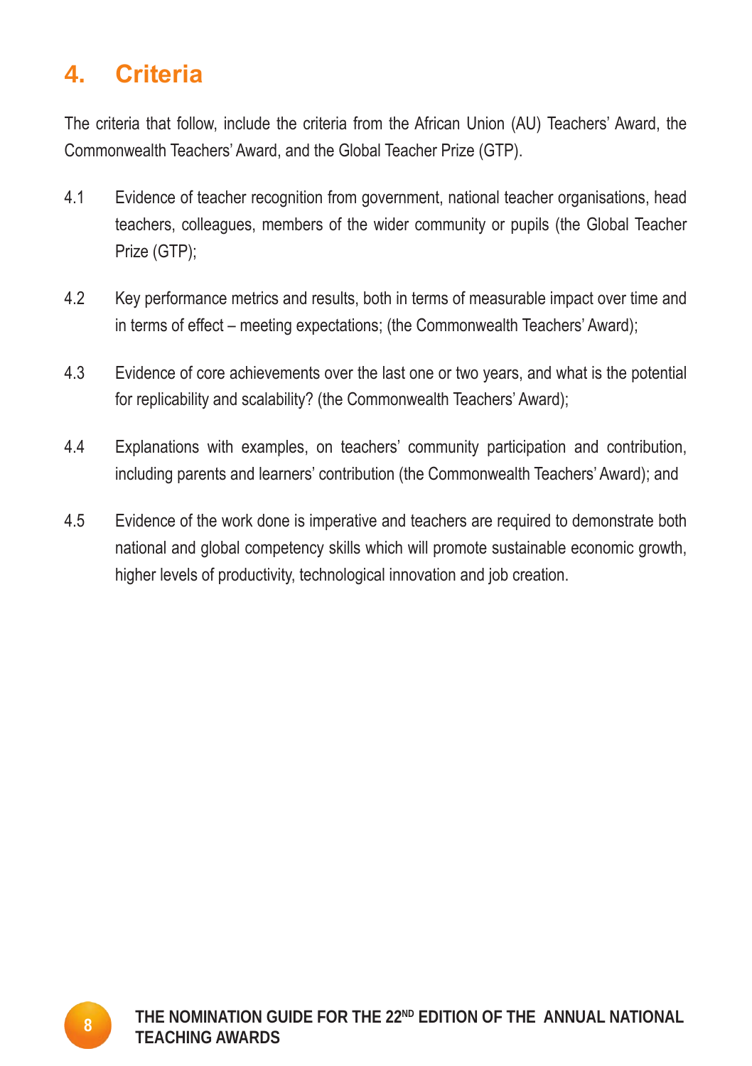# 4. Criteria

The criteria that follow, include the criteria from the African Union (AU) Teachers' Award, the Commonwealth Teachers' Award, and the Global Teacher Prize (GTP).

4.1 Evidence of teacher recognition from government, national teacher organisations, head teachers, colleagues, members of the wider community or pupils (the Global Teacher Prize (GTP);

4.2 Key performance metrics and results, both in terms of measurable impact over time and in terms of effect – meeting expectations; (the Commonwealth Teachers' Award);

4.3 Evidence of core achievements over the last one or two years, and what is the potential for replicability and scalability? (the Commonwealth Teachers' Award);

4.4 Explanations with examples, on teachers' community participation and contribution, including parents and learners' contribution (the Commonwealth Teachers' Award); and

4.5 Evidence of the work done is imperative and teachers are required to demonstrate both national and global competency skills which will promote sustainable economic growth, higher levels of productivity, technological innovation and job creation.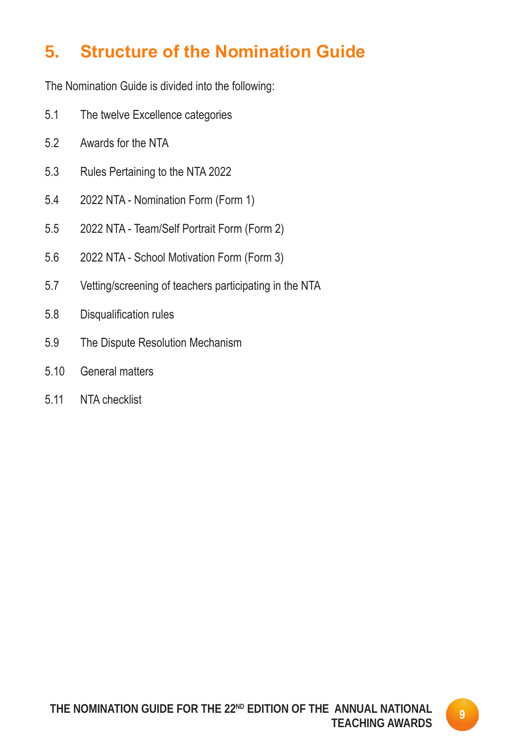# 5. Structure of the Nomination Guide

The Nomination Guide is divided into the following:

5.1 The twelve Excellence categories

5.2 Awards for the NTA

5.3 Rules Pertaining to the NTA 2022

5.4 2022 NTA - Nomination Form (Form 1)

5.5 2022 NTA - Team/Self Portrait Form (Form 2)

5.6 2022 NTA - School Motivation Form (Form 3)

5.7 Vetting/screening of teachers participating in the NTA

5.8 Disqualification rules

5.9 The Dispute Resolution Mechanism

5.10 General matters

5.11 NTA checklist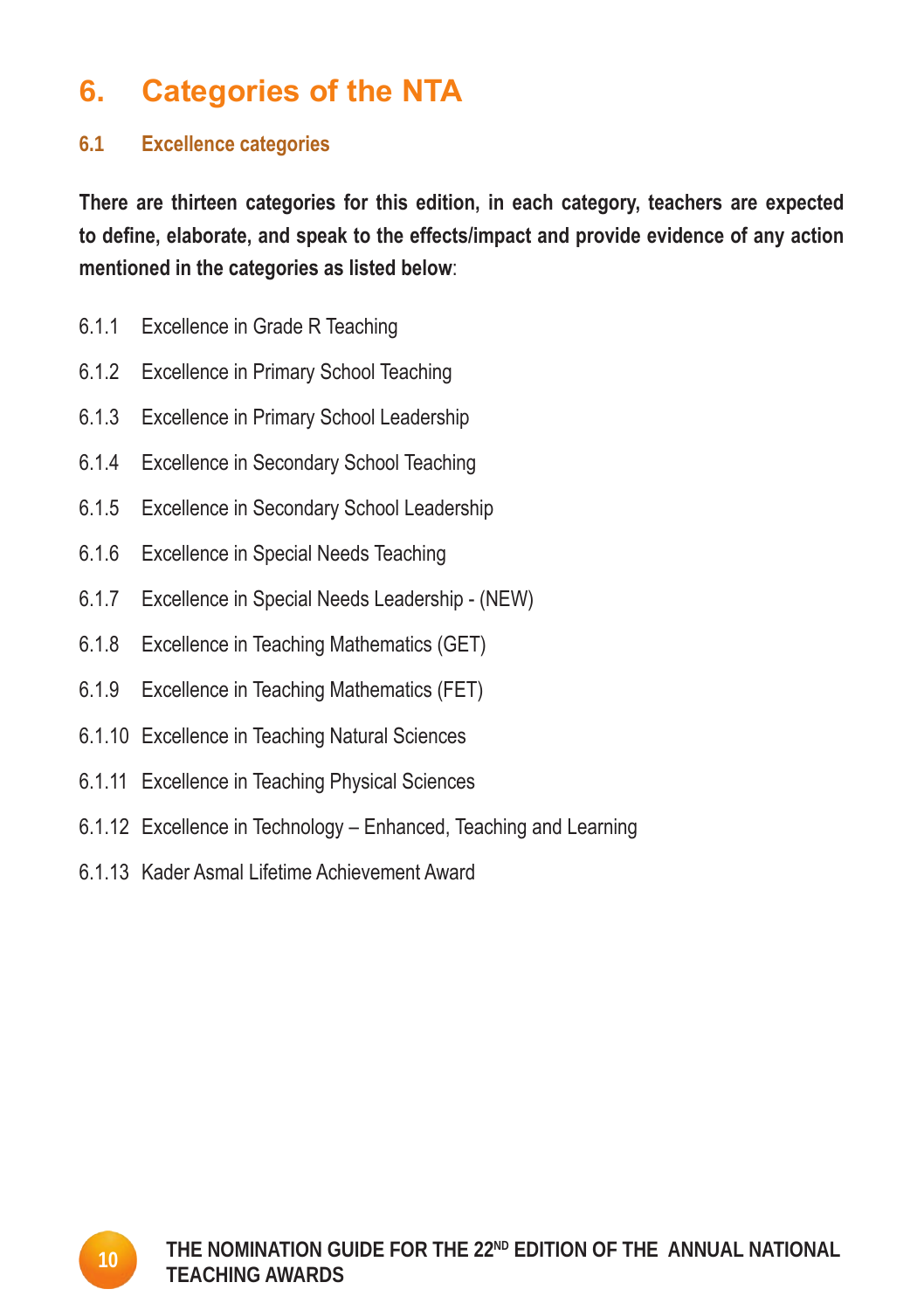# 6. Categories of the NTA

## 6.1 Excellence categories

**There are thirteen categories for this edition, in each category, teachers are expected to define, elaborate, and speak to the effects/impact and provide evidence of any action mentioned in the categories as listed below**:

6.1.1 Excellence in Grade R Teaching

6.1.2 Excellence in Primary School Teaching

6.1.3 Excellence in Primary School Leadership

6.1.4 Excellence in Secondary School Teaching

6.1.5 Excellence in Secondary School Leadership

6.1.6 Excellence in Special Needs Teaching

6.1.7 Excellence in Special Needs Leadership - (NEW)

6.1.8 Excellence in Teaching Mathematics (GET)

6.1.9 Excellence in Teaching Mathematics (FET)

6.1.10 Excellence in Teaching Natural Sciences

6.1.11 Excellence in Teaching Physical Sciences

6.1.12 Excellence in Technology – Enhanced, Teaching and Learning

6.1.13 Kader Asmal Lifetime Achievement Award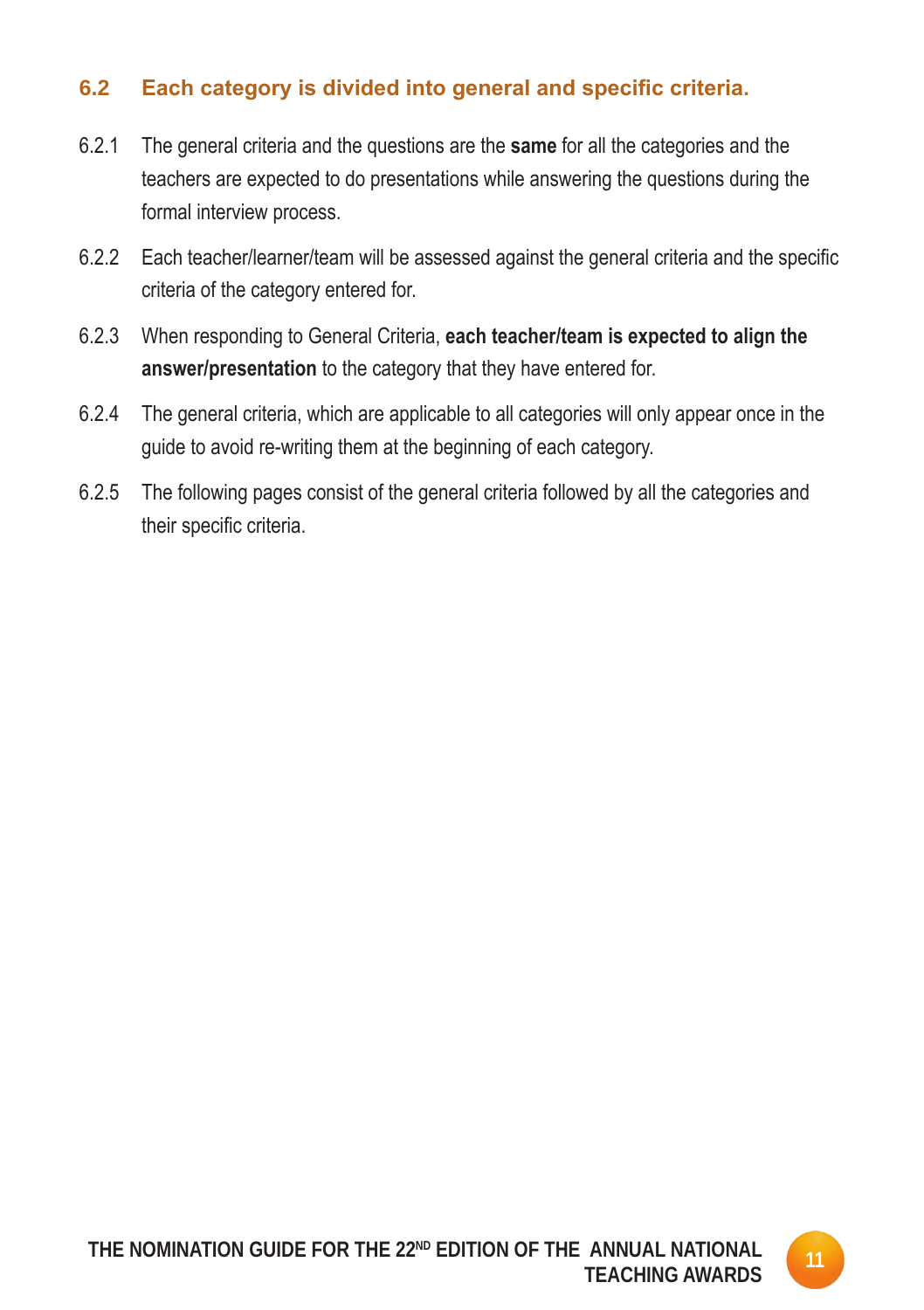## 6.2 Each category is divided into general and specific criteria.

6.2.1 The general criteria and the questions are the **same** for all the categories and the teachers are expected to do presentations while answering the questions during the formal interview process.

6.2.2 Each teacher/learner/team will be assessed against the general criteria and the specific criteria of the category entered for.

6.2.3 When responding to General Criteria, **each teacher/team is expected to align the answer/presentation** to the category that they have entered for.

6.2.4 The general criteria, which are applicable to all categories will only appear once in the guide to avoid re-writing them at the beginning of each category.

6.2.5 The following pages consist of the general criteria followed by all the categories and their specific criteria.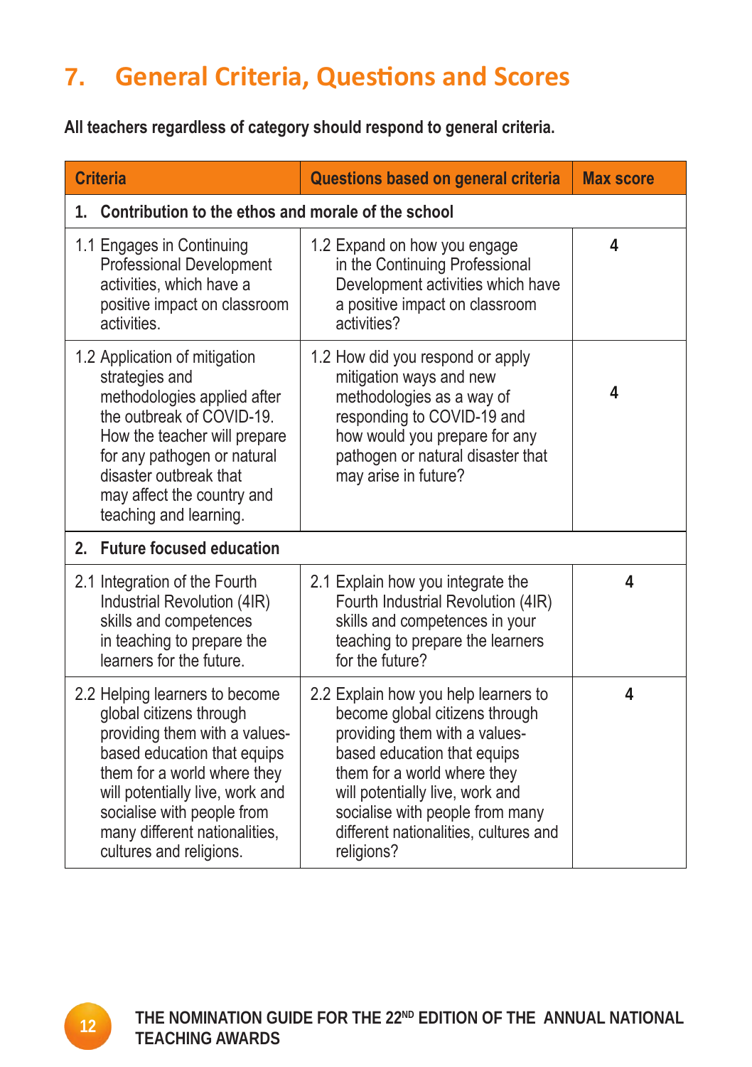## 7. General Criteria, Questions and Scores

**All teachers regardless of category should respond to general criteria.**

| Criteria | Questions based on general criteria | Max score |
|---|---|---|
| **1. Contribution to the ethos and morale of the school** | | |
| 1.1 Engages in Continuing Professional Development activities, which have a positive impact on classroom activities. | 1.2 Expand on how you engage in the Continuing Professional Development activities which have a positive impact on classroom activities? | 4 |
| 1.2 Application of mitigation strategies and methodologies applied after the outbreak of COVID-19. How the teacher will prepare for any pathogen or natural disaster outbreak that may affect the country and teaching and learning. | 1.2 How did you respond or apply mitigation ways and new methodologies as a way of responding to COVID-19 and how would you prepare for any pathogen or natural disaster that may arise in future? | 4 |
| **2. Future focused education** | | |
| 2.1 Integration of the Fourth Industrial Revolution (4IR) skills and competences in teaching to prepare the learners for the future. | 2.1 Explain how you integrate the Fourth Industrial Revolution (4IR) skills and competences in your teaching to prepare the learners for the future? | 4 |
| 2.2 Helping learners to become global citizens through providing them with a values-based education that equips them for a world where they will potentially live, work and socialise with people from many different nationalities, cultures and religions. | 2.2 Explain how you help learners to become global citizens through providing them with a values-based education that equips them for a world where they will potentially live, work and socialise with people from many different nationalities, cultures and religions? | 4 |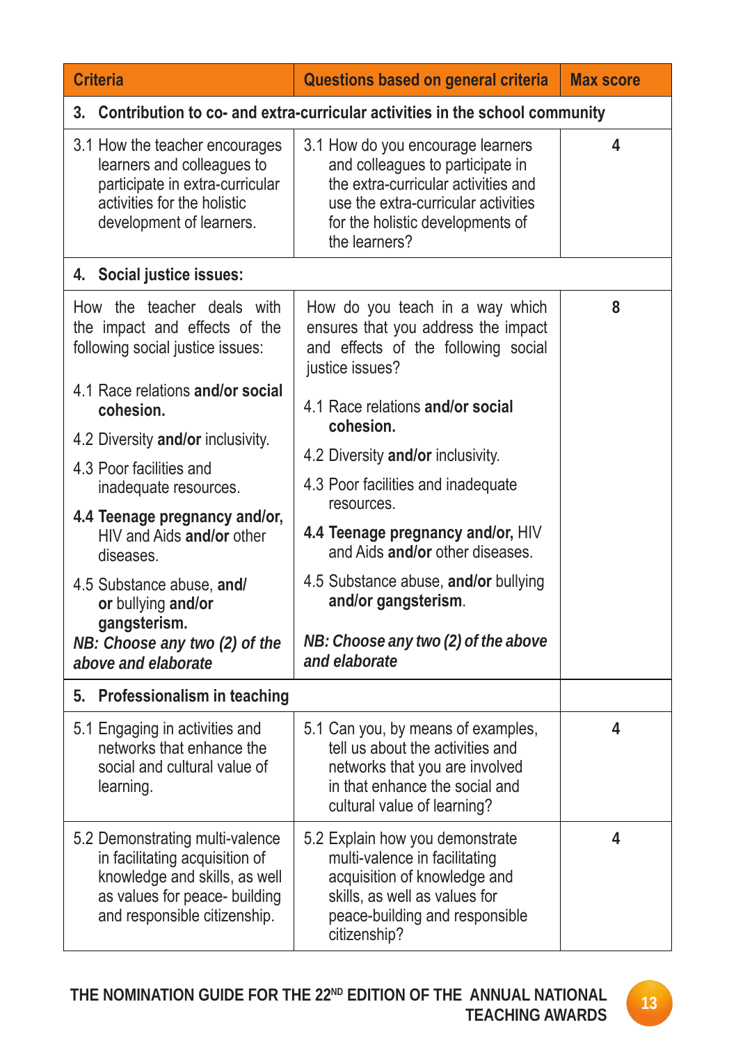| Criteria | Questions based on general criteria | Max score |
|---|---|---|
| **3. Contribution to co- and extra-curricular activities in the school community** | | |
| 3.1 How the teacher encourages learners and colleagues to participate in extra-curricular activities for the holistic development of learners. | 3.1 How do you encourage learners and colleagues to participate in the extra-curricular activities and use the extra-curricular activities for the holistic developments of the learners? | 4 |
| **4. Social justice issues:** | | |
| How the teacher deals with the impact and effects of the following social justice issues:<br><br>4.1 Race relations **and/or social cohesion.**<br>4.2 Diversity **and/or** inclusivity.<br>4.3 Poor facilities and inadequate resources.<br>**4.4 Teenage pregnancy and/or,** HIV and Aids **and/or** other diseases.<br>4.5 Substance abuse, **and/ or** bullying **and/or gangsterism.**<br>***NB: Choose any two (2) of the above and elaborate*** | How do you teach in a way which ensures that you address the impact and effects of the following social justice issues?<br><br>4.1 Race relations **and/or social cohesion.**<br>4.2 Diversity **and/or** inclusivity.<br>4.3 Poor facilities and inadequate resources.<br>**4.4 Teenage pregnancy and/or,** HIV and Aids **and/or** other diseases.<br>4.5 Substance abuse, **and/or** bullying **and/or gangsterism**.<br>***NB: Choose any two (2) of the above and elaborate*** | 8 |
| **5. Professionalism in teaching** | | |
| 5.1 Engaging in activities and networks that enhance the social and cultural value of learning. | 5.1 Can you, by means of examples, tell us about the activities and networks that you are involved in that enhance the social and cultural value of learning? | 4 |
| 5.2 Demonstrating multi-valence in facilitating acquisition of knowledge and skills, as well as values for peace- building and responsible citizenship. | 5.2 Explain how you demonstrate multi-valence in facilitating acquisition of knowledge and skills, as well as values for peace-building and responsible citizenship? | 4 |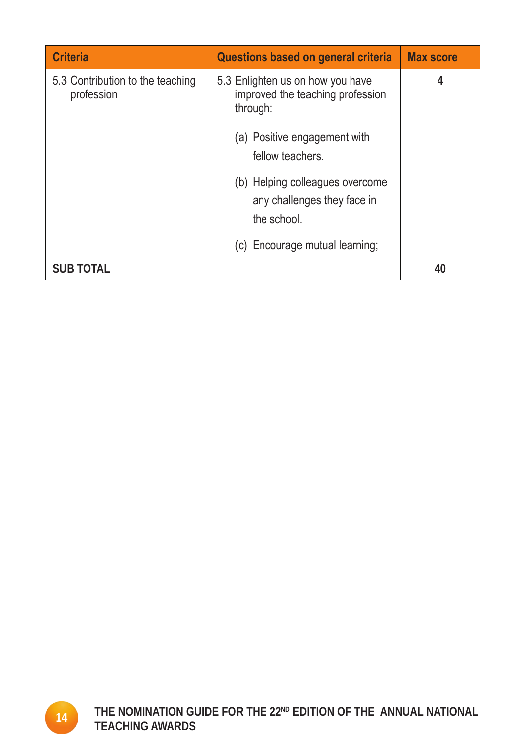| Criteria | Questions based on general criteria | Max score |
|---|---|---|
| 5.3 Contribution to the teaching profession | 5.3 Enlighten us on how you have improved the teaching profession through:<br>(a) Positive engagement with fellow teachers.<br>(b) Helping colleagues overcome any challenges they face in the school.<br>(c) Encourage mutual learning; | 4 |
| **SUB TOTAL** | | **40** |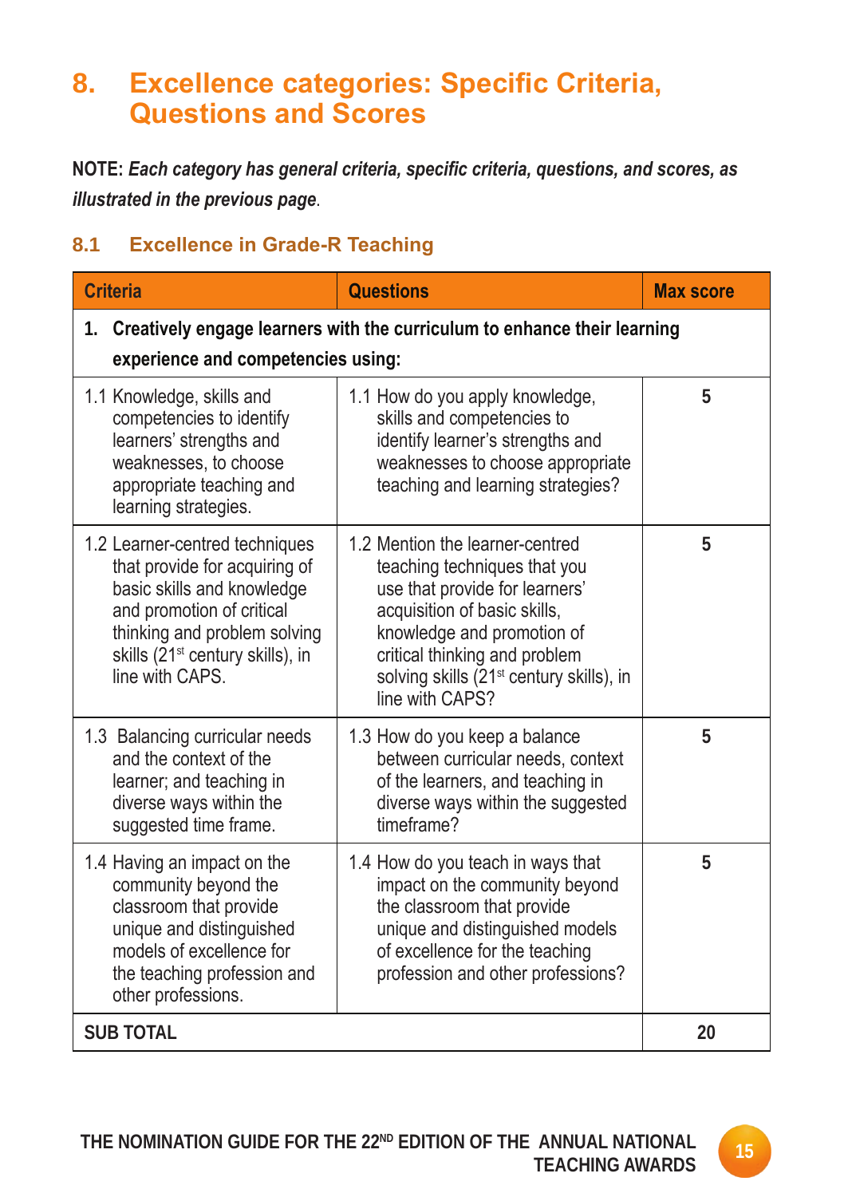# 8. Excellence categories: Specific Criteria, Questions and Scores

**NOTE:** ***Each category has general criteria, specific criteria, questions, and scores, as illustrated in the previous page***.

## 8.1 Excellence in Grade-R Teaching

| Criteria | Questions | Max score |
|---|---|---|
| **1. Creatively engage learners with the curriculum to enhance their learning experience and competencies using:** | | |
| 1.1 Knowledge, skills and competencies to identify learners' strengths and weaknesses, to choose appropriate teaching and learning strategies. | 1.1 How do you apply knowledge, skills and competencies to identify learner's strengths and weaknesses to choose appropriate teaching and learning strategies? | **5** |
| 1.2 Learner-centred techniques that provide for acquiring of basic skills and knowledge and promotion of critical thinking and problem solving skills (21st century skills), in line with CAPS. | 1.2 Mention the learner-centred teaching techniques that you use that provide for learners' acquisition of basic skills, knowledge and promotion of critical thinking and problem solving skills (21st century skills), in line with CAPS? | **5** |
| 1.3 Balancing curricular needs and the context of the learner; and teaching in diverse ways within the suggested time frame. | 1.3 How do you keep a balance between curricular needs, context of the learners, and teaching in diverse ways within the suggested timeframe? | **5** |
| 1.4 Having an impact on the community beyond the classroom that provide unique and distinguished models of excellence for the teaching profession and other professions. | 1.4 How do you teach in ways that impact on the community beyond the classroom that provide unique and distinguished models of excellence for the teaching profession and other professions? | **5** |
| **SUB TOTAL** | | **20** |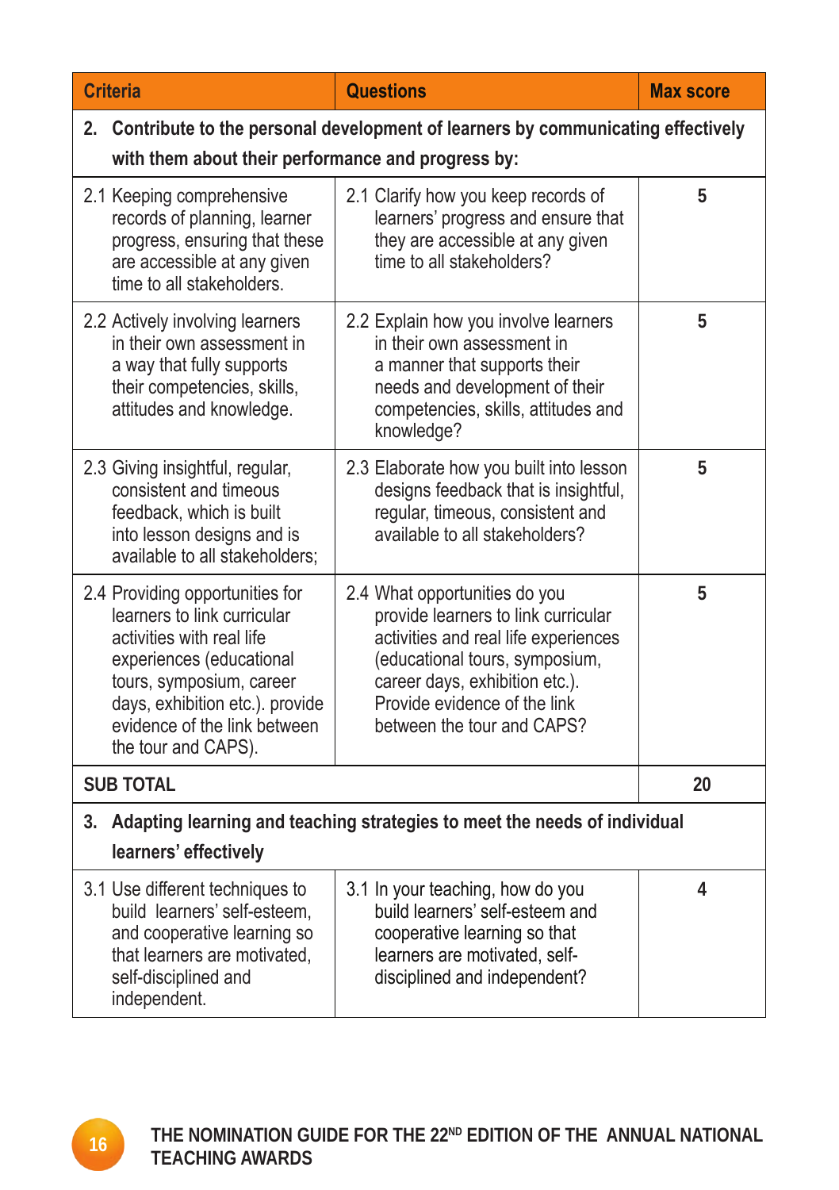| Criteria | Questions | Max score |
|---|---|---|
| **2. Contribute to the personal development of learners by communicating effectively with them about their performance and progress by:** | | |
| 2.1 Keeping comprehensive records of planning, learner progress, ensuring that these are accessible at any given time to all stakeholders. | 2.1 Clarify how you keep records of learners' progress and ensure that they are accessible at any given time to all stakeholders? | 5 |
| 2.2 Actively involving learners in their own assessment in a way that fully supports their competencies, skills, attitudes and knowledge. | 2.2 Explain how you involve learners in their own assessment in a manner that supports their needs and development of their competencies, skills, attitudes and knowledge? | 5 |
| 2.3 Giving insightful, regular, consistent and timeous feedback, which is built into lesson designs and is available to all stakeholders; | 2.3 Elaborate how you built into lesson designs feedback that is insightful, regular, timeous, consistent and available to all stakeholders? | 5 |
| 2.4 Providing opportunities for learners to link curricular activities with real life experiences (educational tours, symposium, career days, exhibition etc.). provide evidence of the link between the tour and CAPS). | 2.4 What opportunities do you provide learners to link curricular activities and real life experiences (educational tours, symposium, career days, exhibition etc.). Provide evidence of the link between the tour and CAPS? | 5 |
| **SUB TOTAL** | | **20** |
| **3. Adapting learning and teaching strategies to meet the needs of individual learners' effectively** | | |
| 3.1 Use different techniques to build learners' self-esteem, and cooperative learning so that learners are motivated, self-disciplined and independent. | 3.1 In your teaching, how do you build learners' self-esteem and cooperative learning so that learners are motivated, self-disciplined and independent? | 4 |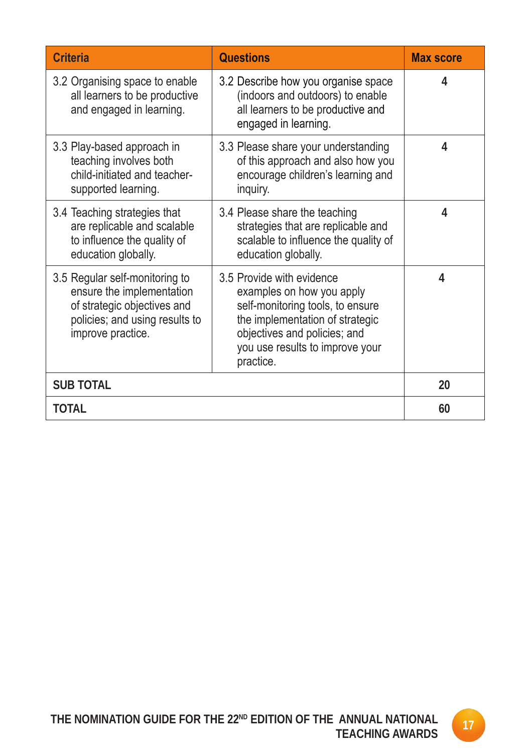| Criteria | Questions | Max score |
|---|---|---|
| 3.2 Organising space to enable all learners to be productive and engaged in learning. | 3.2 Describe how you organise space (indoors and outdoors) to enable all learners to be productive and engaged in learning. | 4 |
| 3.3 Play-based approach in teaching involves both child-initiated and teacher-supported learning. | 3.3 Please share your understanding of this approach and also how you encourage children's learning and inquiry. | 4 |
| 3.4 Teaching strategies that are replicable and scalable to influence the quality of education globally. | 3.4 Please share the teaching strategies that are replicable and scalable to influence the quality of education globally. | 4 |
| 3.5 Regular self-monitoring to ensure the implementation of strategic objectives and policies; and using results to improve practice. | 3.5 Provide with evidence examples on how you apply self-monitoring tools, to ensure the implementation of strategic objectives and policies; and you use results to improve your practice. | 4 |
| **SUB TOTAL** | | **20** |
| **TOTAL** | | **60** |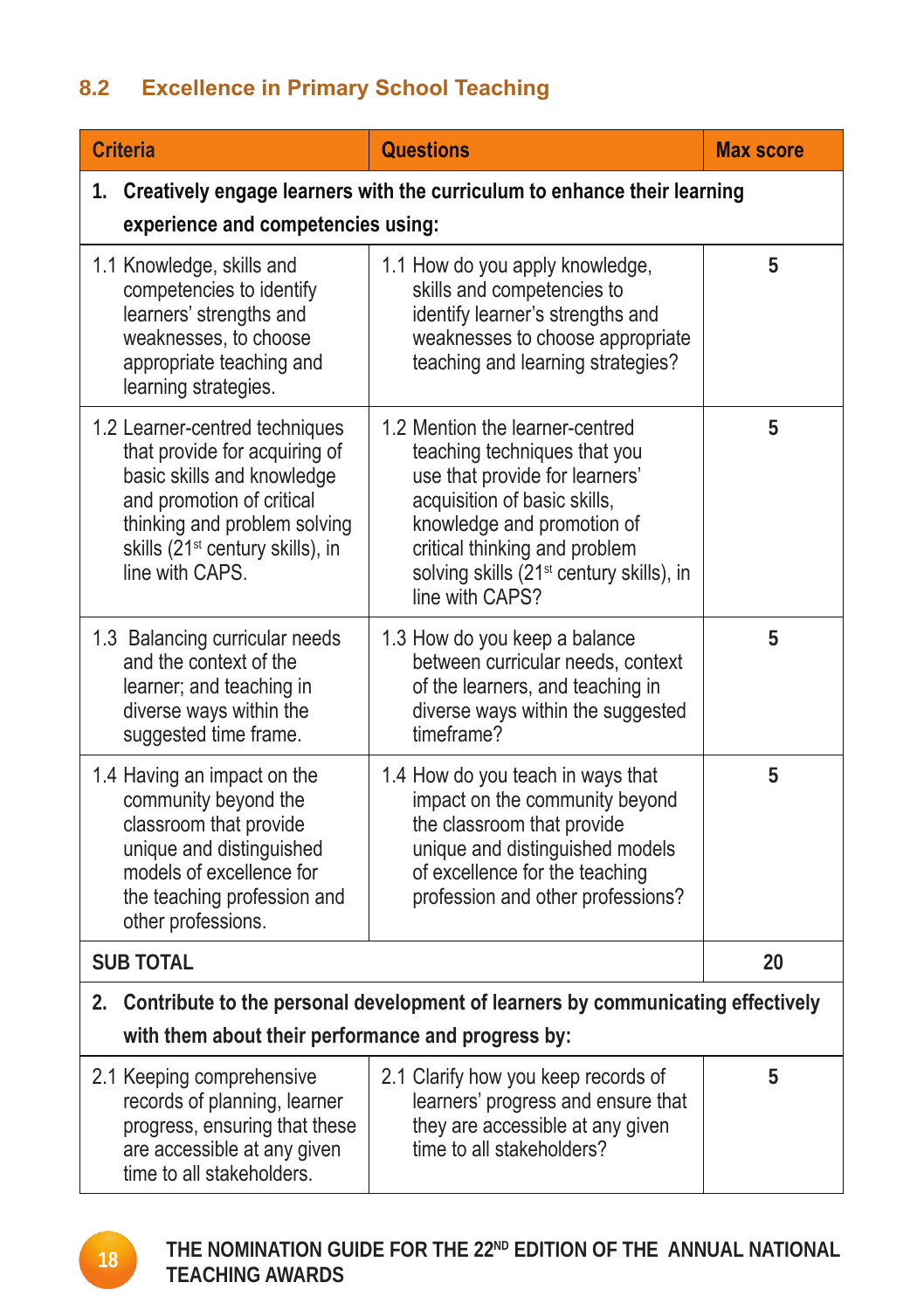## 8.2 Excellence in Primary School Teaching

| Criteria | Questions | Max score |
|---|---|---|
| **1. Creatively engage learners with the curriculum to enhance their learning experience and competencies using:** | | |
| 1.1 Knowledge, skills and competencies to identify learners' strengths and weaknesses, to choose appropriate teaching and learning strategies. | 1.1 How do you apply knowledge, skills and competencies to identify learner's strengths and weaknesses to choose appropriate teaching and learning strategies? | 5 |
| 1.2 Learner-centred techniques that provide for acquiring of basic skills and knowledge and promotion of critical thinking and problem solving skills (21st century skills), in line with CAPS. | 1.2 Mention the learner-centred teaching techniques that you use that provide for learners' acquisition of basic skills, knowledge and promotion of critical thinking and problem solving skills (21st century skills), in line with CAPS? | 5 |
| 1.3 Balancing curricular needs and the context of the learner; and teaching in diverse ways within the suggested time frame. | 1.3 How do you keep a balance between curricular needs, context of the learners, and teaching in diverse ways within the suggested timeframe? | 5 |
| 1.4 Having an impact on the community beyond the classroom that provide unique and distinguished models of excellence for the teaching profession and other professions. | 1.4 How do you teach in ways that impact on the community beyond the classroom that provide unique and distinguished models of excellence for the teaching profession and other professions? | 5 |
| **SUB TOTAL** | | **20** |
| **2. Contribute to the personal development of learners by communicating effectively with them about their performance and progress by:** | | |
| 2.1 Keeping comprehensive records of planning, learner progress, ensuring that these are accessible at any given time to all stakeholders. | 2.1 Clarify how you keep records of learners' progress and ensure that they are accessible at any given time to all stakeholders? | 5 |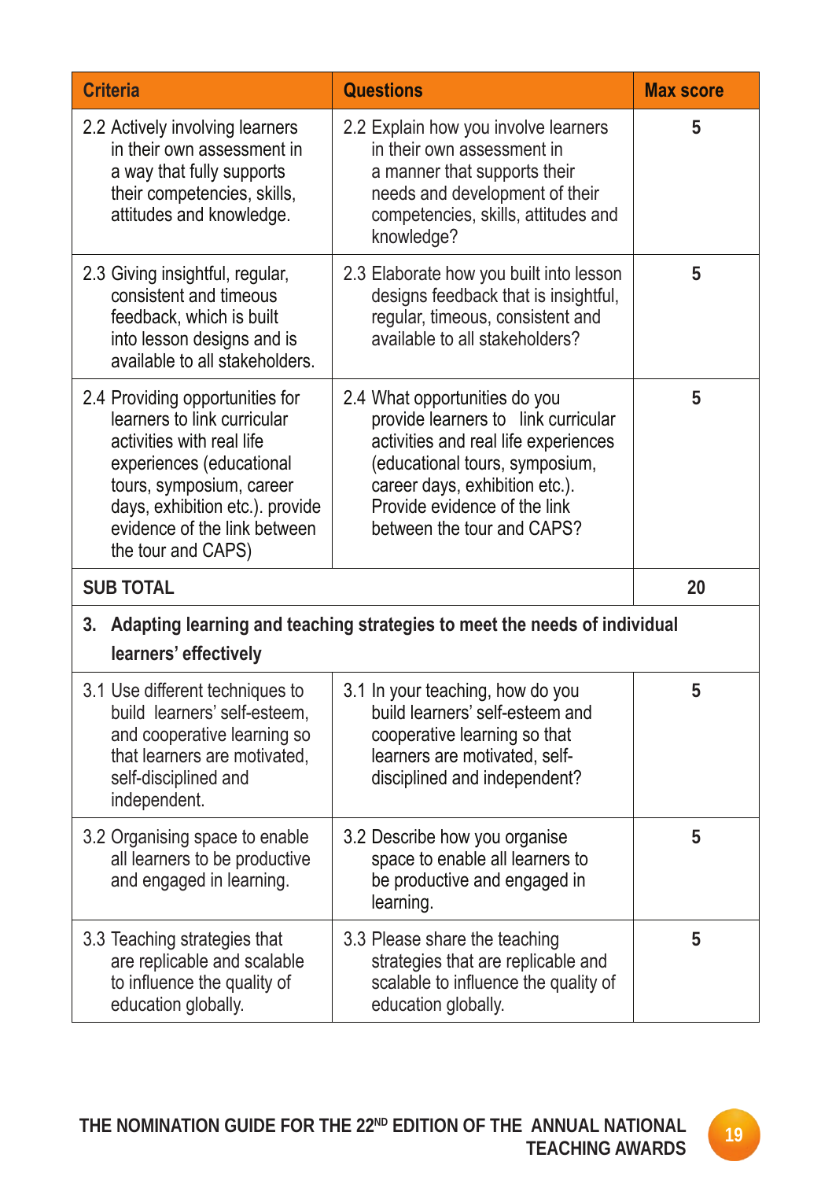| Criteria | Questions | Max score |
|---|---|---|
| 2.2 Actively involving learners in their own assessment in a way that fully supports their competencies, skills, attitudes and knowledge. | 2.2 Explain how you involve learners in their own assessment in a manner that supports their needs and development of their competencies, skills, attitudes and knowledge? | 5 |
| 2.3 Giving insightful, regular, consistent and timeous feedback, which is built into lesson designs and is available to all stakeholders. | 2.3 Elaborate how you built into lesson designs feedback that is insightful, regular, timeous, consistent and available to all stakeholders? | 5 |
| 2.4 Providing opportunities for learners to link curricular activities with real life experiences (educational tours, symposium, career days, exhibition etc.). provide evidence of the link between the tour and CAPS) | 2.4 What opportunities do you provide learners to link curricular activities and real life experiences (educational tours, symposium, career days, exhibition etc.). Provide evidence of the link between the tour and CAPS? | 5 |
| **SUB TOTAL** | | **20** |
| **3. Adapting learning and teaching strategies to meet the needs of individual learners' effectively** | | |
| 3.1 Use different techniques to build learners' self-esteem, and cooperative learning so that learners are motivated, self-disciplined and independent. | 3.1 In your teaching, how do you build learners' self-esteem and cooperative learning so that learners are motivated, self-disciplined and independent? | 5 |
| 3.2 Organising space to enable all learners to be productive and engaged in learning. | 3.2 Describe how you organise space to enable all learners to be productive and engaged in learning. | 5 |
| 3.3 Teaching strategies that are replicable and scalable to influence the quality of education globally. | 3.3 Please share the teaching strategies that are replicable and scalable to influence the quality of education globally. | 5 |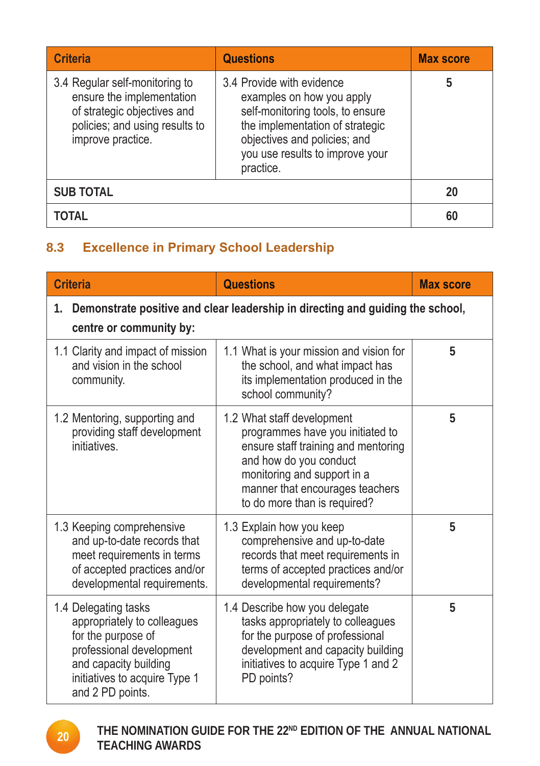| Criteria | Questions | Max score |
|---|---|---|
| 3.4 Regular self-monitoring to ensure the implementation of strategic objectives and policies; and using results to improve practice. | 3.4 Provide with evidence examples on how you apply self-monitoring tools, to ensure the implementation of strategic objectives and policies; and you use results to improve your practice. | 5 |
| **SUB TOTAL** | | **20** |
| **TOTAL** | | **60** |

## 8.3 Excellence in Primary School Leadership

| Criteria | Questions | Max score |
|---|---|---|
| **1. Demonstrate positive and clear leadership in directing and guiding the school, centre or community by:** | | |
| 1.1 Clarity and impact of mission and vision in the school community. | 1.1 What is your mission and vision for the school, and what impact has its implementation produced in the school community? | 5 |
| 1.2 Mentoring, supporting and providing staff development initiatives. | 1.2 What staff development programmes have you initiated to ensure staff training and mentoring and how do you conduct monitoring and support in a manner that encourages teachers to do more than is required? | 5 |
| 1.3 Keeping comprehensive and up-to-date records that meet requirements in terms of accepted practices and/or developmental requirements. | 1.3 Explain how you keep comprehensive and up-to-date records that meet requirements in terms of accepted practices and/or developmental requirements? | 5 |
| 1.4 Delegating tasks appropriately to colleagues for the purpose of professional development and capacity building initiatives to acquire Type 1 and 2 PD points. | 1.4 Describe how you delegate tasks appropriately to colleagues for the purpose of professional development and capacity building initiatives to acquire Type 1 and 2 PD points? | 5 |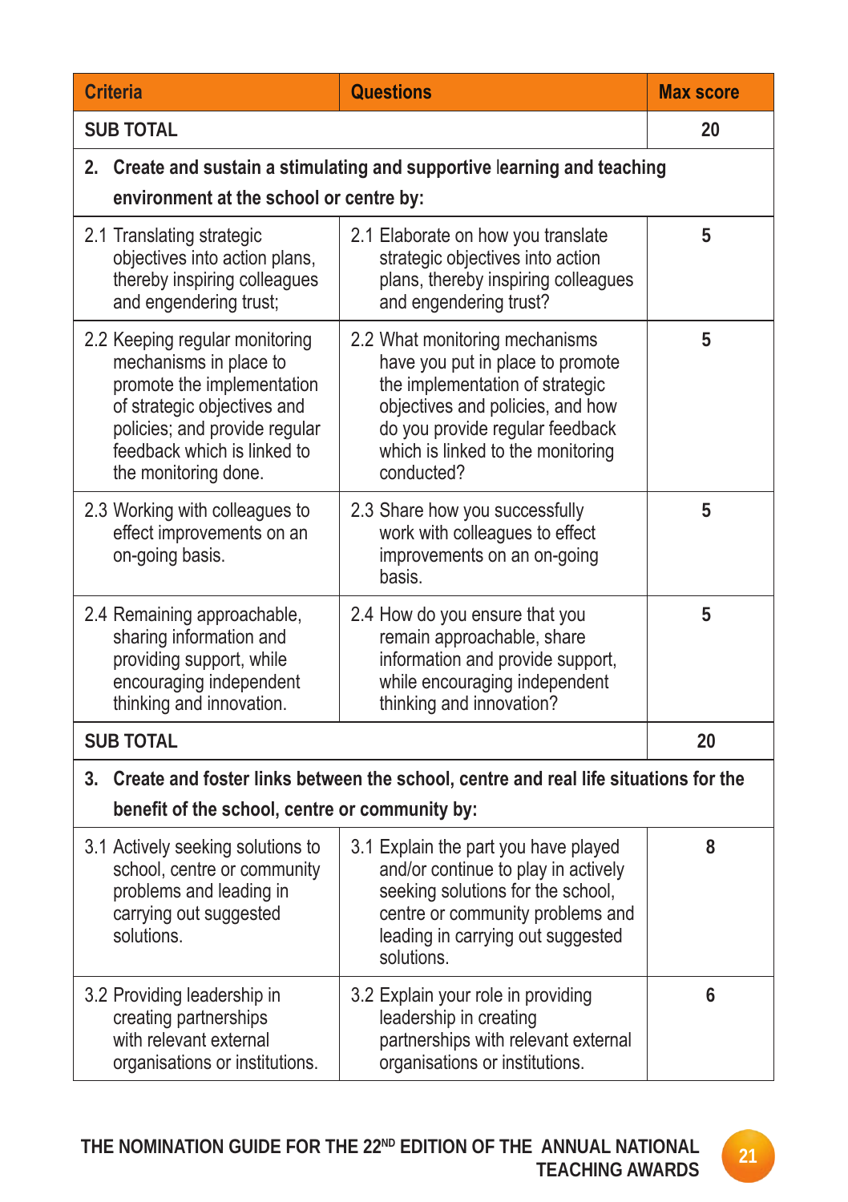| Criteria | Questions | Max score |
|---|---|---|
| **SUB TOTAL** | | **20** |
| **2. Create and sustain a stimulating and supportive learning and teaching environment at the school or centre by:** | | |
| 2.1 Translating strategic objectives into action plans, thereby inspiring colleagues and engendering trust; | 2.1 Elaborate on how you translate strategic objectives into action plans, thereby inspiring colleagues and engendering trust? | **5** |
| 2.2 Keeping regular monitoring mechanisms in place to promote the implementation of strategic objectives and policies; and provide regular feedback which is linked to the monitoring done. | 2.2 What monitoring mechanisms have you put in place to promote the implementation of strategic objectives and policies, and how do you provide regular feedback which is linked to the monitoring conducted? | **5** |
| 2.3 Working with colleagues to effect improvements on an on-going basis. | 2.3 Share how you successfully work with colleagues to effect improvements on an on-going basis. | **5** |
| 2.4 Remaining approachable, sharing information and providing support, while encouraging independent thinking and innovation. | 2.4 How do you ensure that you remain approachable, share information and provide support, while encouraging independent thinking and innovation? | **5** |
| **SUB TOTAL** | | **20** |
| **3. Create and foster links between the school, centre and real life situations for the benefit of the school, centre or community by:** | | |
| 3.1 Actively seeking solutions to school, centre or community problems and leading in carrying out suggested solutions. | 3.1 Explain the part you have played and/or continue to play in actively seeking solutions for the school, centre or community problems and leading in carrying out suggested solutions. | **8** |
| 3.2 Providing leadership in creating partnerships with relevant external organisations or institutions. | 3.2 Explain your role in providing leadership in creating partnerships with relevant external organisations or institutions. | **6** |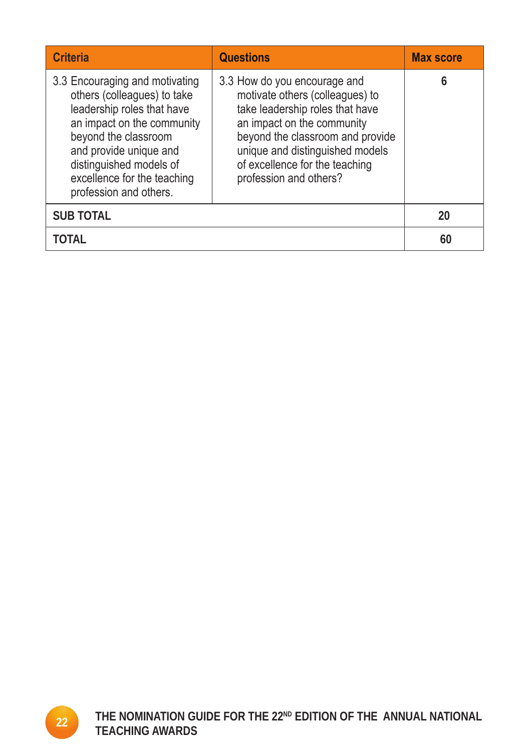| Criteria | Questions | Max score |
|---|---|---|
| 3.3 Encouraging and motivating others (colleagues) to take leadership roles that have an impact on the community beyond the classroom and provide unique and distinguished models of excellence for the teaching profession and others. | 3.3 How do you encourage and motivate others (colleagues) to take leadership roles that have an impact on the community beyond the classroom and provide unique and distinguished models of excellence for the teaching profession and others? | 6 |
| **SUB TOTAL** | | **20** |
| **TOTAL** | | **60** |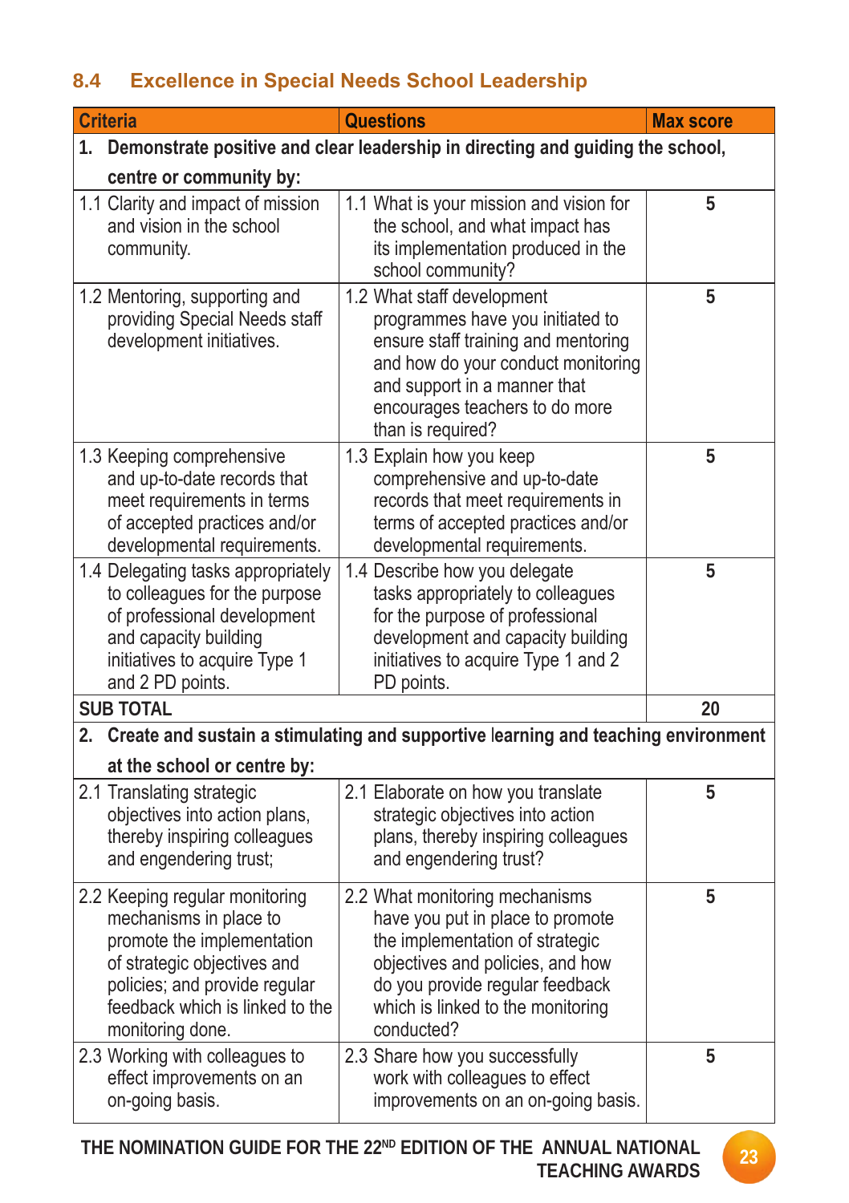## 8.4 Excellence in Special Needs School Leadership

| Criteria | Questions | Max score |
|---|---|---|
| **1. Demonstrate positive and clear leadership in directing and guiding the school, centre or community by:** | | |
| 1.1 Clarity and impact of mission and vision in the school community. | 1.1 What is your mission and vision for the school, and what impact has its implementation produced in the school community? | 5 |
| 1.2 Mentoring, supporting and providing Special Needs staff development initiatives. | 1.2 What staff development programmes have you initiated to ensure staff training and mentoring and how do your conduct monitoring and support in a manner that encourages teachers to do more than is required? | 5 |
| 1.3 Keeping comprehensive and up-to-date records that meet requirements in terms of accepted practices and/or developmental requirements. | 1.3 Explain how you keep comprehensive and up-to-date records that meet requirements in terms of accepted practices and/or developmental requirements. | 5 |
| 1.4 Delegating tasks appropriately to colleagues for the purpose of professional development and capacity building initiatives to acquire Type 1 and 2 PD points. | 1.4 Describe how you delegate tasks appropriately to colleagues for the purpose of professional development and capacity building initiatives to acquire Type 1 and 2 PD points. | 5 |
| **SUB TOTAL** | | **20** |
| **2. Create and sustain a stimulating and supportive learning and teaching environment at the school or centre by:** | | |
| 2.1 Translating strategic objectives into action plans, thereby inspiring colleagues and engendering trust; | 2.1 Elaborate on how you translate strategic objectives into action plans, thereby inspiring colleagues and engendering trust? | 5 |
| 2.2 Keeping regular monitoring mechanisms in place to promote the implementation of strategic objectives and policies; and provide regular feedback which is linked to the monitoring done. | 2.2 What monitoring mechanisms have you put in place to promote the implementation of strategic objectives and policies, and how do you provide regular feedback which is linked to the monitoring conducted? | 5 |
| 2.3 Working with colleagues to effect improvements on an on-going basis. | 2.3 Share how you successfully work with colleagues to effect improvements on an on-going basis. | 5 |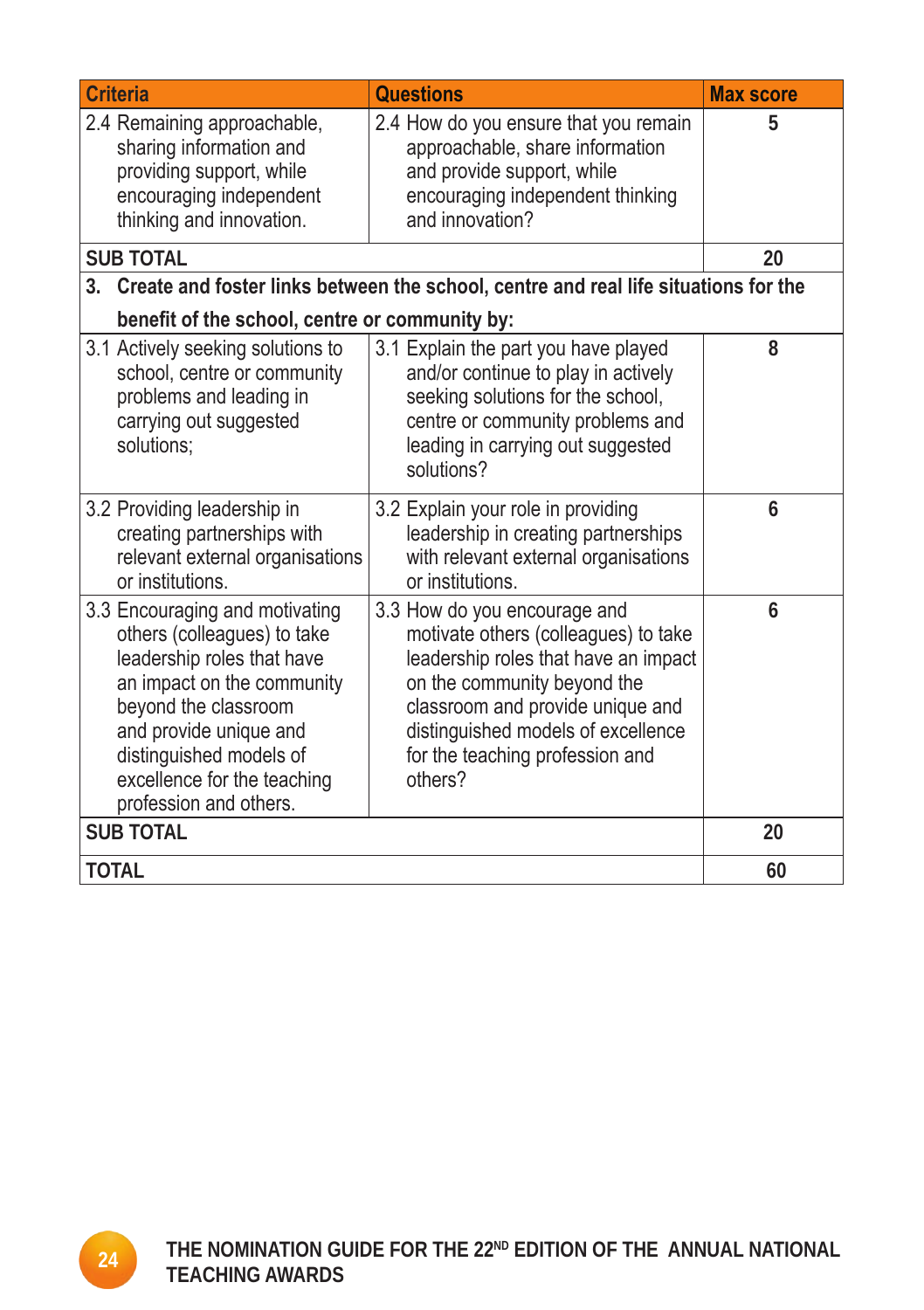| Criteria | Questions | Max score |
|---|---|---|
| 2.4 Remaining approachable, sharing information and providing support, while encouraging independent thinking and innovation. | 2.4 How do you ensure that you remain approachable, share information and provide support, while encouraging independent thinking and innovation? | 5 |
| **SUB TOTAL** | | **20** |
| **3. Create and foster links between the school, centre and real life situations for the benefit of the school, centre or community by:** | | |
| 3.1 Actively seeking solutions to school, centre or community problems and leading in carrying out suggested solutions; | 3.1 Explain the part you have played and/or continue to play in actively seeking solutions for the school, centre or community problems and leading in carrying out suggested solutions? | 8 |
| 3.2 Providing leadership in creating partnerships with relevant external organisations or institutions. | 3.2 Explain your role in providing leadership in creating partnerships with relevant external organisations or institutions. | 6 |
| 3.3 Encouraging and motivating others (colleagues) to take leadership roles that have an impact on the community beyond the classroom and provide unique and distinguished models of excellence for the teaching profession and others. | 3.3 How do you encourage and motivate others (colleagues) to take leadership roles that have an impact on the community beyond the classroom and provide unique and distinguished models of excellence for the teaching profession and others? | 6 |
| **SUB TOTAL** | | **20** |
| **TOTAL** | | **60** |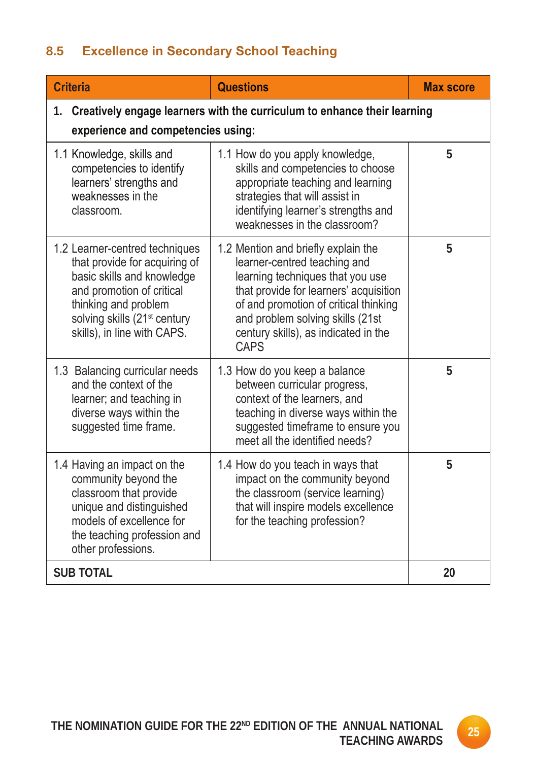## 8.5 Excellence in Secondary School Teaching

| Criteria | Questions | Max score |
|---|---|---|
| **1. Creatively engage learners with the curriculum to enhance their learning experience and competencies using:** | | |
| 1.1 Knowledge, skills and competencies to identify learners' strengths and weaknesses in the classroom. | 1.1 How do you apply knowledge, skills and competencies to choose appropriate teaching and learning strategies that will assist in identifying learner's strengths and weaknesses in the classroom? | 5 |
| 1.2 Learner-centred techniques that provide for acquiring of basic skills and knowledge and promotion of critical thinking and problem solving skills (21st century skills), in line with CAPS. | 1.2 Mention and briefly explain the learner-centred teaching and learning techniques that you use that provide for learners' acquisition of and promotion of critical thinking and problem solving skills (21st century skills), as indicated in the CAPS | 5 |
| 1.3 Balancing curricular needs and the context of the learner; and teaching in diverse ways within the suggested time frame. | 1.3 How do you keep a balance between curricular progress, context of the learners, and teaching in diverse ways within the suggested timeframe to ensure you meet all the identified needs? | 5 |
| 1.4 Having an impact on the community beyond the classroom that provide unique and distinguished models of excellence for the teaching profession and other professions. | 1.4 How do you teach in ways that impact on the community beyond the classroom (service learning) that will inspire models excellence for the teaching profession? | 5 |
| **SUB TOTAL** | | **20** |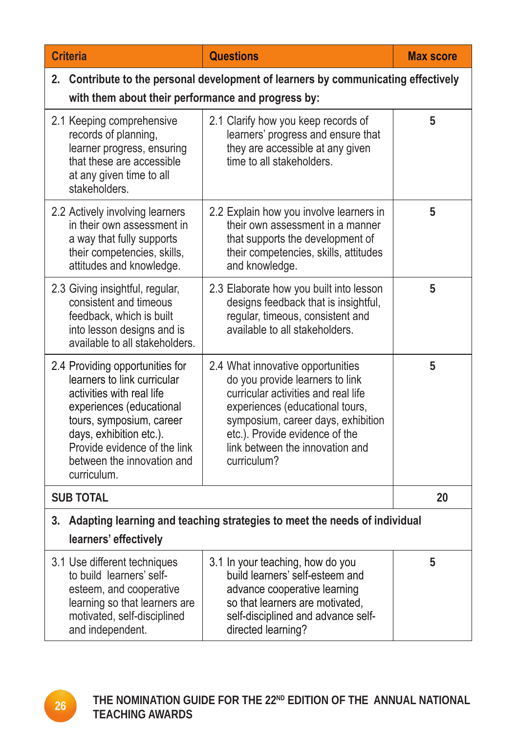| Criteria | Questions | Max score |
|---|---|---|
| **2. Contribute to the personal development of learners by communicating effectively with them about their performance and progress by:** | | |
| 2.1 Keeping comprehensive records of planning, learner progress, ensuring that these are accessible at any given time to all stakeholders. | 2.1 Clarify how you keep records of learners' progress and ensure that they are accessible at any given time to all stakeholders. | 5 |
| 2.2 Actively involving learners in their own assessment in a way that fully supports their competencies, skills, attitudes and knowledge. | 2.2 Explain how you involve learners in their own assessment in a manner that supports the development of their competencies, skills, attitudes and knowledge. | 5 |
| 2.3 Giving insightful, regular, consistent and timeous feedback, which is built into lesson designs and is available to all stakeholders. | 2.3 Elaborate how you built into lesson designs feedback that is insightful, regular, timeous, consistent and available to all stakeholders. | 5 |
| 2.4 Providing opportunities for learners to link curricular activities with real life experiences (educational tours, symposium, career days, exhibition etc.). Provide evidence of the link between the innovation and curriculum. | 2.4 What innovative opportunities do you provide learners to link curricular activities and real life experiences (educational tours, symposium, career days, exhibition etc.). Provide evidence of the link between the innovation and curriculum? | 5 |
| **SUB TOTAL** | | **20** |
| **3. Adapting learning and teaching strategies to meet the needs of individual learners' effectively** | | |
| 3.1 Use different techniques to build learners' self-esteem, and cooperative learning so that learners are motivated, self-disciplined and independent. | 3.1 In your teaching, how do you build learners' self-esteem and advance cooperative learning so that learners are motivated, self-disciplined and advance self-directed learning? | 5 |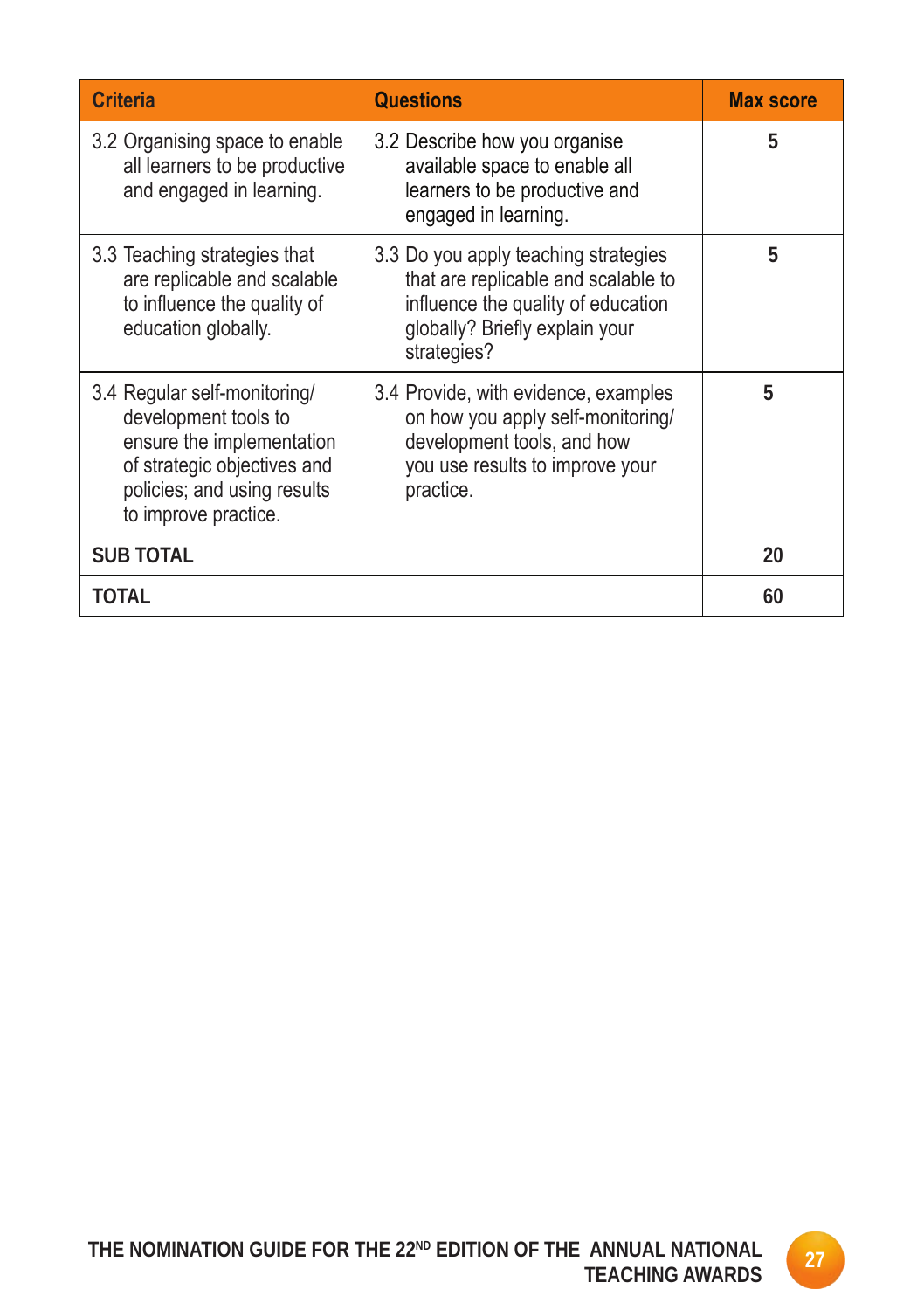| Criteria | Questions | Max score |
|---|---|---|
| 3.2 Organising space to enable all learners to be productive and engaged in learning. | 3.2 Describe how you organise available space to enable all learners to be productive and engaged in learning. | 5 |
| 3.3 Teaching strategies that are replicable and scalable to influence the quality of education globally. | 3.3 Do you apply teaching strategies that are replicable and scalable to influence the quality of education globally? Briefly explain your strategies? | 5 |
| 3.4 Regular self-monitoring/ development tools to ensure the implementation of strategic objectives and policies; and using results to improve practice. | 3.4 Provide, with evidence, examples on how you apply self-monitoring/ development tools, and how you use results to improve your practice. | 5 |
| **SUB TOTAL** | | **20** |
| **TOTAL** | | **60** |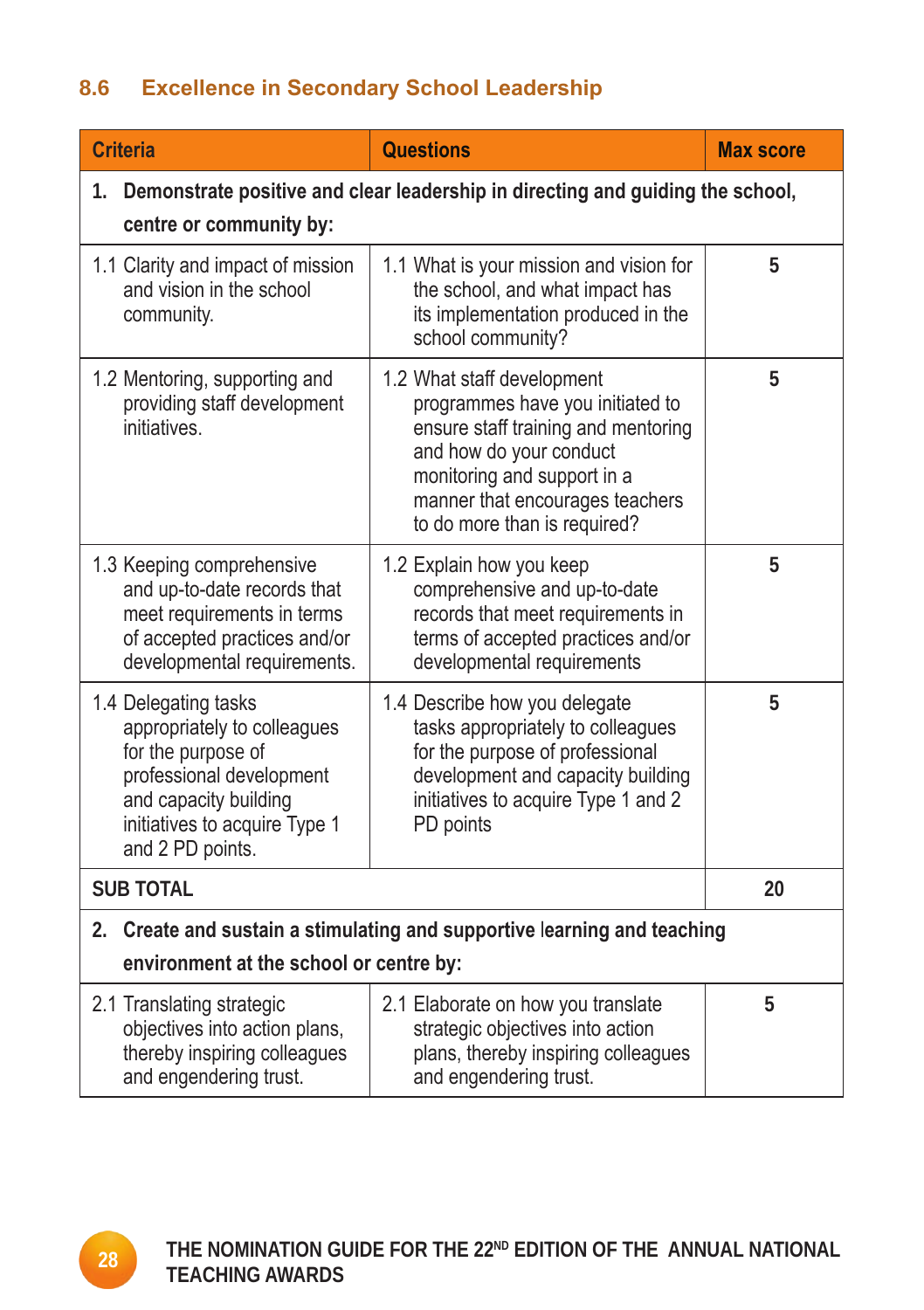## 8.6 Excellence in Secondary School Leadership

| Criteria | Questions | Max score |
|---|---|---|
| **1. Demonstrate positive and clear leadership in directing and guiding the school, centre or community by:** | | |
| 1.1 Clarity and impact of mission and vision in the school community. | 1.1 What is your mission and vision for the school, and what impact has its implementation produced in the school community? | 5 |
| 1.2 Mentoring, supporting and providing staff development initiatives. | 1.2 What staff development programmes have you initiated to ensure staff training and mentoring and how do your conduct monitoring and support in a manner that encourages teachers to do more than is required? | 5 |
| 1.3 Keeping comprehensive and up-to-date records that meet requirements in terms of accepted practices and/or developmental requirements. | 1.2 Explain how you keep comprehensive and up-to-date records that meet requirements in terms of accepted practices and/or developmental requirements | 5 |
| 1.4 Delegating tasks appropriately to colleagues for the purpose of professional development and capacity building initiatives to acquire Type 1 and 2 PD points. | 1.4 Describe how you delegate tasks appropriately to colleagues for the purpose of professional development and capacity building initiatives to acquire Type 1 and 2 PD points | 5 |
| **SUB TOTAL** | | **20** |
| **2. Create and sustain a stimulating and supportive learning and teaching environment at the school or centre by:** | | |
| 2.1 Translating strategic objectives into action plans, thereby inspiring colleagues and engendering trust. | 2.1 Elaborate on how you translate strategic objectives into action plans, thereby inspiring colleagues and engendering trust. | 5 |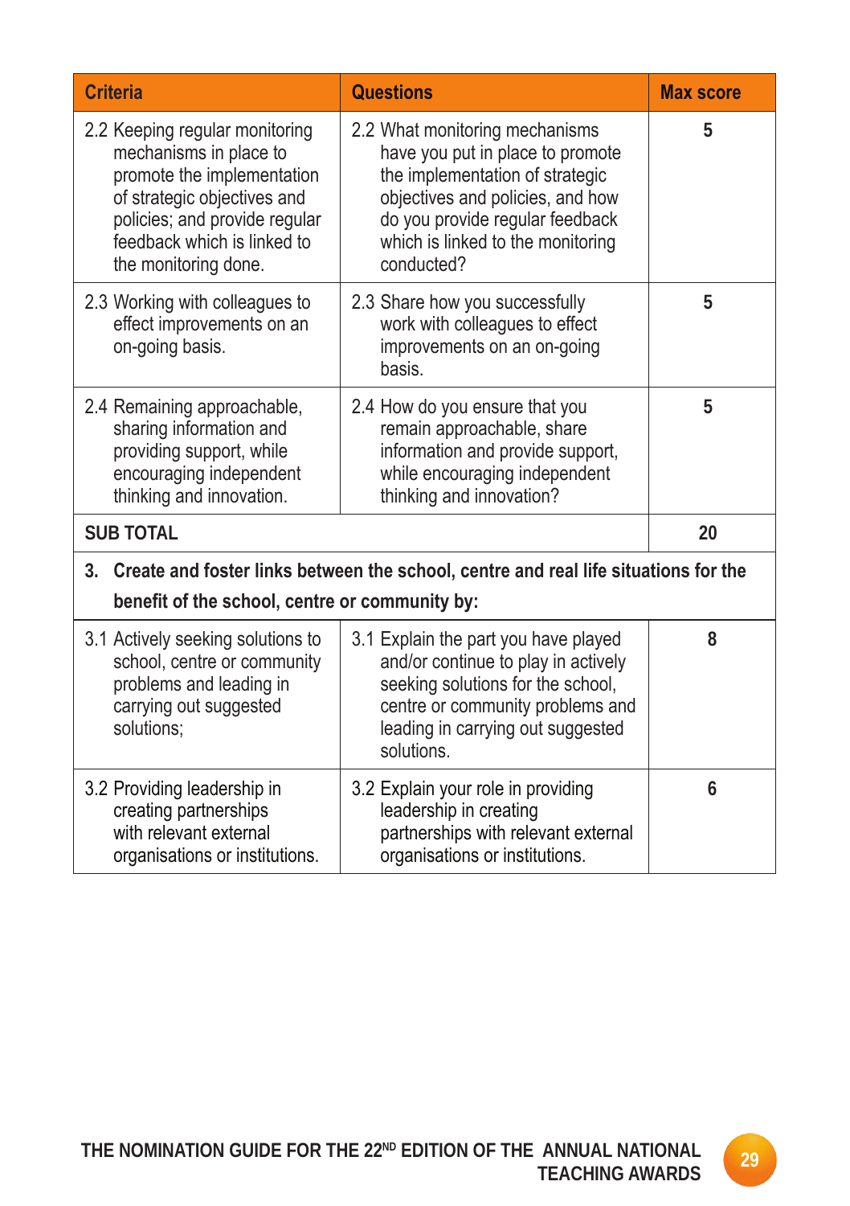| Criteria | Questions | Max score |
|---|---|---|
| 2.2 Keeping regular monitoring mechanisms in place to promote the implementation of strategic objectives and policies; and provide regular feedback which is linked to the monitoring done. | 2.2 What monitoring mechanisms have you put in place to promote the implementation of strategic objectives and policies, and how do you provide regular feedback which is linked to the monitoring conducted? | 5 |
| 2.3 Working with colleagues to effect improvements on an on-going basis. | 2.3 Share how you successfully work with colleagues to effect improvements on an on-going basis. | 5 |
| 2.4 Remaining approachable, sharing information and providing support, while encouraging independent thinking and innovation. | 2.4 How do you ensure that you remain approachable, share information and provide support, while encouraging independent thinking and innovation? | 5 |
| **SUB TOTAL** | | **20** |
| **3. Create and foster links between the school, centre and real life situations for the benefit of the school, centre or community by:** | | |
| 3.1 Actively seeking solutions to school, centre or community problems and leading in carrying out suggested solutions; | 3.1 Explain the part you have played and/or continue to play in actively seeking solutions for the school, centre or community problems and leading in carrying out suggested solutions. | 8 |
| 3.2 Providing leadership in creating partnerships with relevant external organisations or institutions. | 3.2 Explain your role in providing leadership in creating partnerships with relevant external organisations or institutions. | 6 |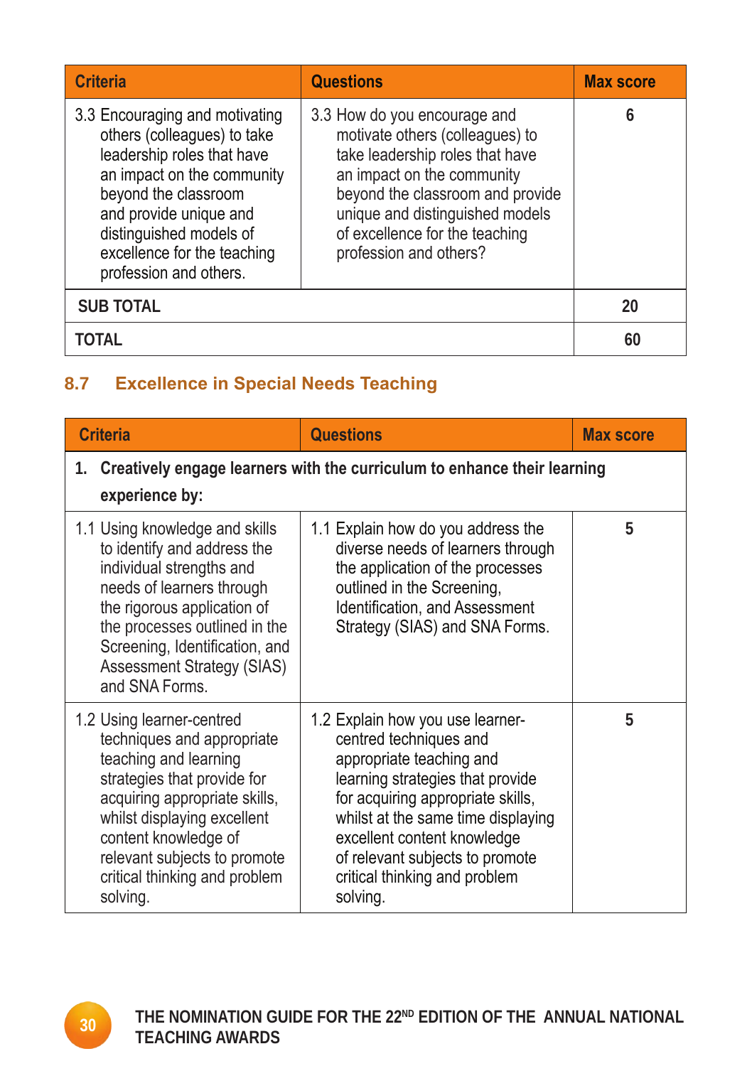| Criteria | Questions | Max score |
|---|---|---|
| 3.3 Encouraging and motivating others (colleagues) to take leadership roles that have an impact on the community beyond the classroom and provide unique and distinguished models of excellence for the teaching profession and others. | 3.3 How do you encourage and motivate others (colleagues) to take leadership roles that have an impact on the community beyond the classroom and provide unique and distinguished models of excellence for the teaching profession and others? | 6 |
| **SUB TOTAL** | | **20** |
| **TOTAL** | | **60** |

## 8.7 Excellence in Special Needs Teaching

| Criteria | Questions | Max score |
|---|---|---|
| **1. Creatively engage learners with the curriculum to enhance their learning experience by:** | | |
| 1.1 Using knowledge and skills to identify and address the individual strengths and needs of learners through the rigorous application of the processes outlined in the Screening, Identification, and Assessment Strategy (SIAS) and SNA Forms. | 1.1 Explain how do you address the diverse needs of learners through the application of the processes outlined in the Screening, Identification, and Assessment Strategy (SIAS) and SNA Forms. | 5 |
| 1.2 Using learner-centred techniques and appropriate teaching and learning strategies that provide for acquiring appropriate skills, whilst displaying excellent content knowledge of relevant subjects to promote critical thinking and problem solving. | 1.2 Explain how you use learner-centred techniques and appropriate teaching and learning strategies that provide for acquiring appropriate skills, whilst at the same time displaying excellent content knowledge of relevant subjects to promote critical thinking and problem solving. | 5 |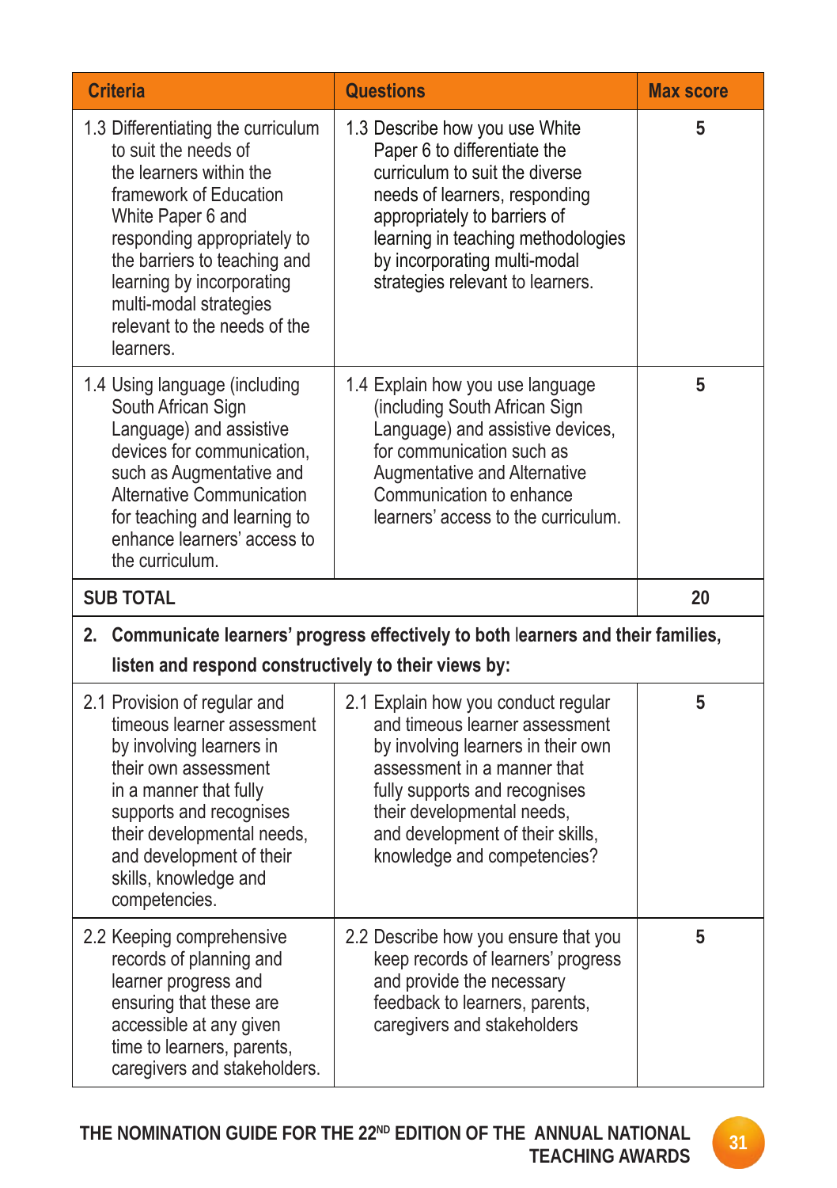| Criteria | Questions | Max score |
|---|---|---|
| 1.3 Differentiating the curriculum to suit the needs of the learners within the framework of Education White Paper 6 and responding appropriately to the barriers to teaching and learning by incorporating multi-modal strategies relevant to the needs of the learners. | 1.3 Describe how you use White Paper 6 to differentiate the curriculum to suit the diverse needs of learners, responding appropriately to barriers of learning in teaching methodologies by incorporating multi-modal strategies relevant to learners. | 5 |
| 1.4 Using language (including South African Sign Language) and assistive devices for communication, such as Augmentative and Alternative Communication for teaching and learning to enhance learners' access to the curriculum. | 1.4 Explain how you use language (including South African Sign Language) and assistive devices, for communication such as Augmentative and Alternative Communication to enhance learners' access to the curriculum. | 5 |
| **SUB TOTAL** | | **20** |
| **2. Communicate learners' progress effectively to both learners and their families, listen and respond constructively to their views by:** | | |
| 2.1 Provision of regular and timeous learner assessment by involving learners in their own assessment in a manner that fully supports and recognises their developmental needs, and development of their skills, knowledge and competencies. | 2.1 Explain how you conduct regular and timeous learner assessment by involving learners in their own assessment in a manner that fully supports and recognises their developmental needs, and development of their skills, knowledge and competencies? | 5 |
| 2.2 Keeping comprehensive records of planning and learner progress and ensuring that these are accessible at any given time to learners, parents, caregivers and stakeholders. | 2.2 Describe how you ensure that you keep records of learners' progress and provide the necessary feedback to learners, parents, caregivers and stakeholders | 5 |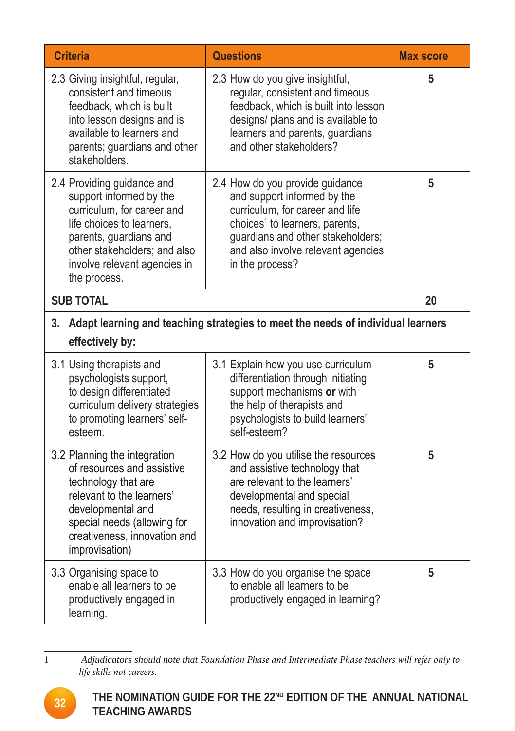| Criteria | Questions | Max score |
|---|---|---|
| 2.3 Giving insightful, regular, consistent and timeous feedback, which is built into lesson designs and is available to learners and parents; guardians and other stakeholders. | 2.3 How do you give insightful, regular, consistent and timeous feedback, which is built into lesson designs/ plans and is available to learners and parents, guardians and other stakeholders? | 5 |
| 2.4 Providing guidance and support informed by the curriculum, for career and life choices to learners, parents, guardians and other stakeholders; and also involve relevant agencies in the process. | 2.4 How do you provide guidance and support informed by the curriculum, for career and life choices[1] to learners, parents, guardians and other stakeholders; and also involve relevant agencies in the process? | 5 |
| **SUB TOTAL** | | **20** |
| **3. Adapt learning and teaching strategies to meet the needs of individual learners effectively by:** | | |
| 3.1 Using therapists and psychologists support, to design differentiated curriculum delivery strategies to promoting learners' self-esteem. | 3.1 Explain how you use curriculum differentiation through initiating support mechanisms **or** with the help of therapists and psychologists to build learners' self-esteem? | 5 |
| 3.2 Planning the integration of resources and assistive technology that are relevant to the learners' developmental and special needs (allowing for creativeness, innovation and improvisation) | 3.2 How do you utilise the resources and assistive technology that are relevant to the learners' developmental and special needs, resulting in creativeness, innovation and improvisation? | 5 |
| 3.3 Organising space to enable all learners to be productively engaged in learning. | 3.3 How do you organise the space to enable all learners to be productively engaged in learning? | 5 |

[1] *Adjudicators should note that Foundation Phase and Intermediate Phase teachers will refer only to life skills not careers.*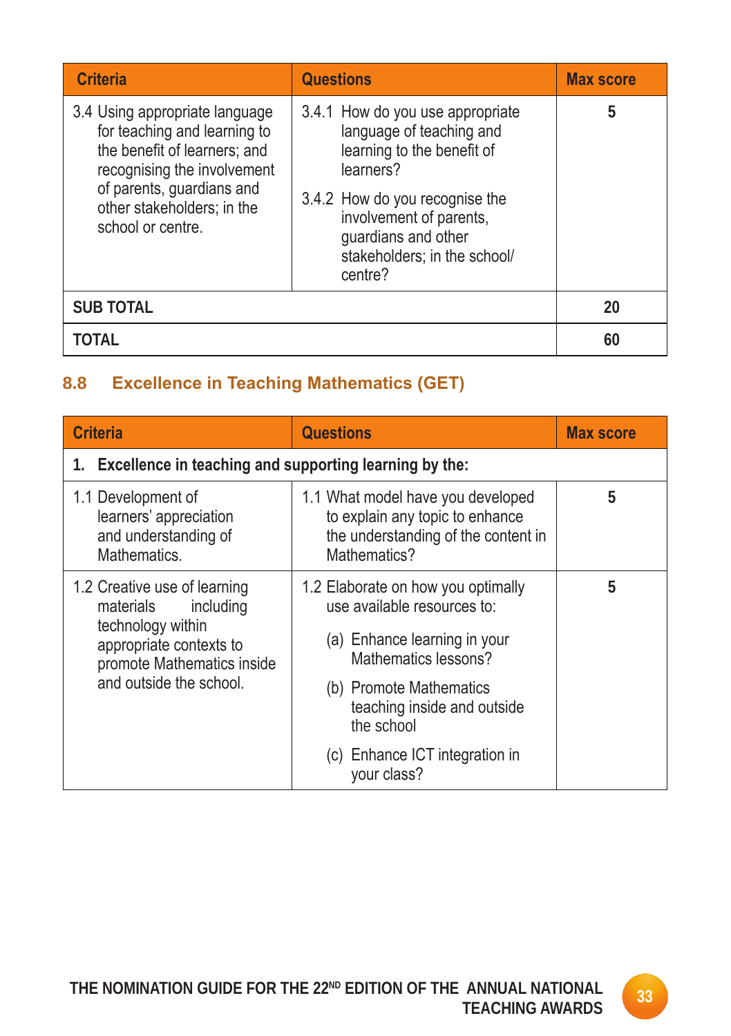| Criteria | Questions | Max score |
|---|---|---|
| 3.4 Using appropriate language for teaching and learning to the benefit of learners; and recognising the involvement of parents, guardians and other stakeholders; in the school or centre. | 3.4.1 How do you use appropriate language of teaching and learning to the benefit of learners?<br><br>3.4.2 How do you recognise the involvement of parents, guardians and other stakeholders; in the school/ centre? | 5 |
| **SUB TOTAL** | | **20** |
| **TOTAL** | | **60** |

## 8.8 Excellence in Teaching Mathematics (GET)

| Criteria | Questions | Max score |
|---|---|---|
| **1. Excellence in teaching and supporting learning by the:** | | |
| 1.1 Development of learners' appreciation and understanding of Mathematics. | 1.1 What model have you developed to explain any topic to enhance the understanding of the content in Mathematics? | 5 |
| 1.2 Creative use of learning materials including technology within appropriate contexts to promote Mathematics inside and outside the school. | 1.2 Elaborate on how you optimally use available resources to:<br><br>(a) Enhance learning in your Mathematics lessons?<br><br>(b) Promote Mathematics teaching inside and outside the school<br><br>(c) Enhance ICT integration in your class? | 5 |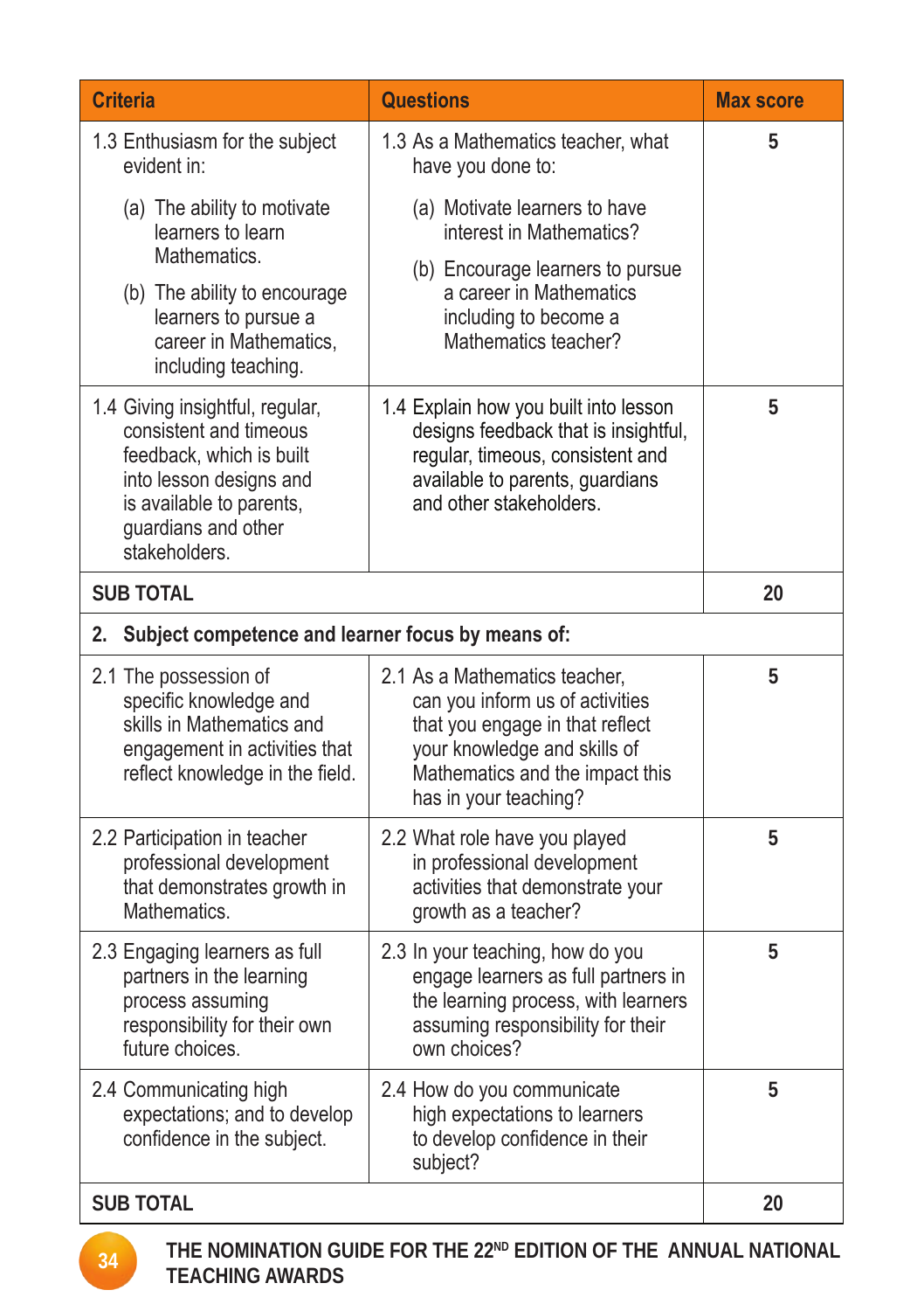| Criteria | Questions | Max score |
|---|---|---|
| 1.3 Enthusiasm for the subject evident in:<br>(a) The ability to motivate learners to learn Mathematics.<br>(b) The ability to encourage learners to pursue a career in Mathematics, including teaching. | 1.3 As a Mathematics teacher, what have you done to:<br>(a) Motivate learners to have interest in Mathematics?<br>(b) Encourage learners to pursue a career in Mathematics including to become a Mathematics teacher? | 5 |
| 1.4 Giving insightful, regular, consistent and timeous feedback, which is built into lesson designs and is available to parents, guardians and other stakeholders. | 1.4 Explain how you built into lesson designs feedback that is insightful, regular, timeous, consistent and available to parents, guardians and other stakeholders. | 5 |
| **SUB TOTAL** | | **20** |
| **2. Subject competence and learner focus by means of:** | | |
| 2.1 The possession of specific knowledge and skills in Mathematics and engagement in activities that reflect knowledge in the field. | 2.1 As a Mathematics teacher, can you inform us of activities that you engage in that reflect your knowledge and skills of Mathematics and the impact this has in your teaching? | 5 |
| 2.2 Participation in teacher professional development that demonstrates growth in Mathematics. | 2.2 What role have you played in professional development activities that demonstrate your growth as a teacher? | 5 |
| 2.3 Engaging learners as full partners in the learning process assuming responsibility for their own future choices. | 2.3 In your teaching, how do you engage learners as full partners in the learning process, with learners assuming responsibility for their own choices? | 5 |
| 2.4 Communicating high expectations; and to develop confidence in the subject. | 2.4 How do you communicate high expectations to learners to develop confidence in their subject? | 5 |
| **SUB TOTAL** | | **20** |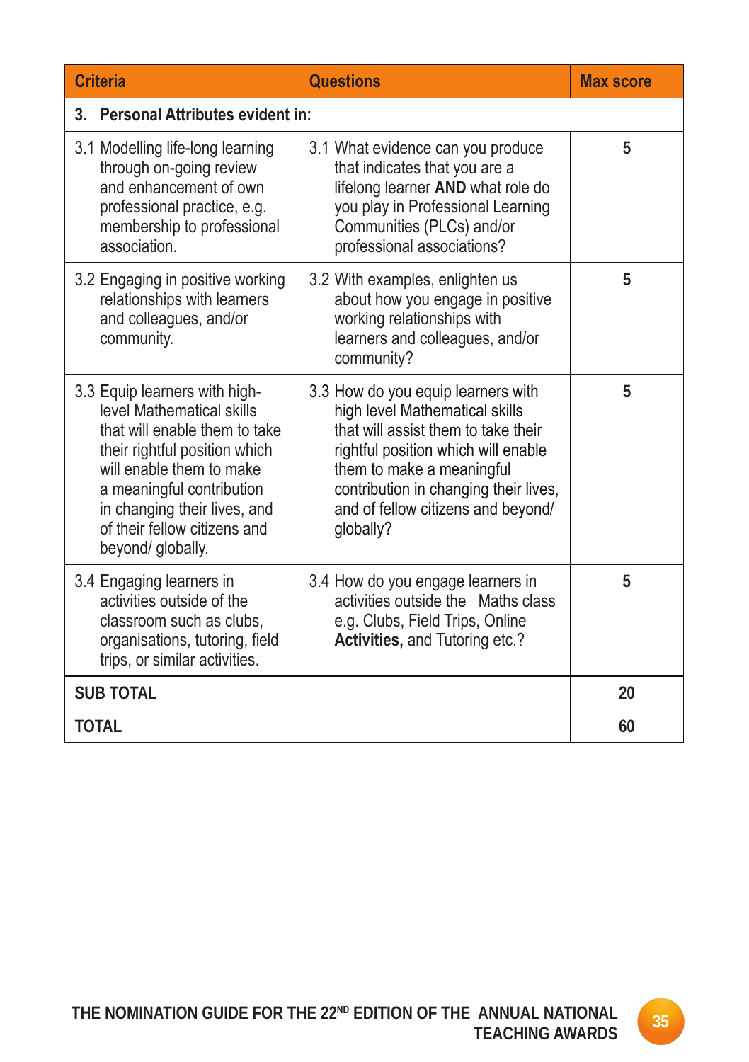| Criteria | Questions | Max score |
|---|---|---|
| **3. Personal Attributes evident in:** | | |
| 3.1 Modelling life-long learning through on-going review and enhancement of own professional practice, e.g. membership to professional association. | 3.1 What evidence can you produce that indicates that you are a lifelong learner **AND** what role do you play in Professional Learning Communities (PLCs) and/or professional associations? | 5 |
| 3.2 Engaging in positive working relationships with learners and colleagues, and/or community. | 3.2 With examples, enlighten us about how you engage in positive working relationships with learners and colleagues, and/or community? | 5 |
| 3.3 Equip learners with high-level Mathematical skills that will enable them to take their rightful position which will enable them to make a meaningful contribution in changing their lives, and of their fellow citizens and beyond/ globally. | 3.3 How do you equip learners with high level Mathematical skills that will assist them to take their rightful position which will enable them to make a meaningful contribution in changing their lives, and of fellow citizens and beyond/ globally? | 5 |
| 3.4 Engaging learners in activities outside of the classroom such as clubs, organisations, tutoring, field trips, or similar activities. | 3.4 How do you engage learners in activities outside the Maths class e.g. Clubs, Field Trips, Online **Activities,** and Tutoring etc.? | 5 |
| **SUB TOTAL** | | **20** |
| **TOTAL** | | **60** |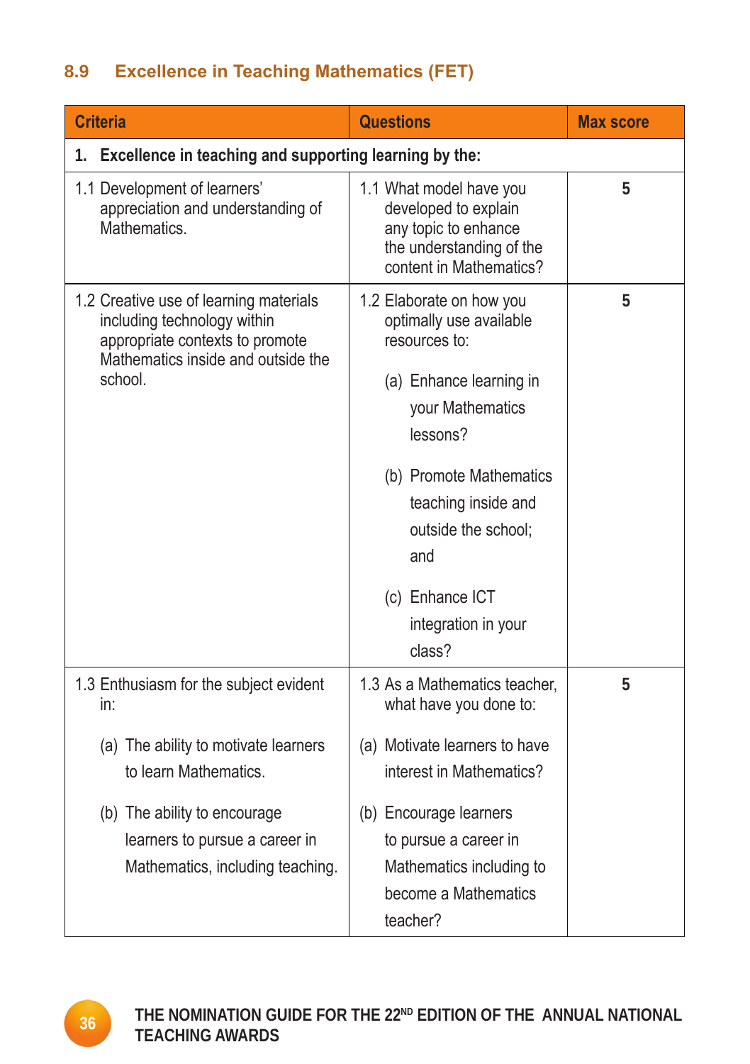## 8.9 Excellence in Teaching Mathematics (FET)

| Criteria | Questions | Max score |
|---|---|---|
| **1. Excellence in teaching and supporting learning by the:** | | |
| 1.1 Development of learners' appreciation and understanding of Mathematics. | 1.1 What model have you developed to explain any topic to enhance the understanding of the content in Mathematics? | **5** |
| 1.2 Creative use of learning materials including technology within appropriate contexts to promote Mathematics inside and outside the school. | 1.2 Elaborate on how you optimally use available resources to: (a) Enhance learning in your Mathematics lessons? (b) Promote Mathematics teaching inside and outside the school; and (c) Enhance ICT integration in your class? | **5** |
| 1.3 Enthusiasm for the subject evident in: (a) The ability to motivate learners to learn Mathematics. (b) The ability to encourage learners to pursue a career in Mathematics, including teaching. | 1.3 As a Mathematics teacher, what have you done to: (a) Motivate learners to have interest in Mathematics? (b) Encourage learners to pursue a career in Mathematics including to become a Mathematics teacher? | **5** |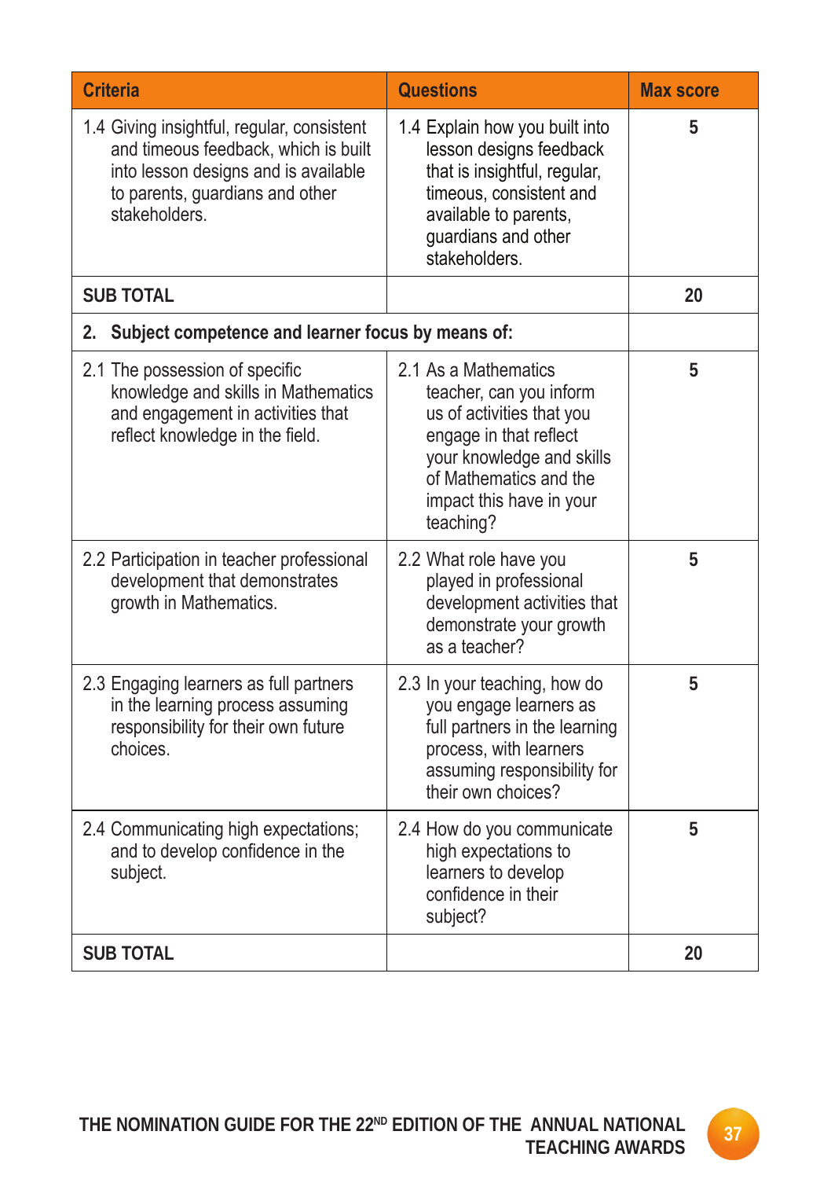| Criteria | Questions | Max score |
|---|---|---|
| 1.4 Giving insightful, regular, consistent and timeous feedback, which is built into lesson designs and is available to parents, guardians and other stakeholders. | 1.4 Explain how you built into lesson designs feedback that is insightful, regular, timeous, consistent and available to parents, guardians and other stakeholders. | 5 |
| **SUB TOTAL** | | **20** |
| **2. Subject competence and learner focus by means of:** | | |
| 2.1 The possession of specific knowledge and skills in Mathematics and engagement in activities that reflect knowledge in the field. | 2.1 As a Mathematics teacher, can you inform us of activities that you engage in that reflect your knowledge and skills of Mathematics and the impact this have in your teaching? | 5 |
| 2.2 Participation in teacher professional development that demonstrates growth in Mathematics. | 2.2 What role have you played in professional development activities that demonstrate your growth as a teacher? | 5 |
| 2.3 Engaging learners as full partners in the learning process assuming responsibility for their own future choices. | 2.3 In your teaching, how do you engage learners as full partners in the learning process, with learners assuming responsibility for their own choices? | 5 |
| 2.4 Communicating high expectations; and to develop confidence in the subject. | 2.4 How do you communicate high expectations to learners to develop confidence in their subject? | 5 |
| **SUB TOTAL** | | **20** |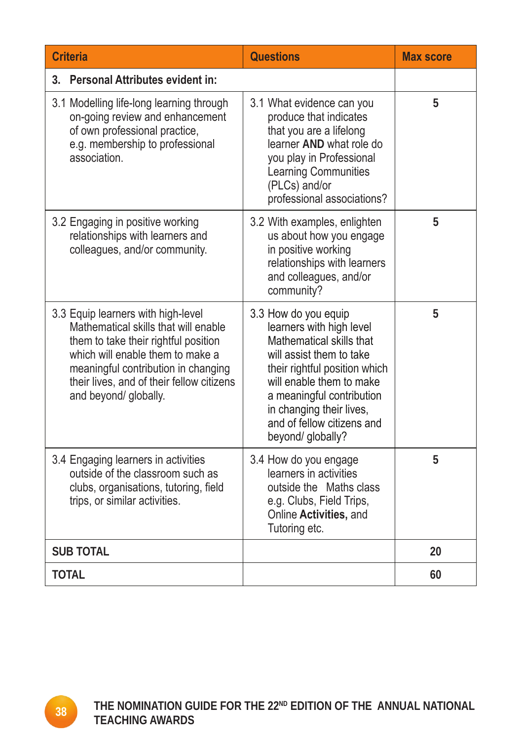| Criteria | Questions | Max score |
|---|---|---|
| **3. Personal Attributes evident in:** | | |
| 3.1 Modelling life-long learning through on-going review and enhancement of own professional practice, e.g. membership to professional association. | 3.1 What evidence can you produce that indicates that you are a lifelong learner **AND** what role do you play in Professional Learning Communities (PLCs) and/or professional associations? | **5** |
| 3.2 Engaging in positive working relationships with learners and colleagues, and/or community. | 3.2 With examples, enlighten us about how you engage in positive working relationships with learners and colleagues, and/or community? | **5** |
| 3.3 Equip learners with high-level Mathematical skills that will enable them to take their rightful position which will enable them to make a meaningful contribution in changing their lives, and of their fellow citizens and beyond/ globally. | 3.3 How do you equip learners with high level Mathematical skills that will assist them to take their rightful position which will enable them to make a meaningful contribution in changing their lives, and of fellow citizens and beyond/ globally? | **5** |
| 3.4 Engaging learners in activities outside of the classroom such as clubs, organisations, tutoring, field trips, or similar activities. | 3.4 How do you engage learners in activities outside the Maths class e.g. Clubs, Field Trips, Online **Activities,** and Tutoring etc. | **5** |
| **SUB TOTAL** | | **20** |
| **TOTAL** | | **60** |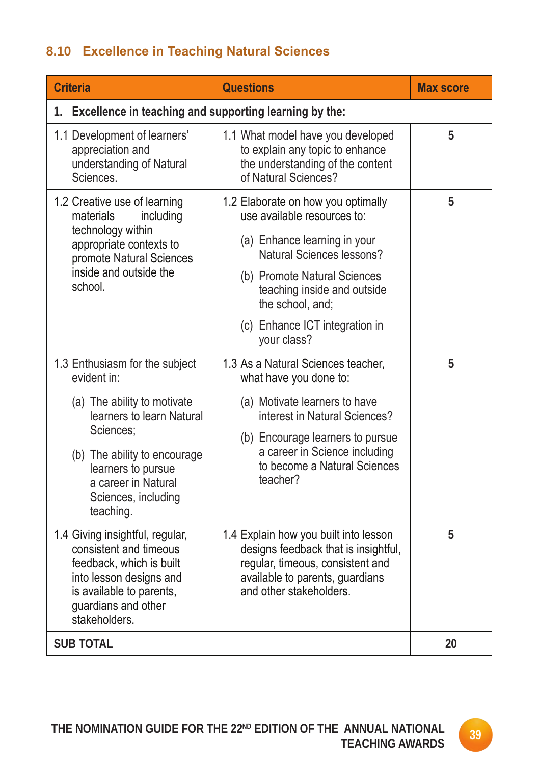## 8.10 Excellence in Teaching Natural Sciences

| Criteria | Questions | Max score |
|---|---|---|
| **1. Excellence in teaching and supporting learning by the:** | | |
| 1.1 Development of learners' appreciation and understanding of Natural Sciences. | 1.1 What model have you developed to explain any topic to enhance the understanding of the content of Natural Sciences? | 5 |
| 1.2 Creative use of learning materials including technology within appropriate contexts to promote Natural Sciences inside and outside the school. | 1.2 Elaborate on how you optimally use available resources to: (a) Enhance learning in your Natural Sciences lessons? (b) Promote Natural Sciences teaching inside and outside the school, and; (c) Enhance ICT integration in your class? | 5 |
| 1.3 Enthusiasm for the subject evident in: (a) The ability to motivate learners to learn Natural Sciences; (b) The ability to encourage learners to pursue a career in Natural Sciences, including teaching. | 1.3 As a Natural Sciences teacher, what have you done to: (a) Motivate learners to have interest in Natural Sciences? (b) Encourage learners to pursue a career in Science including to become a Natural Sciences teacher? | 5 |
| 1.4 Giving insightful, regular, consistent and timeous feedback, which is built into lesson designs and is available to parents, guardians and other stakeholders. | 1.4 Explain how you built into lesson designs feedback that is insightful, regular, timeous, consistent and available to parents, guardians and other stakeholders. | 5 |
| **SUB TOTAL** | | **20** |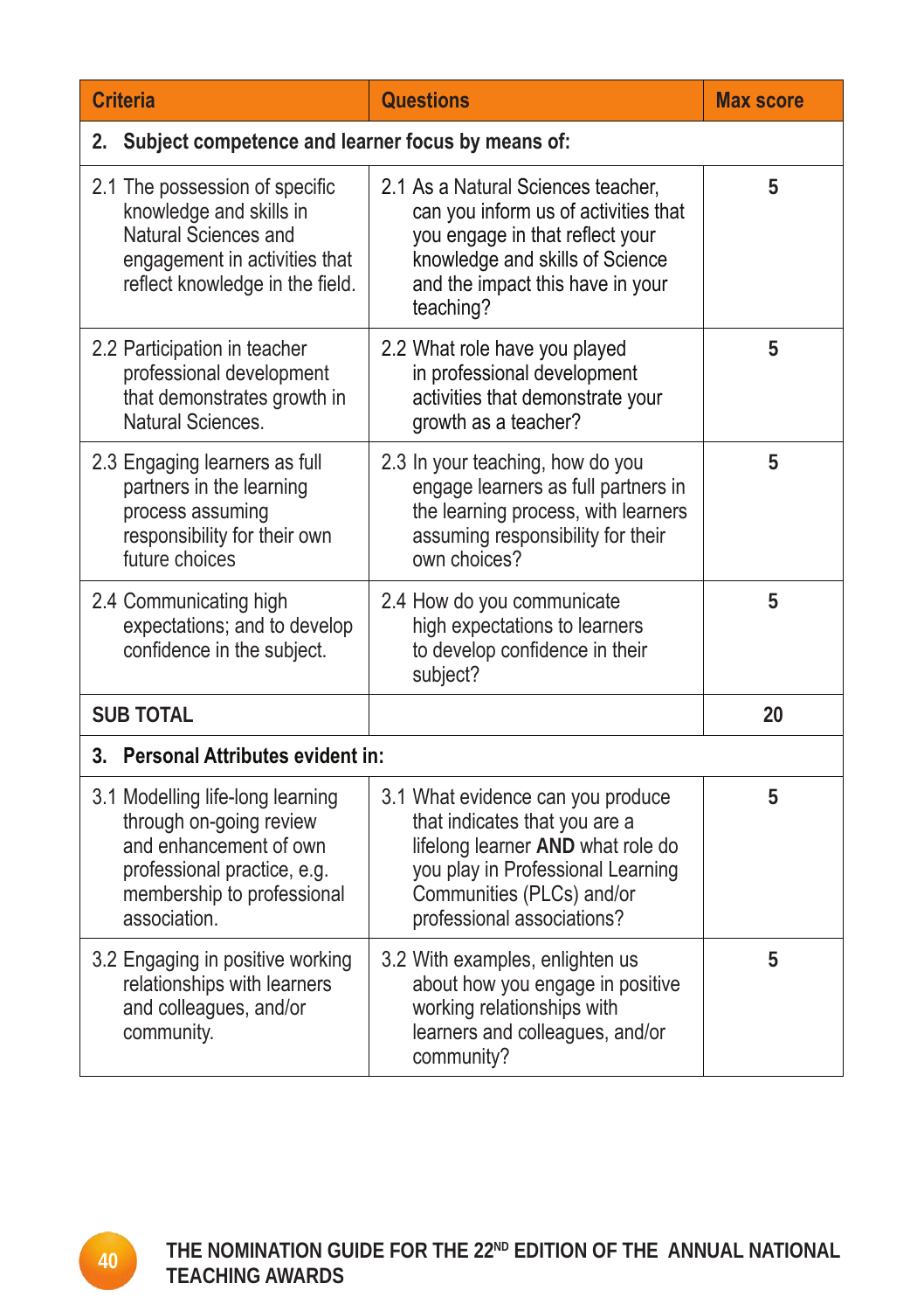| Criteria | Questions | Max score |
|---|---|---|
| **2. Subject competence and learner focus by means of:** | | |
| 2.1 The possession of specific knowledge and skills in Natural Sciences and engagement in activities that reflect knowledge in the field. | 2.1 As a Natural Sciences teacher, can you inform us of activities that you engage in that reflect your knowledge and skills of Science and the impact this have in your teaching? | **5** |
| 2.2 Participation in teacher professional development that demonstrates growth in Natural Sciences. | 2.2 What role have you played in professional development activities that demonstrate your growth as a teacher? | **5** |
| 2.3 Engaging learners as full partners in the learning process assuming responsibility for their own future choices | 2.3 In your teaching, how do you engage learners as full partners in the learning process, with learners assuming responsibility for their own choices? | **5** |
| 2.4 Communicating high expectations; and to develop confidence in the subject. | 2.4 How do you communicate high expectations to learners to develop confidence in their subject? | **5** |
| **SUB TOTAL** | | **20** |
| **3. Personal Attributes evident in:** | | |
| 3.1 Modelling life-long learning through on-going review and enhancement of own professional practice, e.g. membership to professional association. | 3.1 What evidence can you produce that indicates that you are a lifelong learner **AND** what role do you play in Professional Learning Communities (PLCs) and/or professional associations? | **5** |
| 3.2 Engaging in positive working relationships with learners and colleagues, and/or community. | 3.2 With examples, enlighten us about how you engage in positive working relationships with learners and colleagues, and/or community? | **5** |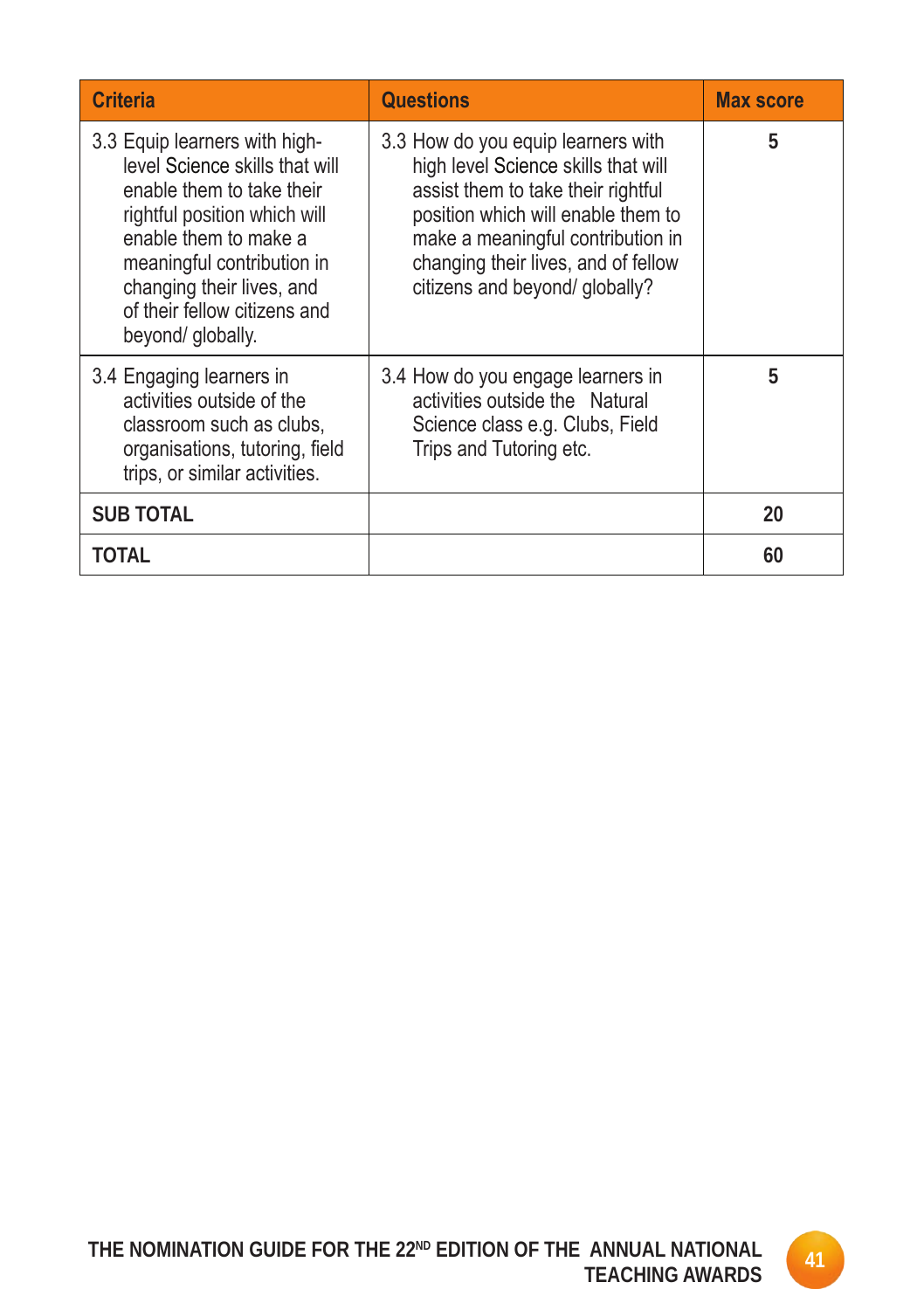| Criteria | Questions | Max score |
|---|---|---|
| 3.3 Equip learners with high-level Science skills that will enable them to take their rightful position which will enable them to make a meaningful contribution in changing their lives, and of their fellow citizens and beyond/ globally. | 3.3 How do you equip learners with high level Science skills that will assist them to take their rightful position which will enable them to make a meaningful contribution in changing their lives, and of fellow citizens and beyond/ globally? | 5 |
| 3.4 Engaging learners in activities outside of the classroom such as clubs, organisations, tutoring, field trips, or similar activities. | 3.4 How do you engage learners in activities outside the Natural Science class e.g. Clubs, Field Trips and Tutoring etc. | 5 |
| **SUB TOTAL** | | **20** |
| **TOTAL** | | **60** |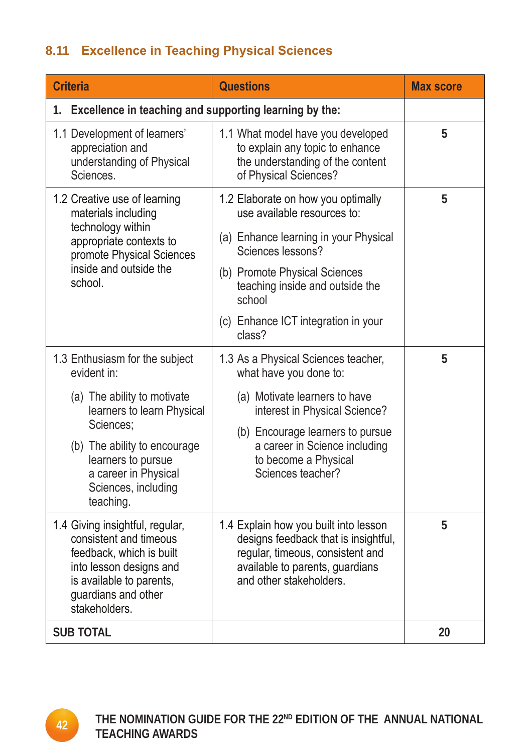## 8.11 Excellence in Teaching Physical Sciences

| Criteria | Questions | Max score |
|---|---|---|
| **1. Excellence in teaching and supporting learning by the:** | | |
| 1.1 Development of learners' appreciation and understanding of Physical Sciences. | 1.1 What model have you developed to explain any topic to enhance the understanding of the content of Physical Sciences? | 5 |
| 1.2 Creative use of learning materials including technology within appropriate contexts to promote Physical Sciences inside and outside the school. | 1.2 Elaborate on how you optimally use available resources to:<br>(a) Enhance learning in your Physical Sciences lessons?<br>(b) Promote Physical Sciences teaching inside and outside the school<br>(c) Enhance ICT integration in your class? | 5 |
| 1.3 Enthusiasm for the subject evident in:<br>(a) The ability to motivate learners to learn Physical Sciences;<br>(b) The ability to encourage learners to pursue a career in Physical Sciences, including teaching. | 1.3 As a Physical Sciences teacher, what have you done to:<br>(a) Motivate learners to have interest in Physical Science?<br>(b) Encourage learners to pursue a career in Science including to become a Physical Sciences teacher? | 5 |
| 1.4 Giving insightful, regular, consistent and timeous feedback, which is built into lesson designs and is available to parents, guardians and other stakeholders. | 1.4 Explain how you built into lesson designs feedback that is insightful, regular, timeous, consistent and available to parents, guardians and other stakeholders. | 5 |
| **SUB TOTAL** | | **20** |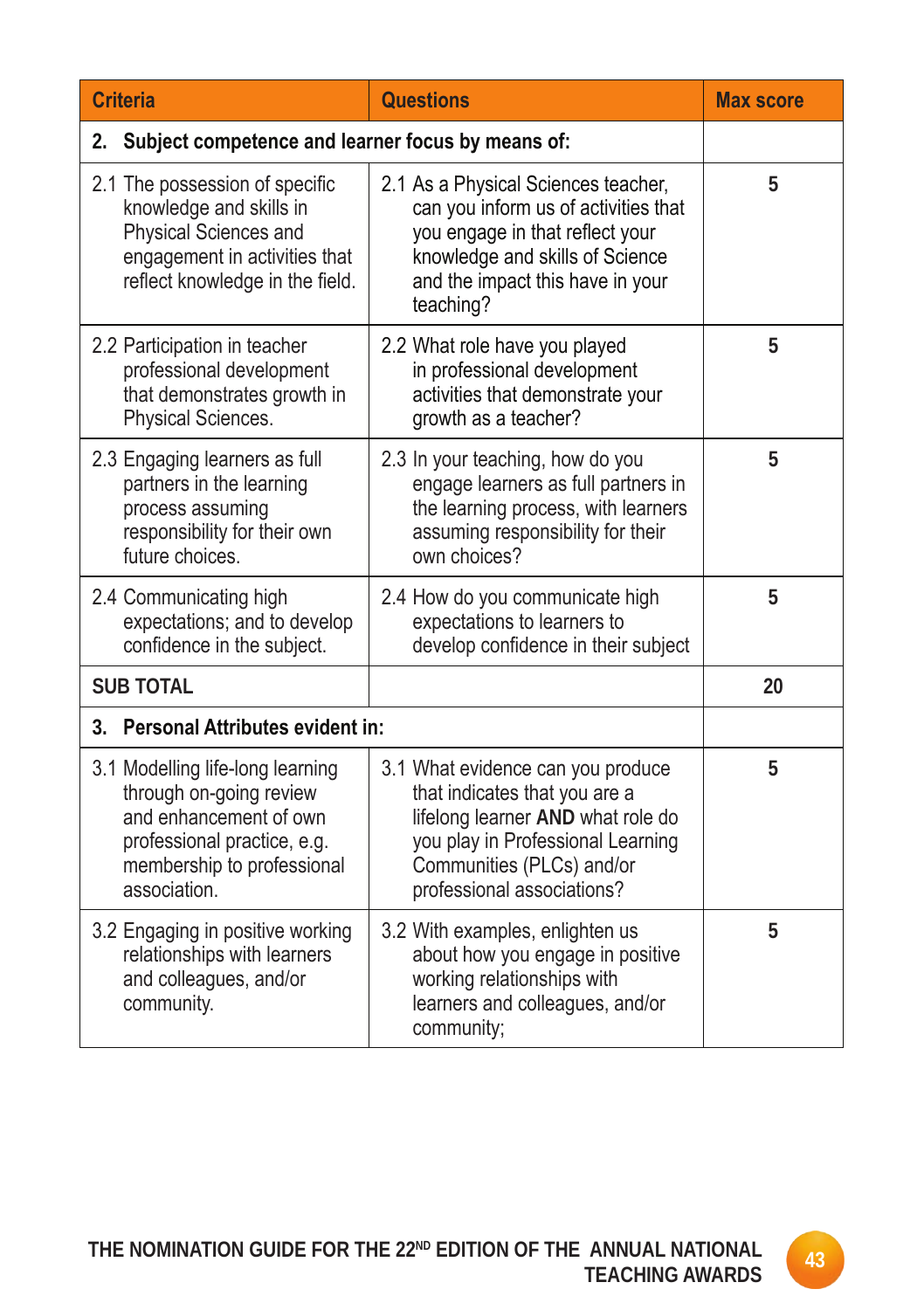| Criteria | Questions | Max score |
|---|---|---|
| **2. Subject competence and learner focus by means of:** | | |
| 2.1 The possession of specific knowledge and skills in Physical Sciences and engagement in activities that reflect knowledge in the field. | 2.1 As a Physical Sciences teacher, can you inform us of activities that you engage in that reflect your knowledge and skills of Science and the impact this have in your teaching? | 5 |
| 2.2 Participation in teacher professional development that demonstrates growth in Physical Sciences. | 2.2 What role have you played in professional development activities that demonstrate your growth as a teacher? | 5 |
| 2.3 Engaging learners as full partners in the learning process assuming responsibility for their own future choices. | 2.3 In your teaching, how do you engage learners as full partners in the learning process, with learners assuming responsibility for their own choices? | 5 |
| 2.4 Communicating high expectations; and to develop confidence in the subject. | 2.4 How do you communicate high expectations to learners to develop confidence in their subject | 5 |
| **SUB TOTAL** | | **20** |
| **3. Personal Attributes evident in:** | | |
| 3.1 Modelling life-long learning through on-going review and enhancement of own professional practice, e.g. membership to professional association. | 3.1 What evidence can you produce that indicates that you are a lifelong learner **AND** what role do you play in Professional Learning Communities (PLCs) and/or professional associations? | 5 |
| 3.2 Engaging in positive working relationships with learners and colleagues, and/or community. | 3.2 With examples, enlighten us about how you engage in positive working relationships with learners and colleagues, and/or community; | 5 |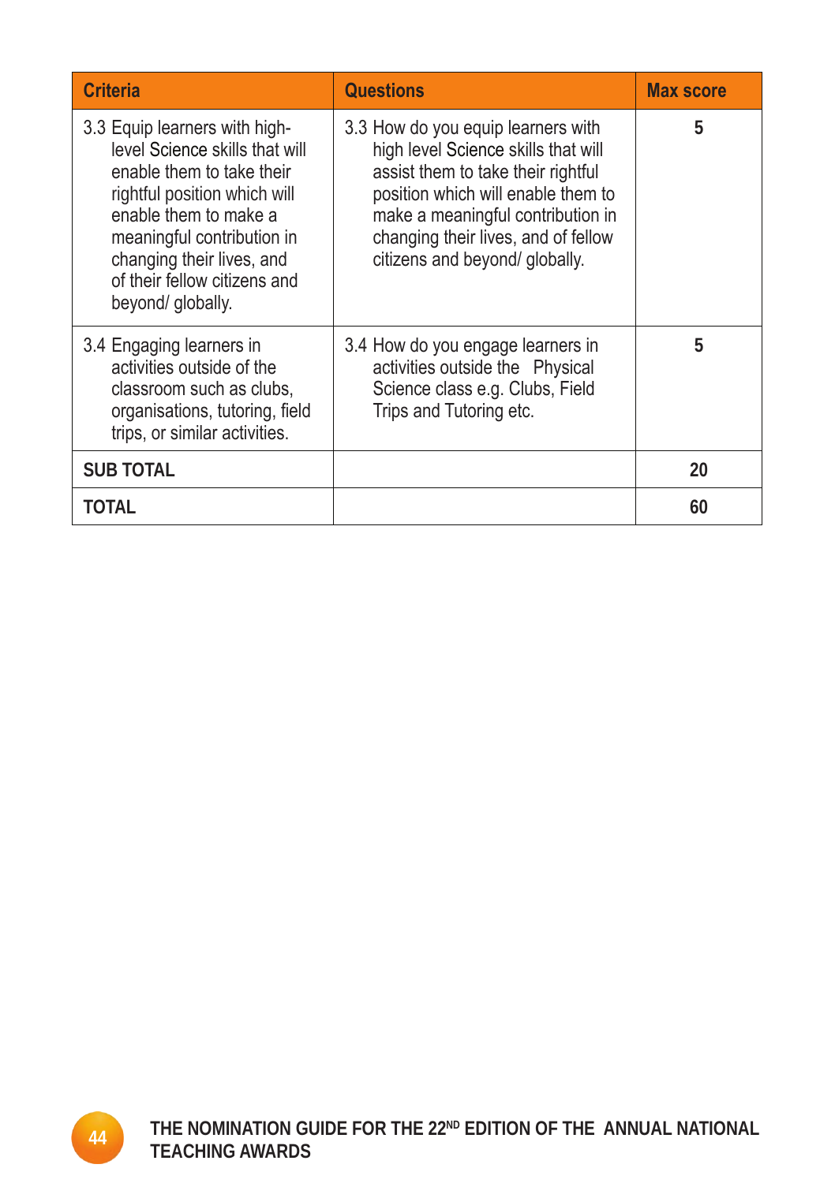| Criteria | Questions | Max score |
|---|---|---|
| 3.3 Equip learners with high-level Science skills that will enable them to take their rightful position which will enable them to make a meaningful contribution in changing their lives, and of their fellow citizens and beyond/ globally. | 3.3 How do you equip learners with high level Science skills that will assist them to take their rightful position which will enable them to make a meaningful contribution in changing their lives, and of fellow citizens and beyond/ globally. | 5 |
| 3.4 Engaging learners in activities outside of the classroom such as clubs, organisations, tutoring, field trips, or similar activities. | 3.4 How do you engage learners in activities outside the Physical Science class e.g. Clubs, Field Trips and Tutoring etc. | 5 |
| **SUB TOTAL** | | **20** |
| **TOTAL** | | **60** |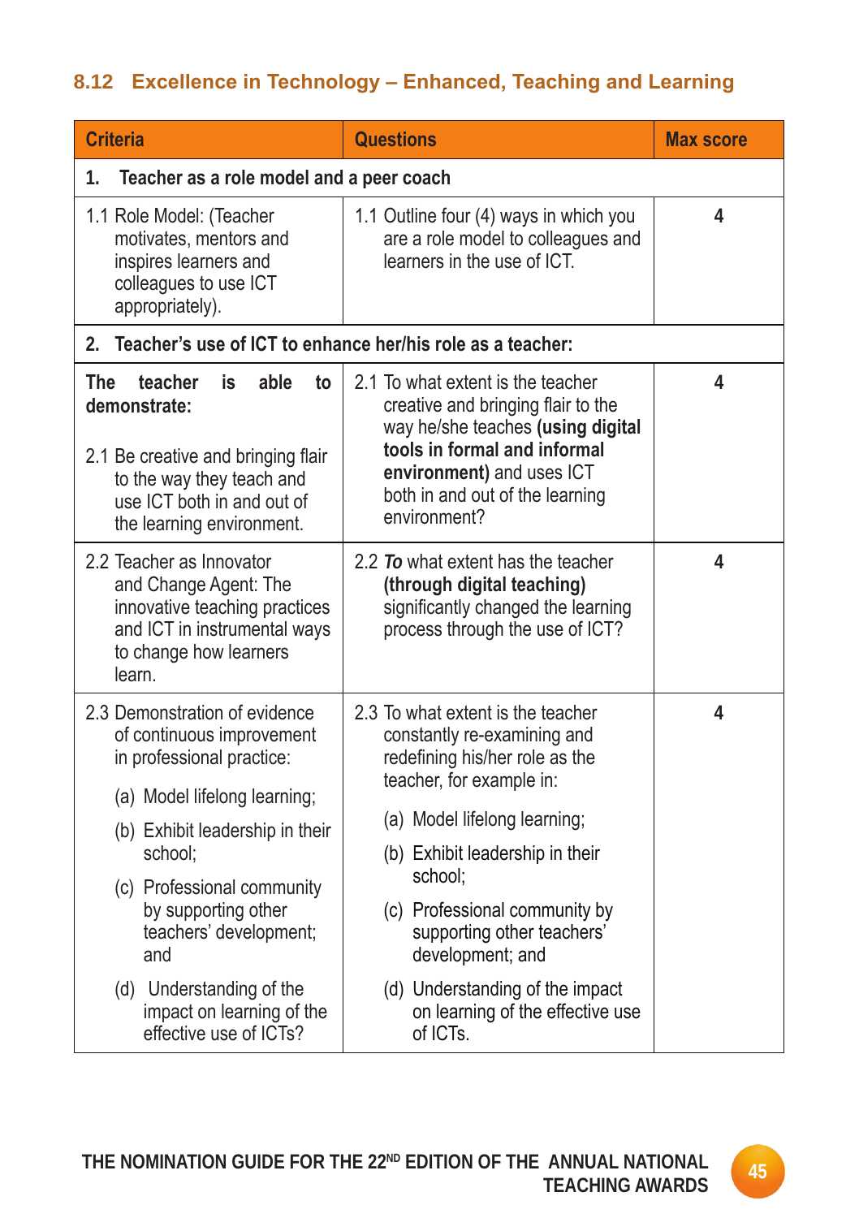## 8.12 Excellence in Technology – Enhanced, Teaching and Learning

| Criteria | Questions | Max score |
|---|---|---|
| **1. Teacher as a role model and a peer coach** | | |
| 1.1 Role Model: (Teacher motivates, mentors and inspires learners and colleagues to use ICT appropriately). | 1.1 Outline four (4) ways in which you are a role model to colleagues and learners in the use of ICT. | 4 |
| **2. Teacher's use of ICT to enhance her/his role as a teacher:** | | |
| **The teacher is able to demonstrate:**<br><br>2.1 Be creative and bringing flair to the way they teach and use ICT both in and out of the learning environment. | 2.1 To what extent is the teacher creative and bringing flair to the way he/she teaches **(using digital tools in formal and informal environment)** and uses ICT both in and out of the learning environment? | 4 |
| 2.2 Teacher as Innovator and Change Agent: The innovative teaching practices and ICT in instrumental ways to change how learners learn. | 2.2 ***To*** what extent has the teacher **(through digital teaching)** significantly changed the learning process through the use of ICT? | 4 |
| 2.3 Demonstration of evidence of continuous improvement in professional practice:<br>(a) Model lifelong learning;<br>(b) Exhibit leadership in their school;<br>(c) Professional community by supporting other teachers' development; and<br>(d) Understanding of the impact on learning of the effective use of ICTs? | 2.3 To what extent is the teacher constantly re-examining and redefining his/her role as the teacher, for example in:<br>(a) Model lifelong learning;<br>(b) Exhibit leadership in their school;<br>(c) Professional community by supporting other teachers' development; and<br>(d) Understanding of the impact on learning of the effective use of ICTs. | 4 |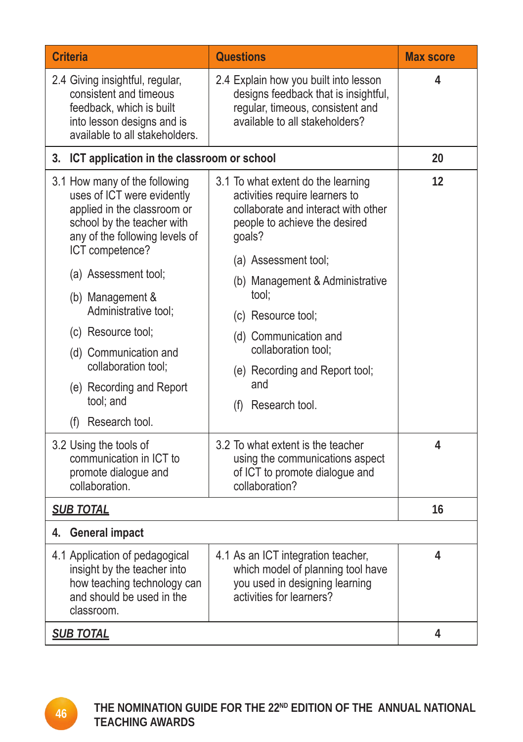| Criteria | Questions | Max score |
|---|---|---|
| 2.4 Giving insightful, regular, consistent and timeous feedback, which is built into lesson designs and is available to all stakeholders. | 2.4 Explain how you built into lesson designs feedback that is insightful, regular, timeous, consistent and available to all stakeholders? | 4 |
| **3. ICT application in the classroom or school** | | **20** |
| 3.1 How many of the following uses of ICT were evidently applied in the classroom or school by the teacher with any of the following levels of ICT competence?<br>(a) Assessment tool;<br>(b) Management & Administrative tool;<br>(c) Resource tool;<br>(d) Communication and collaboration tool;<br>(e) Recording and Report tool; and<br>(f) Research tool. | 3.1 To what extent do the learning activities require learners to collaborate and interact with other people to achieve the desired goals?<br>(a) Assessment tool;<br>(b) Management & Administrative tool;<br>(c) Resource tool;<br>(d) Communication and collaboration tool;<br>(e) Recording and Report tool; and<br>(f) Research tool. | **12** |
| 3.2 Using the tools of communication in ICT to promote dialogue and collaboration. | 3.2 To what extent is the teacher using the communications aspect of ICT to promote dialogue and collaboration? | **4** |
| ***SUB TOTAL*** | | **16** |
| **4. General impact** | | |
| 4.1 Application of pedagogical insight by the teacher into how teaching technology can and should be used in the classroom. | 4.1 As an ICT integration teacher, which model of planning tool have you used in designing learning activities for learners? | **4** |
| ***SUB TOTAL*** | | **4** |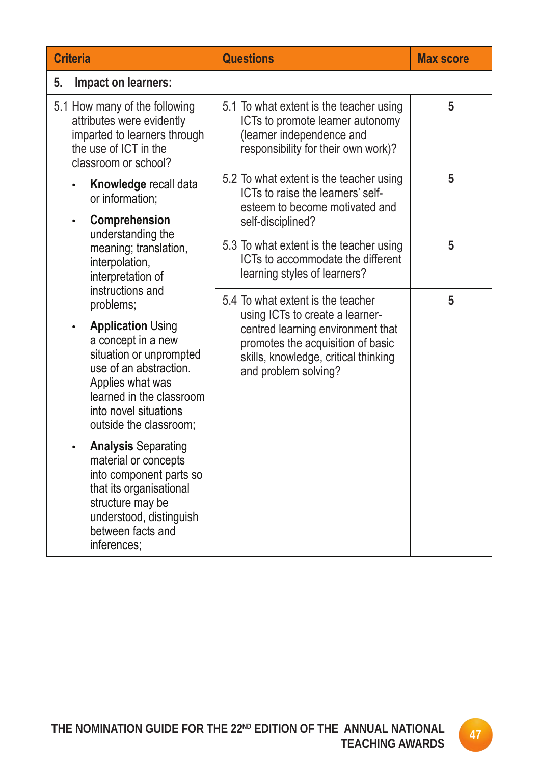| Criteria | Questions | Max score |
|---|---|---|
| **5. Impact on learners:** | | |
| 5.1 How many of the following attributes were evidently imparted to learners through the use of ICT in the classroom or school?<br><br>• **Knowledge** recall data or information;<br><br>• **Comprehension** understanding the meaning; translation, interpolation, interpretation of instructions and problems;<br><br>• **Application** Using a concept in a new situation or unprompted use of an abstraction. Applies what was learned in the classroom into novel situations outside the classroom;<br><br>• **Analysis** Separating material or concepts into component parts so that its organisational structure may be understood, distinguish between facts and inferences; | 5.1 To what extent is the teacher using ICTs to promote learner autonomy (learner independence and responsibility for their own work)? | **5** |
| | 5.2 To what extent is the teacher using ICTs to raise the learners' self-esteem to become motivated and self-disciplined? | **5** |
| | 5.3 To what extent is the teacher using ICTs to accommodate the different learning styles of learners? | **5** |
| | 5.4 To what extent is the teacher using ICTs to create a learner-centred learning environment that promotes the acquisition of basic skills, knowledge, critical thinking and problem solving? | **5** |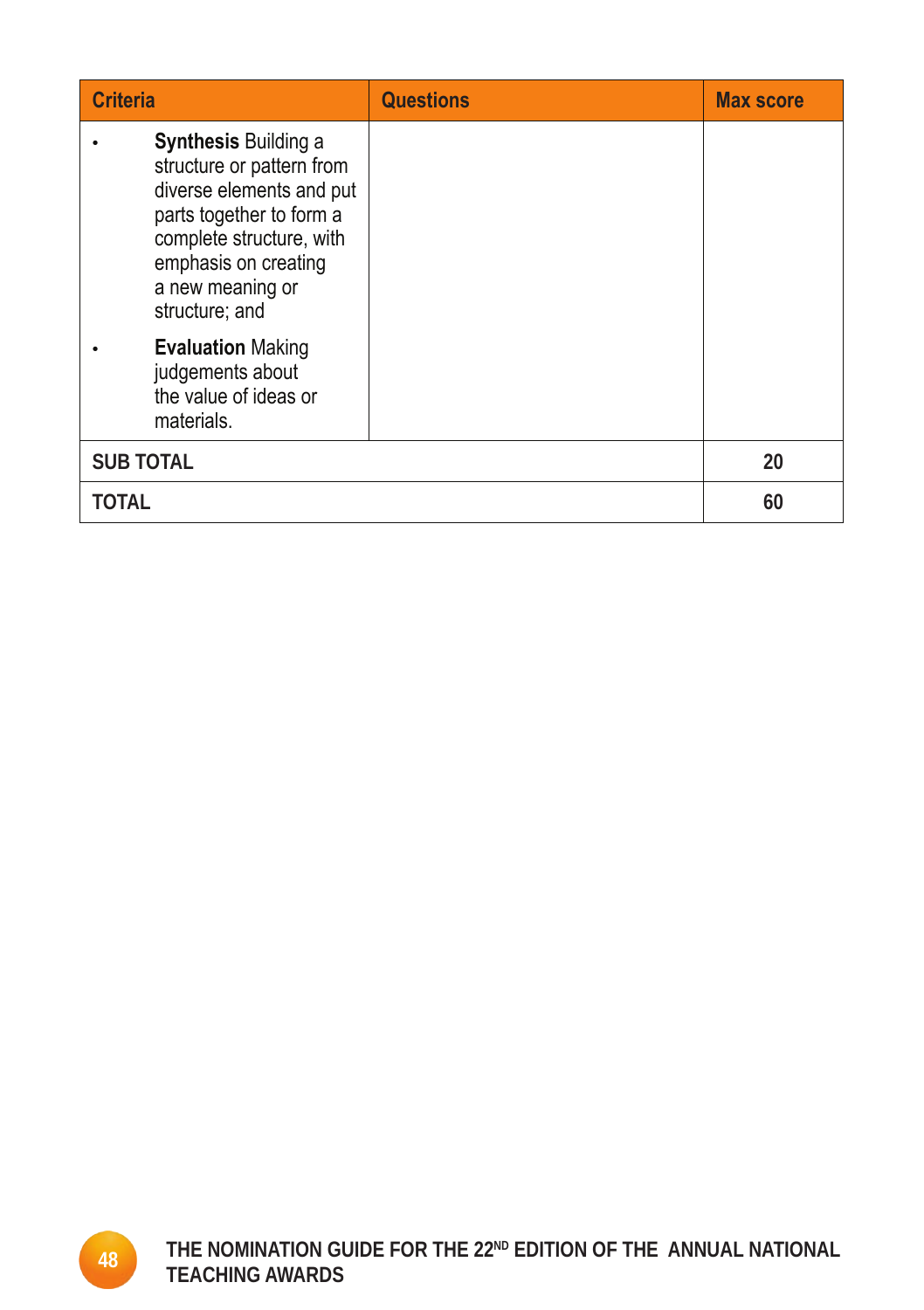| Criteria | Questions | Max score |
|---|---|---|
| • **Synthesis** Building a structure or pattern from diverse elements and put parts together to form a complete structure, with emphasis on creating a new meaning or structure; and<br>• **Evaluation** Making judgements about the value of ideas or materials. | | |
| **SUB TOTAL** | | **20** |
| **TOTAL** | | **60** |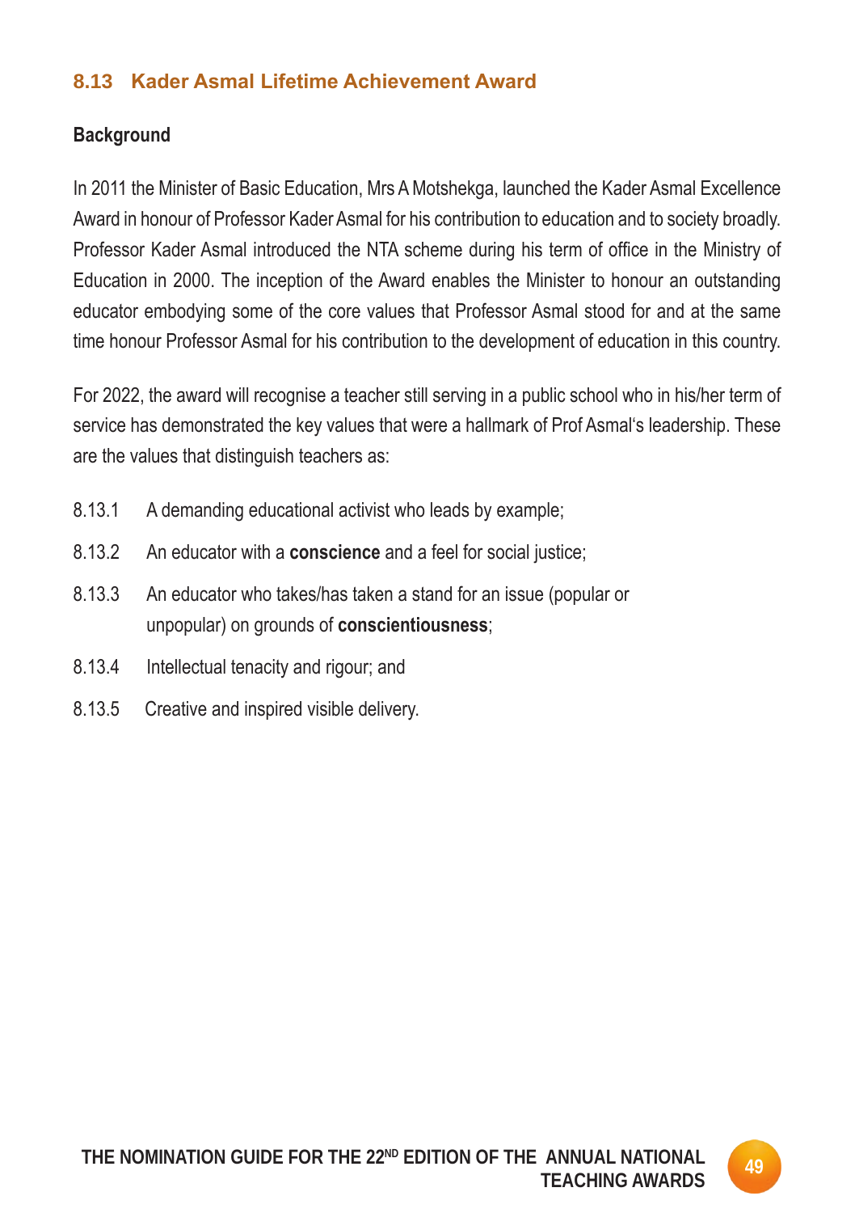## 8.13 Kader Asmal Lifetime Achievement Award

**Background**

In 2011 the Minister of Basic Education, Mrs A Motshekga, launched the Kader Asmal Excellence Award in honour of Professor Kader Asmal for his contribution to education and to society broadly. Professor Kader Asmal introduced the NTA scheme during his term of office in the Ministry of Education in 2000. The inception of the Award enables the Minister to honour an outstanding educator embodying some of the core values that Professor Asmal stood for and at the same time honour Professor Asmal for his contribution to the development of education in this country.

For 2022, the award will recognise a teacher still serving in a public school who in his/her term of service has demonstrated the key values that were a hallmark of Prof Asmal's leadership. These are the values that distinguish teachers as:

8.13.1 A demanding educational activist who leads by example;

8.13.2 An educator with a **conscience** and a feel for social justice;

8.13.3 An educator who takes/has taken a stand for an issue (popular or unpopular) on grounds of **conscientiousness**;

8.13.4 Intellectual tenacity and rigour; and

8.13.5 Creative and inspired visible delivery.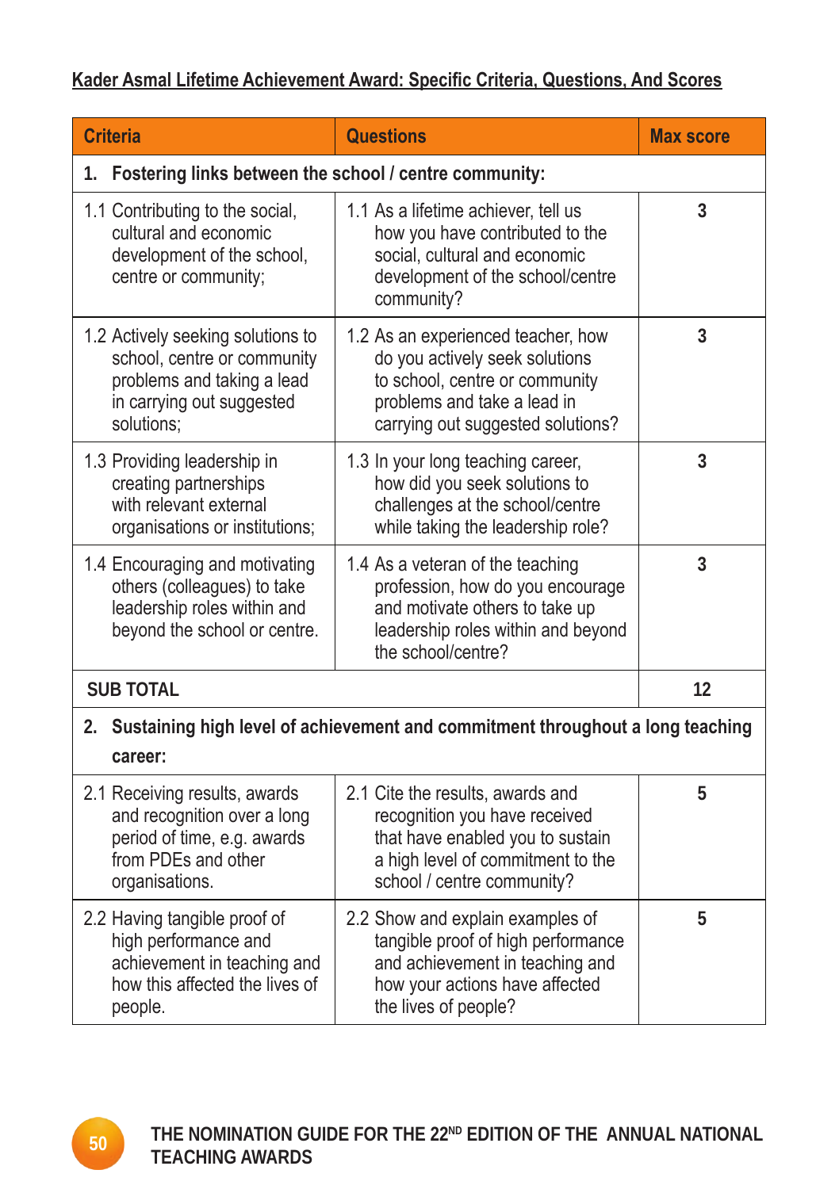**Kader Asmal Lifetime Achievement Award: Specific Criteria, Questions, And Scores**

| Criteria | Questions | Max score |
|---|---|---|
| **1. Fostering links between the school / centre community:** | | |
| 1.1 Contributing to the social, cultural and economic development of the school, centre or community; | 1.1 As a lifetime achiever, tell us how you have contributed to the social, cultural and economic development of the school/centre community? | **3** |
| 1.2 Actively seeking solutions to school, centre or community problems and taking a lead in carrying out suggested solutions; | 1.2 As an experienced teacher, how do you actively seek solutions to school, centre or community problems and take a lead in carrying out suggested solutions? | **3** |
| 1.3 Providing leadership in creating partnerships with relevant external organisations or institutions; | 1.3 In your long teaching career, how did you seek solutions to challenges at the school/centre while taking the leadership role? | **3** |
| 1.4 Encouraging and motivating others (colleagues) to take leadership roles within and beyond the school or centre. | 1.4 As a veteran of the teaching profession, how do you encourage and motivate others to take up leadership roles within and beyond the school/centre? | **3** |
| **SUB TOTAL** | | **12** |
| **2. Sustaining high level of achievement and commitment throughout a long teaching career:** | | |
| 2.1 Receiving results, awards and recognition over a long period of time, e.g. awards from PDEs and other organisations. | 2.1 Cite the results, awards and recognition you have received that have enabled you to sustain a high level of commitment to the school / centre community? | **5** |
| 2.2 Having tangible proof of high performance and achievement in teaching and how this affected the lives of people. | 2.2 Show and explain examples of tangible proof of high performance and achievement in teaching and how your actions have affected the lives of people? | **5** |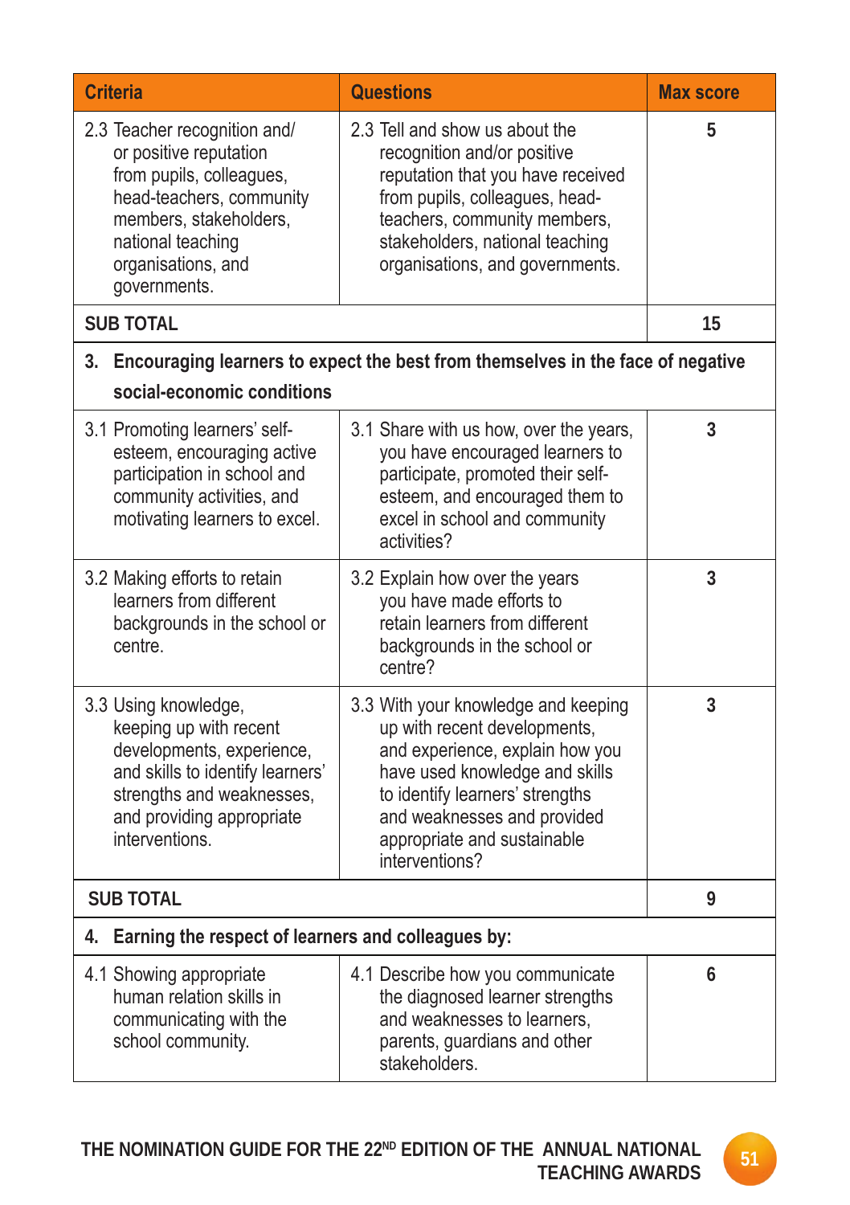| Criteria | Questions | Max score |
|---|---|---|
| 2.3 Teacher recognition and/or positive reputation from pupils, colleagues, head-teachers, community members, stakeholders, national teaching organisations, and governments. | 2.3 Tell and show us about the recognition and/or positive reputation that you have received from pupils, colleagues, head-teachers, community members, stakeholders, national teaching organisations, and governments. | 5 |
| **SUB TOTAL** | | **15** |
| **3. Encouraging learners to expect the best from themselves in the face of negative social-economic conditions** | | |
| 3.1 Promoting learners' self-esteem, encouraging active participation in school and community activities, and motivating learners to excel. | 3.1 Share with us how, over the years, you have encouraged learners to participate, promoted their self-esteem, and encouraged them to excel in school and community activities? | 3 |
| 3.2 Making efforts to retain learners from different backgrounds in the school or centre. | 3.2 Explain how over the years you have made efforts to retain learners from different backgrounds in the school or centre? | 3 |
| 3.3 Using knowledge, keeping up with recent developments, experience, and skills to identify learners' strengths and weaknesses, and providing appropriate interventions. | 3.3 With your knowledge and keeping up with recent developments, and experience, explain how you have used knowledge and skills to identify learners' strengths and weaknesses and provided appropriate and sustainable interventions? | 3 |
| **SUB TOTAL** | | **9** |
| **4. Earning the respect of learners and colleagues by:** | | |
| 4.1 Showing appropriate human relation skills in communicating with the school community. | 4.1 Describe how you communicate the diagnosed learner strengths and weaknesses to learners, parents, guardians and other stakeholders. | 6 |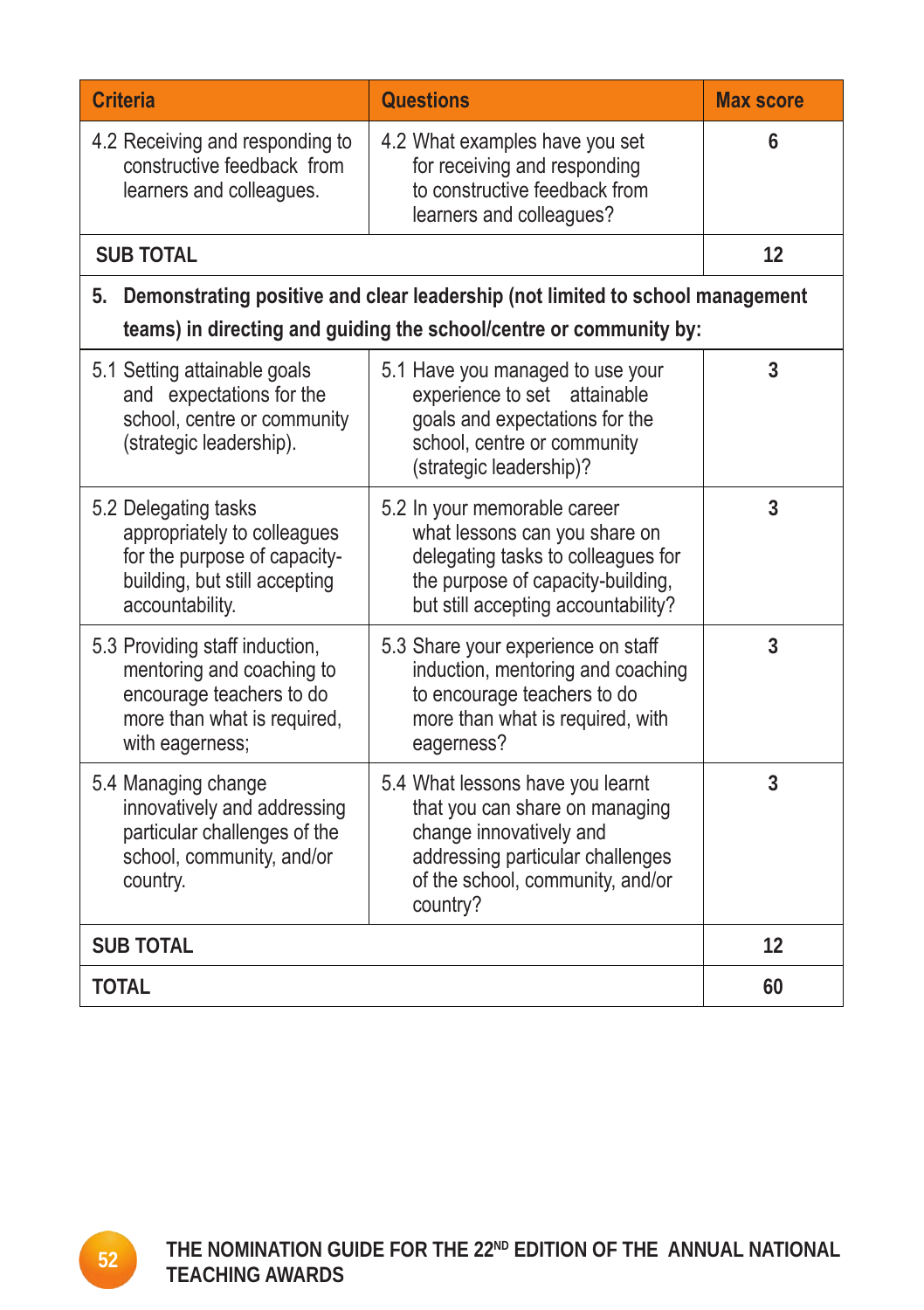| Criteria | Questions | Max score |
|---|---|---|
| 4.2 Receiving and responding to constructive feedback from learners and colleagues. | 4.2 What examples have you set for receiving and responding to constructive feedback from learners and colleagues? | 6 |
| **SUB TOTAL** | | **12** |
| **5. Demonstrating positive and clear leadership (not limited to school management teams) in directing and guiding the school/centre or community by:** | | |
| 5.1 Setting attainable goals and expectations for the school, centre or community (strategic leadership). | 5.1 Have you managed to use your experience to set attainable goals and expectations for the school, centre or community (strategic leadership)? | 3 |
| 5.2 Delegating tasks appropriately to colleagues for the purpose of capacity-building, but still accepting accountability. | 5.2 In your memorable career what lessons can you share on delegating tasks to colleagues for the purpose of capacity-building, but still accepting accountability? | 3 |
| 5.3 Providing staff induction, mentoring and coaching to encourage teachers to do more than what is required, with eagerness; | 5.3 Share your experience on staff induction, mentoring and coaching to encourage teachers to do more than what is required, with eagerness? | 3 |
| 5.4 Managing change innovatively and addressing particular challenges of the school, community, and/or country. | 5.4 What lessons have you learnt that you can share on managing change innovatively and addressing particular challenges of the school, community, and/or country? | 3 |
| **SUB TOTAL** | | **12** |
| **TOTAL** | | **60** |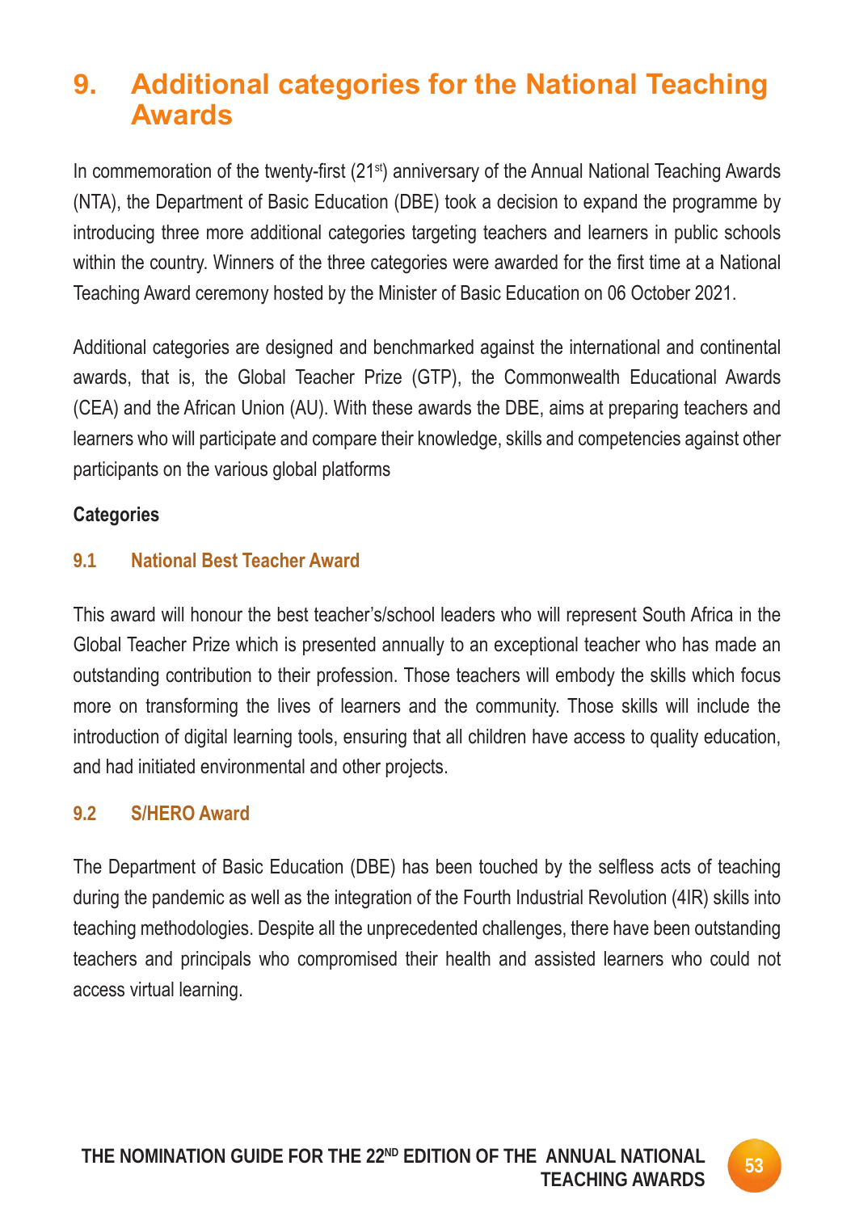# 9. Additional categories for the National Teaching Awards

In commemoration of the twenty-first (21st) anniversary of the Annual National Teaching Awards (NTA), the Department of Basic Education (DBE) took a decision to expand the programme by introducing three more additional categories targeting teachers and learners in public schools within the country. Winners of the three categories were awarded for the first time at a National Teaching Award ceremony hosted by the Minister of Basic Education on 06 October 2021.

Additional categories are designed and benchmarked against the international and continental awards, that is, the Global Teacher Prize (GTP), the Commonwealth Educational Awards (CEA) and the African Union (AU). With these awards the DBE, aims at preparing teachers and learners who will participate and compare their knowledge, skills and competencies against other participants on the various global platforms

**Categories**

### 9.1 National Best Teacher Award

This award will honour the best teacher's/school leaders who will represent South Africa in the Global Teacher Prize which is presented annually to an exceptional teacher who has made an outstanding contribution to their profession. Those teachers will embody the skills which focus more on transforming the lives of learners and the community. Those skills will include the introduction of digital learning tools, ensuring that all children have access to quality education, and had initiated environmental and other projects.

### 9.2 S/HERO Award

The Department of Basic Education (DBE) has been touched by the selfless acts of teaching during the pandemic as well as the integration of the Fourth Industrial Revolution (4IR) skills into teaching methodologies. Despite all the unprecedented challenges, there have been outstanding teachers and principals who compromised their health and assisted learners who could not access virtual learning.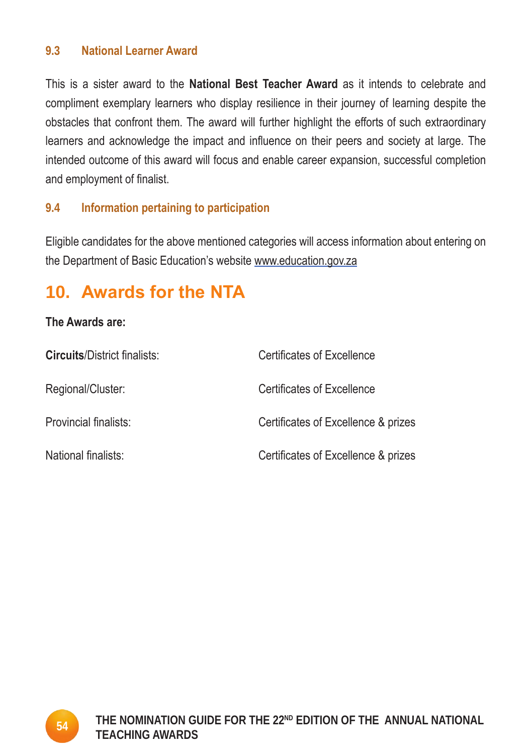### 9.3 National Learner Award

This is a sister award to the **National Best Teacher Award** as it intends to celebrate and compliment exemplary learners who display resilience in their journey of learning despite the obstacles that confront them. The award will further highlight the efforts of such extraordinary learners and acknowledge the impact and influence on their peers and society at large. The intended outcome of this award will focus and enable career expansion, successful completion and employment of finalist.

### 9.4 Information pertaining to participation

Eligible candidates for the above mentioned categories will access information about entering on the Department of Basic Education's website www.education.gov.za

## 10. Awards for the NTA

**The Awards are:**

| | |
|---|---|
| **Circuits**/District finalists: | Certificates of Excellence |
| Regional/Cluster: | Certificates of Excellence |
| Provincial finalists: | Certificates of Excellence & prizes |
| National finalists: | Certificates of Excellence & prizes |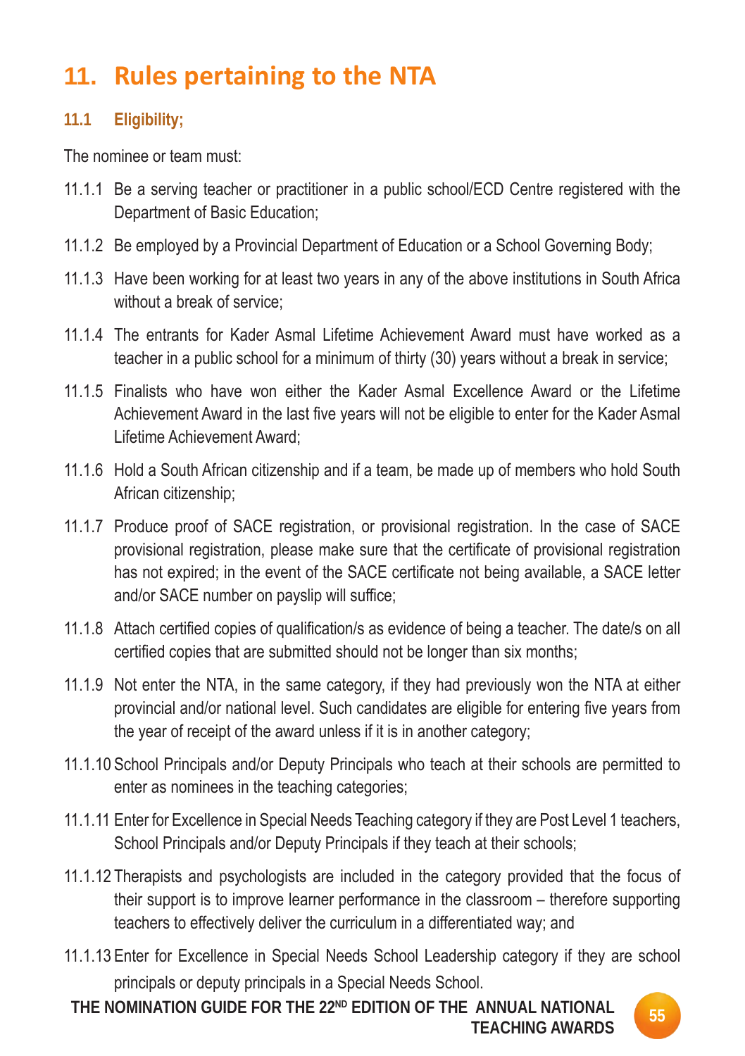# 11. Rules pertaining to the NTA

## 11.1 Eligibility;

The nominee or team must:

11.1.1 Be a serving teacher or practitioner in a public school/ECD Centre registered with the Department of Basic Education;

11.1.2 Be employed by a Provincial Department of Education or a School Governing Body;

11.1.3 Have been working for at least two years in any of the above institutions in South Africa without a break of service;

11.1.4 The entrants for Kader Asmal Lifetime Achievement Award must have worked as a teacher in a public school for a minimum of thirty (30) years without a break in service;

11.1.5 Finalists who have won either the Kader Asmal Excellence Award or the Lifetime Achievement Award in the last five years will not be eligible to enter for the Kader Asmal Lifetime Achievement Award;

11.1.6 Hold a South African citizenship and if a team, be made up of members who hold South African citizenship;

11.1.7 Produce proof of SACE registration, or provisional registration. In the case of SACE provisional registration, please make sure that the certificate of provisional registration has not expired; in the event of the SACE certificate not being available, a SACE letter and/or SACE number on payslip will suffice;

11.1.8 Attach certified copies of qualification/s as evidence of being a teacher. The date/s on all certified copies that are submitted should not be longer than six months;

11.1.9 Not enter the NTA, in the same category, if they had previously won the NTA at either provincial and/or national level. Such candidates are eligible for entering five years from the year of receipt of the award unless if it is in another category;

11.1.10 School Principals and/or Deputy Principals who teach at their schools are permitted to enter as nominees in the teaching categories;

11.1.11 Enter for Excellence in Special Needs Teaching category if they are Post Level 1 teachers, School Principals and/or Deputy Principals if they teach at their schools;

11.1.12 Therapists and psychologists are included in the category provided that the focus of their support is to improve learner performance in the classroom – therefore supporting teachers to effectively deliver the curriculum in a differentiated way; and

11.1.13 Enter for Excellence in Special Needs School Leadership category if they are school principals or deputy principals in a Special Needs School.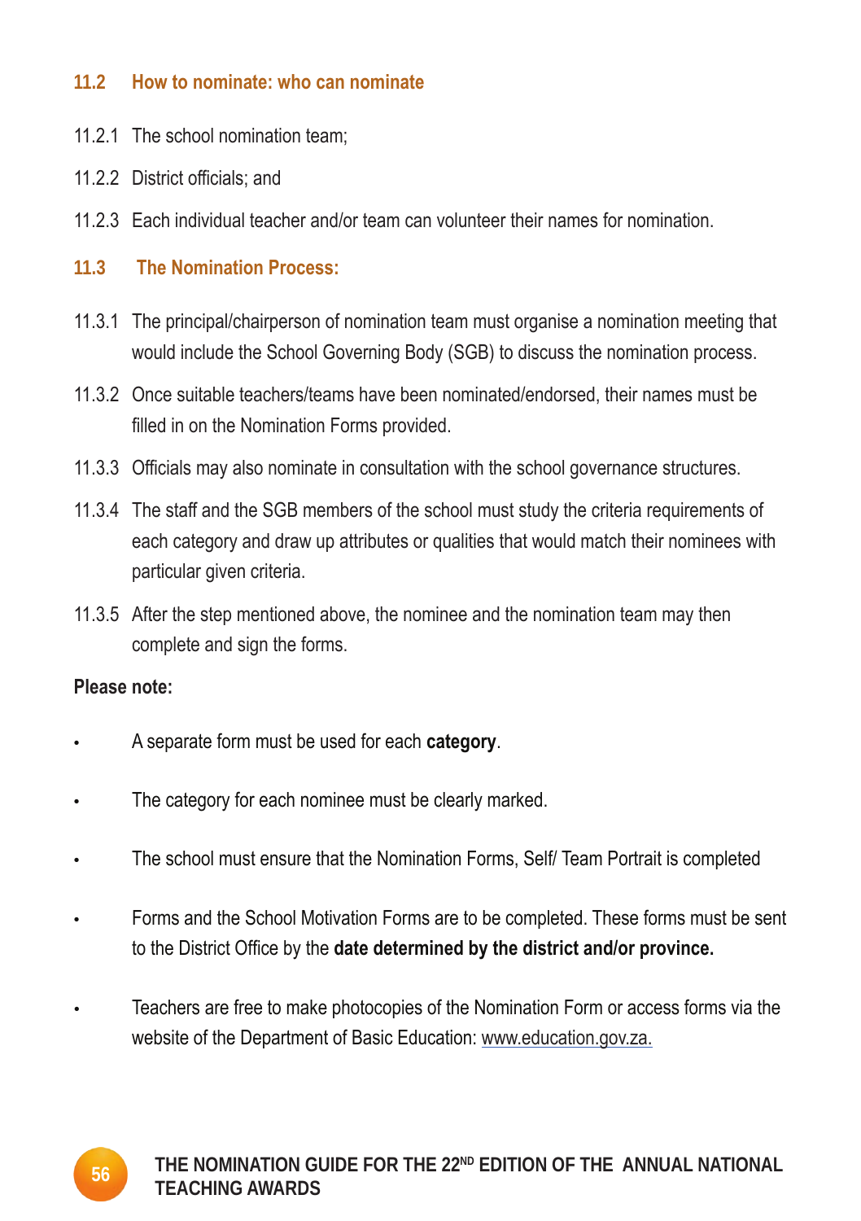### 11.2 How to nominate: who can nominate

11.2.1 The school nomination team;

11.2.2 District officials; and

11.2.3 Each individual teacher and/or team can volunteer their names for nomination.

### 11.3 The Nomination Process:

11.3.1 The principal/chairperson of nomination team must organise a nomination meeting that would include the School Governing Body (SGB) to discuss the nomination process.

11.3.2 Once suitable teachers/teams have been nominated/endorsed, their names must be filled in on the Nomination Forms provided.

11.3.3 Officials may also nominate in consultation with the school governance structures.

11.3.4 The staff and the SGB members of the school must study the criteria requirements of each category and draw up attributes or qualities that would match their nominees with particular given criteria.

11.3.5 After the step mentioned above, the nominee and the nomination team may then complete and sign the forms.

**Please note:**

- A separate form must be used for each **category**.
- The category for each nominee must be clearly marked.
- The school must ensure that the Nomination Forms, Self/ Team Portrait is completed
- Forms and the School Motivation Forms are to be completed. These forms must be sent to the District Office by the **date determined by the district and/or province.**
- Teachers are free to make photocopies of the Nomination Form or access forms via the website of the Department of Basic Education: www.education.gov.za.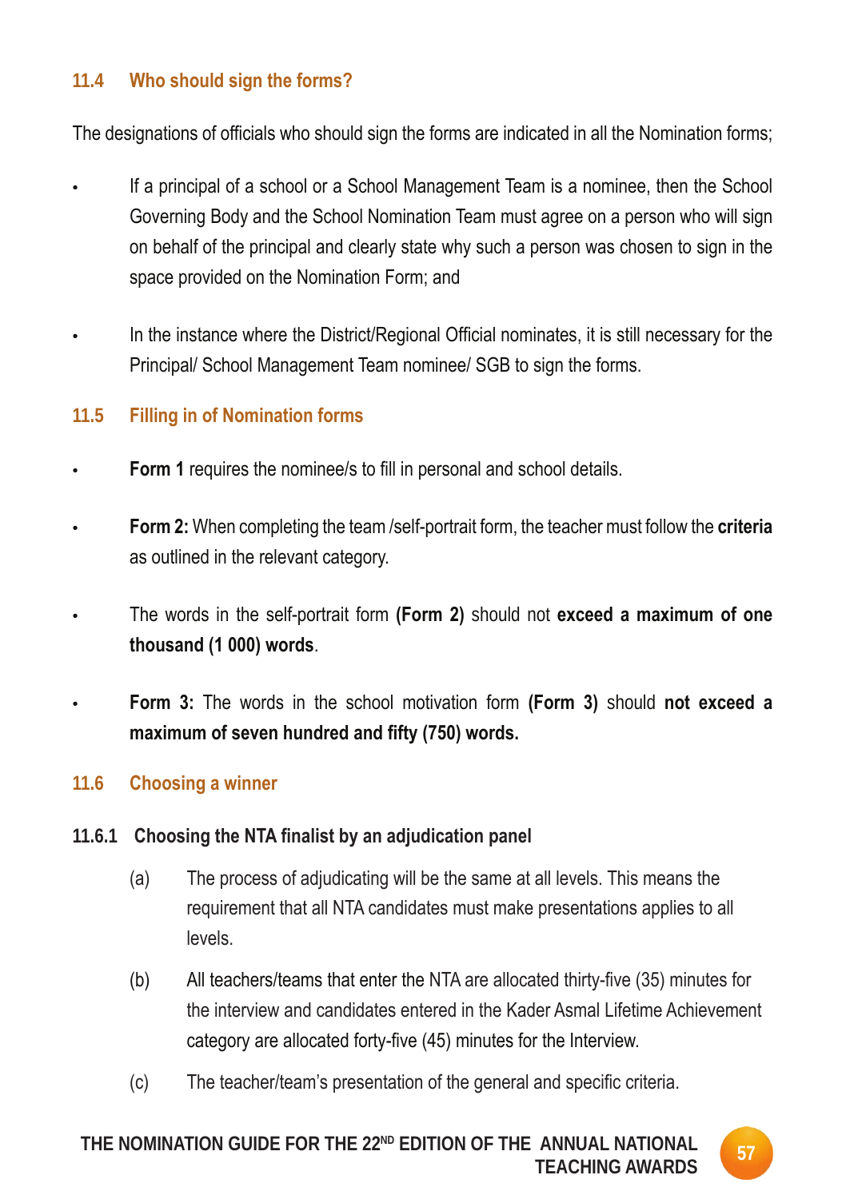### 11.4 Who should sign the forms?

The designations of officials who should sign the forms are indicated in all the Nomination forms;

- If a principal of a school or a School Management Team is a nominee, then the School Governing Body and the School Nomination Team must agree on a person who will sign on behalf of the principal and clearly state why such a person was chosen to sign in the space provided on the Nomination Form; and
- In the instance where the District/Regional Official nominates, it is still necessary for the Principal/ School Management Team nominee/ SGB to sign the forms.

### 11.5 Filling in of Nomination forms

- **Form 1** requires the nominee/s to fill in personal and school details.
- **Form 2:** When completing the team /self-portrait form, the teacher must follow the **criteria** as outlined in the relevant category.
- The words in the self-portrait form **(Form 2)** should not **exceed a maximum of one thousand (1 000) words**.
- **Form 3:** The words in the school motivation form **(Form 3)** should **not exceed a maximum of seven hundred and fifty (750) words.**

### 11.6 Choosing a winner

#### 11.6.1 Choosing the NTA finalist by an adjudication panel

(a) The process of adjudicating will be the same at all levels. This means the requirement that all NTA candidates must make presentations applies to all levels.

(b) All teachers/teams that enter the NTA are allocated thirty-five (35) minutes for the interview and candidates entered in the Kader Asmal Lifetime Achievement category are allocated forty-five (45) minutes for the Interview.

(c) The teacher/team's presentation of the general and specific criteria.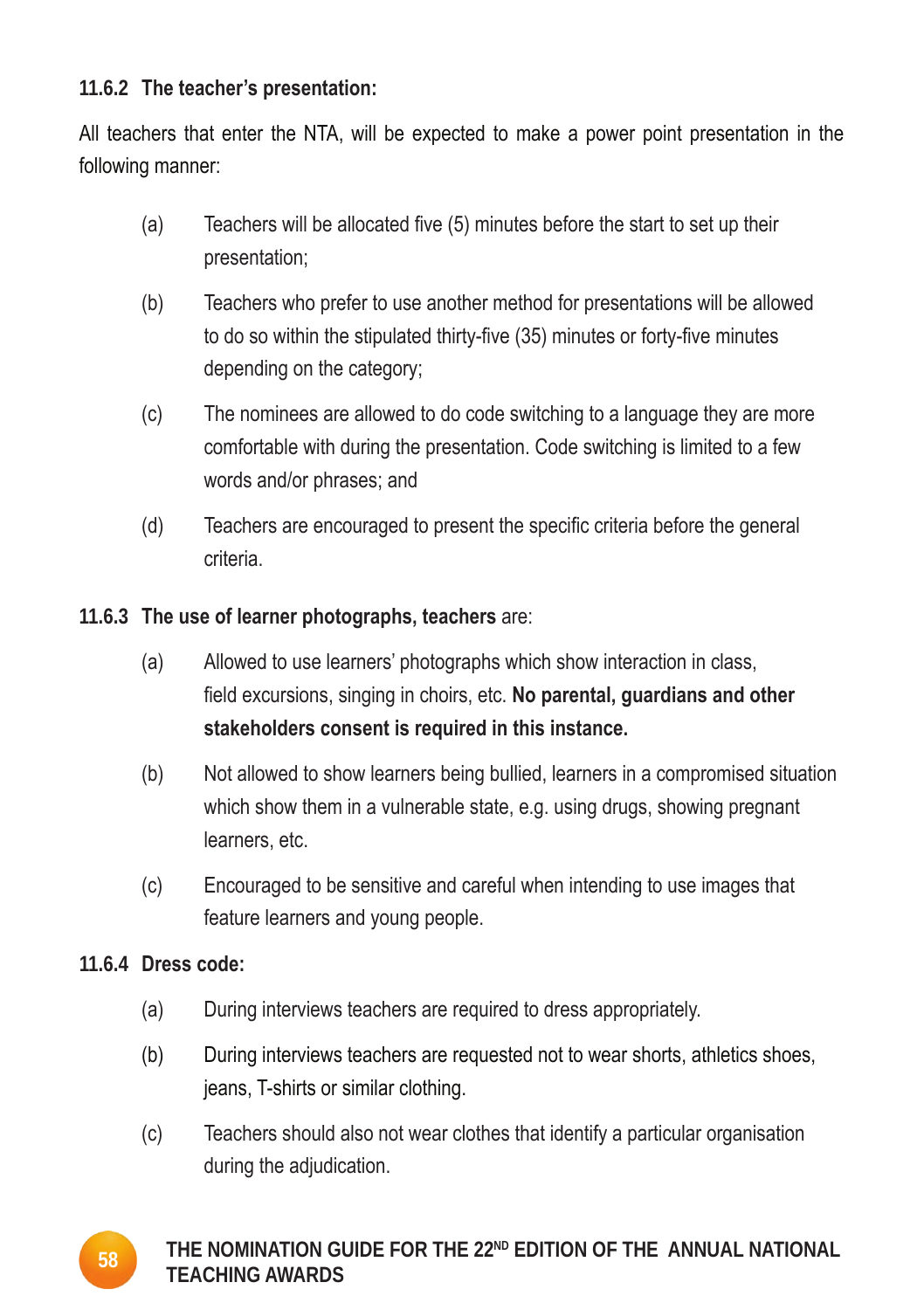#### 11.6.2 The teacher's presentation:

All teachers that enter the NTA, will be expected to make a power point presentation in the following manner:

(a) Teachers will be allocated five (5) minutes before the start to set up their presentation;

(b) Teachers who prefer to use another method for presentations will be allowed to do so within the stipulated thirty-five (35) minutes or forty-five minutes depending on the category;

(c) The nominees are allowed to do code switching to a language they are more comfortable with during the presentation. Code switching is limited to a few words and/or phrases; and

(d) Teachers are encouraged to present the specific criteria before the general criteria.

#### 11.6.3 The use of learner photographs, teachers are:

(a) Allowed to use learners' photographs which show interaction in class, field excursions, singing in choirs, etc. **No parental, guardians and other stakeholders consent is required in this instance.**

(b) Not allowed to show learners being bullied, learners in a compromised situation which show them in a vulnerable state, e.g. using drugs, showing pregnant learners, etc.

(c) Encouraged to be sensitive and careful when intending to use images that feature learners and young people.

#### 11.6.4 Dress code:

(a) During interviews teachers are required to dress appropriately.

(b) During interviews teachers are requested not to wear shorts, athletics shoes, jeans, T-shirts or similar clothing.

(c) Teachers should also not wear clothes that identify a particular organisation during the adjudication.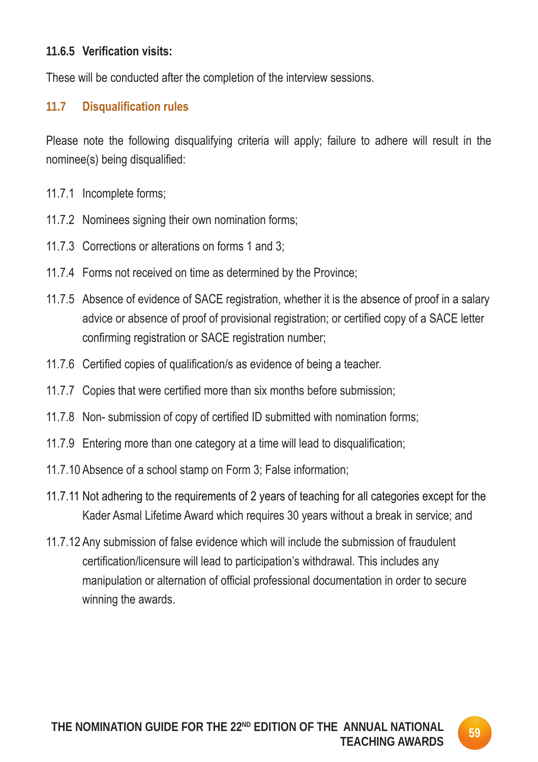**11.6.5 Verification visits:**

These will be conducted after the completion of the interview sessions.

## 11.7 Disqualification rules

Please note the following disqualifying criteria will apply; failure to adhere will result in the nominee(s) being disqualified:

11.7.1 Incomplete forms;

11.7.2 Nominees signing their own nomination forms;

11.7.3 Corrections or alterations on forms 1 and 3;

11.7.4 Forms not received on time as determined by the Province;

11.7.5 Absence of evidence of SACE registration, whether it is the absence of proof in a salary advice or absence of proof of provisional registration; or certified copy of a SACE letter confirming registration or SACE registration number;

11.7.6 Certified copies of qualification/s as evidence of being a teacher.

11.7.7 Copies that were certified more than six months before submission;

11.7.8 Non- submission of copy of certified ID submitted with nomination forms;

11.7.9 Entering more than one category at a time will lead to disqualification;

11.7.10 Absence of a school stamp on Form 3; False information;

11.7.11 Not adhering to the requirements of 2 years of teaching for all categories except for the Kader Asmal Lifetime Award which requires 30 years without a break in service; and

11.7.12 Any submission of false evidence which will include the submission of fraudulent certification/licensure will lead to participation's withdrawal. This includes any manipulation or alternation of official professional documentation in order to secure winning the awards.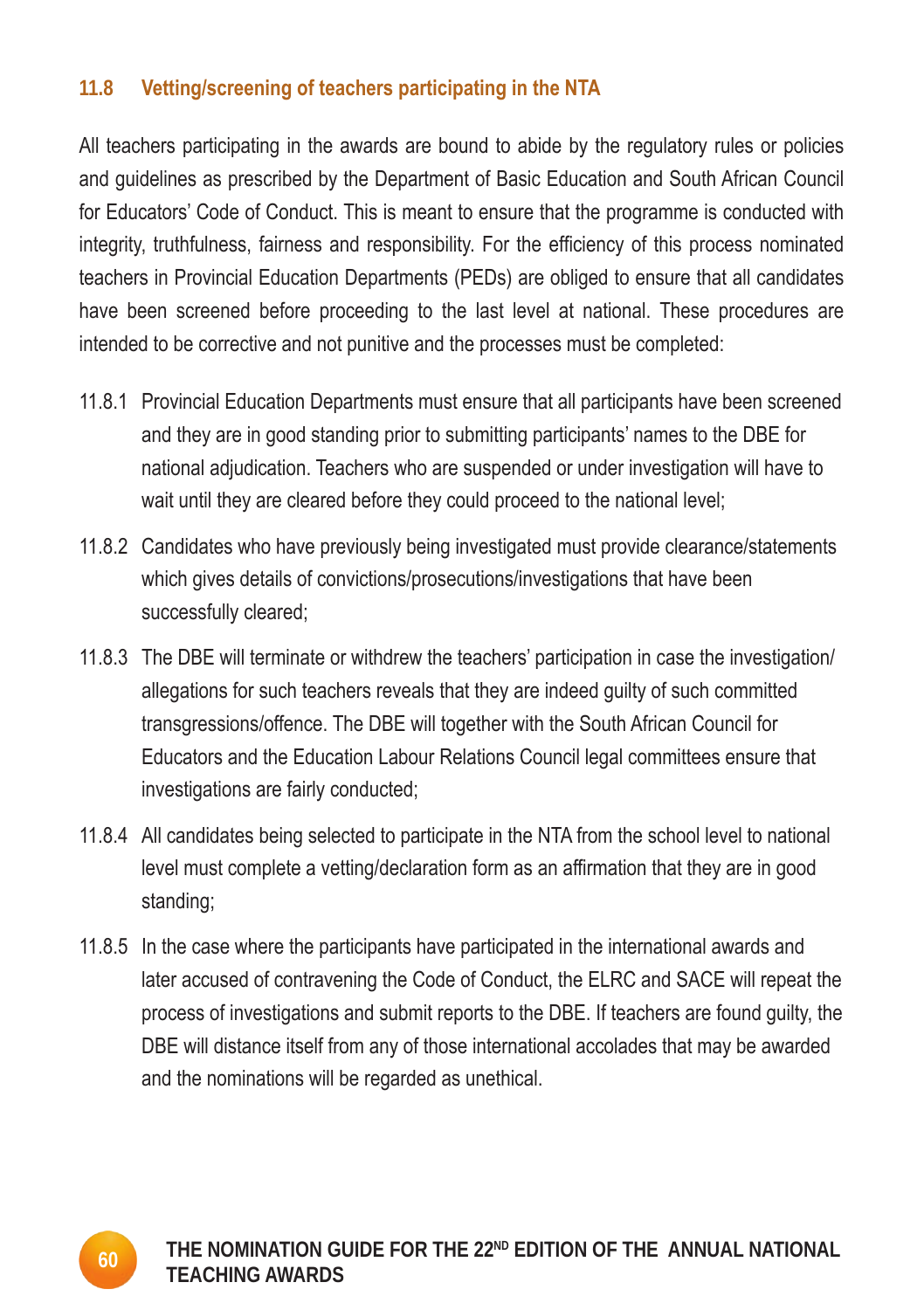### 11.8 Vetting/screening of teachers participating in the NTA

All teachers participating in the awards are bound to abide by the regulatory rules or policies and guidelines as prescribed by the Department of Basic Education and South African Council for Educators' Code of Conduct. This is meant to ensure that the programme is conducted with integrity, truthfulness, fairness and responsibility. For the efficiency of this process nominated teachers in Provincial Education Departments (PEDs) are obliged to ensure that all candidates have been screened before proceeding to the last level at national. These procedures are intended to be corrective and not punitive and the processes must be completed:

11.8.1 Provincial Education Departments must ensure that all participants have been screened and they are in good standing prior to submitting participants' names to the DBE for national adjudication. Teachers who are suspended or under investigation will have to wait until they are cleared before they could proceed to the national level;

11.8.2 Candidates who have previously being investigated must provide clearance/statements which gives details of convictions/prosecutions/investigations that have been successfully cleared;

11.8.3 The DBE will terminate or withdrew the teachers' participation in case the investigation/ allegations for such teachers reveals that they are indeed guilty of such committed transgressions/offence. The DBE will together with the South African Council for Educators and the Education Labour Relations Council legal committees ensure that investigations are fairly conducted;

11.8.4 All candidates being selected to participate in the NTA from the school level to national level must complete a vetting/declaration form as an affirmation that they are in good standing;

11.8.5 In the case where the participants have participated in the international awards and later accused of contravening the Code of Conduct, the ELRC and SACE will repeat the process of investigations and submit reports to the DBE. If teachers are found guilty, the DBE will distance itself from any of those international accolades that may be awarded and the nominations will be regarded as unethical.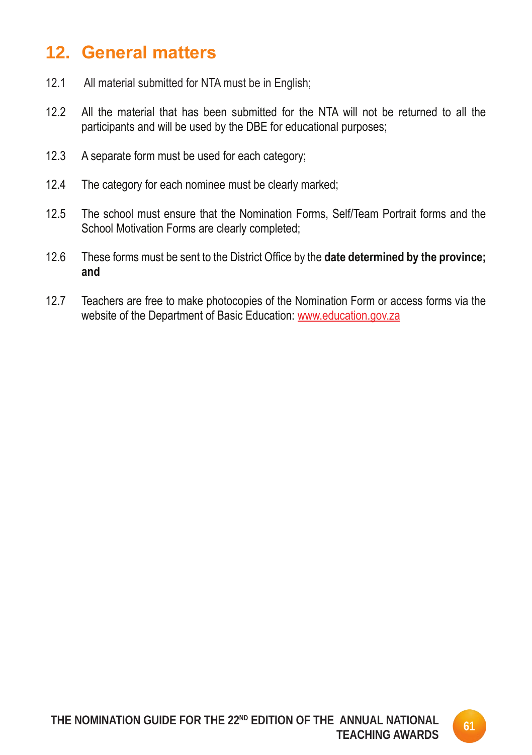## 12. General matters

12.1 All material submitted for NTA must be in English;

12.2 All the material that has been submitted for the NTA will not be returned to all the participants and will be used by the DBE for educational purposes;

12.3 A separate form must be used for each category;

12.4 The category for each nominee must be clearly marked;

12.5 The school must ensure that the Nomination Forms, Self/Team Portrait forms and the School Motivation Forms are clearly completed;

12.6 These forms must be sent to the District Office by the **date determined by the province; and**

12.7 Teachers are free to make photocopies of the Nomination Form or access forms via the website of the Department of Basic Education: www.education.gov.za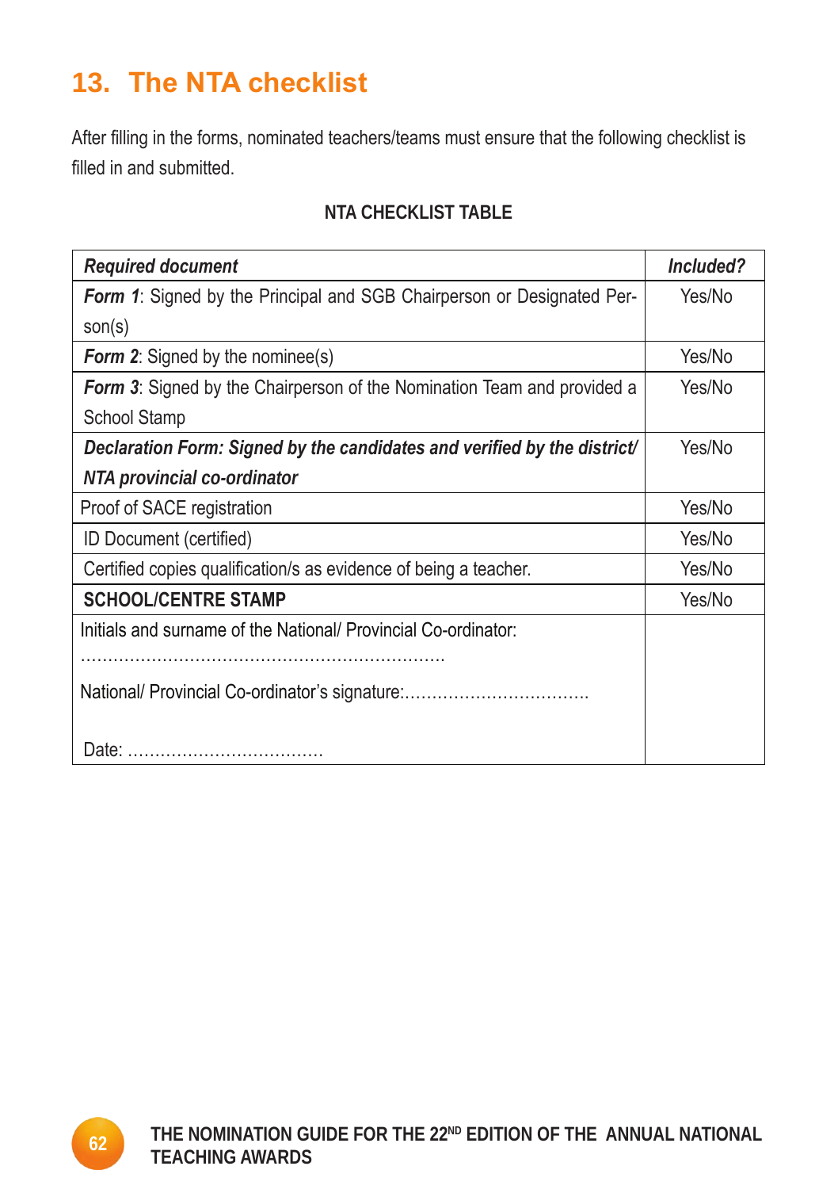## 13. The NTA checklist

After filling in the forms, nominated teachers/teams must ensure that the following checklist is filled in and submitted.

**NTA CHECKLIST TABLE**

| ***Required document*** | ***Included?*** |
|---|---|
| ***Form 1***: Signed by the Principal and SGB Chairperson or Designated Person(s) | Yes/No |
| ***Form 2***: Signed by the nominee(s) | Yes/No |
| ***Form 3***: Signed by the Chairperson of the Nomination Team and provided a School Stamp | Yes/No |
| ***Declaration Form: Signed by the candidates and verified by the district/ NTA provincial co-ordinator*** | Yes/No |
| Proof of SACE registration | Yes/No |
| ID Document (certified) | Yes/No |
| Certified copies qualification/s as evidence of being a teacher. | Yes/No |
| **SCHOOL/CENTRE STAMP** | Yes/No |
| Initials and surname of the National/ Provincial Co-ordinator: ………………………………………………………… National/ Provincial Co-ordinator's signature:…………………………… Date: ……………………………… | |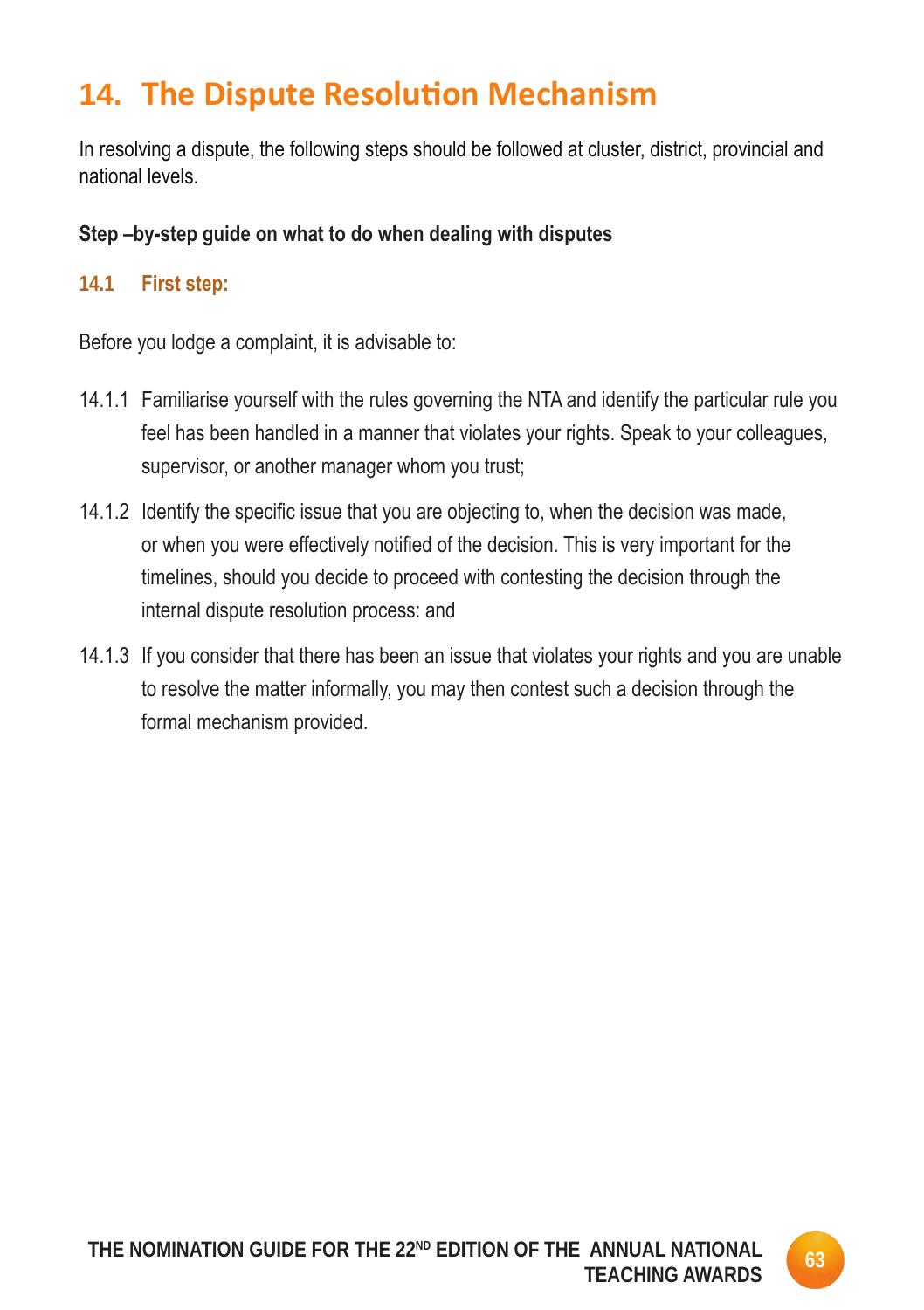# 14. The Dispute Resolution Mechanism

In resolving a dispute, the following steps should be followed at cluster, district, provincial and national levels.

**Step –by-step guide on what to do when dealing with disputes**

### 14.1 First step:

Before you lodge a complaint, it is advisable to:

14.1.1 Familiarise yourself with the rules governing the NTA and identify the particular rule you feel has been handled in a manner that violates your rights. Speak to your colleagues, supervisor, or another manager whom you trust;

14.1.2 Identify the specific issue that you are objecting to, when the decision was made, or when you were effectively notified of the decision. This is very important for the timelines, should you decide to proceed with contesting the decision through the internal dispute resolution process: and

14.1.3 If you consider that there has been an issue that violates your rights and you are unable to resolve the matter informally, you may then contest such a decision through the formal mechanism provided.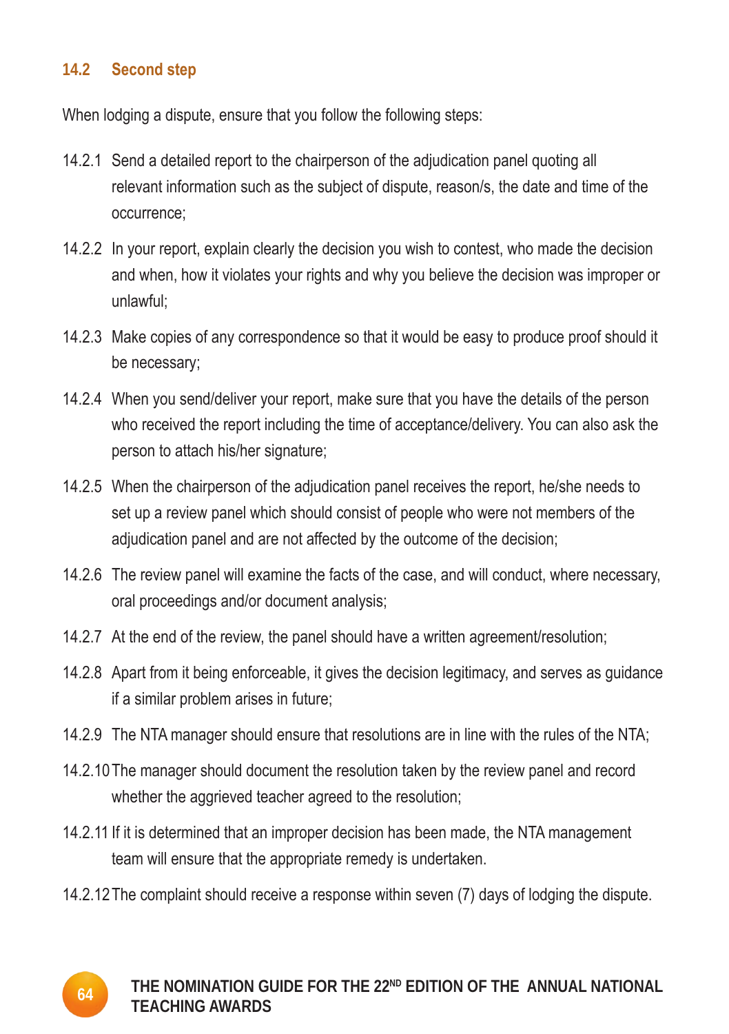### 14.2 Second step

When lodging a dispute, ensure that you follow the following steps:

14.2.1 Send a detailed report to the chairperson of the adjudication panel quoting all relevant information such as the subject of dispute, reason/s, the date and time of the occurrence;

14.2.2 In your report, explain clearly the decision you wish to contest, who made the decision and when, how it violates your rights and why you believe the decision was improper or unlawful;

14.2.3 Make copies of any correspondence so that it would be easy to produce proof should it be necessary;

14.2.4 When you send/deliver your report, make sure that you have the details of the person who received the report including the time of acceptance/delivery. You can also ask the person to attach his/her signature;

14.2.5 When the chairperson of the adjudication panel receives the report, he/she needs to set up a review panel which should consist of people who were not members of the adjudication panel and are not affected by the outcome of the decision;

14.2.6 The review panel will examine the facts of the case, and will conduct, where necessary, oral proceedings and/or document analysis;

14.2.7 At the end of the review, the panel should have a written agreement/resolution;

14.2.8 Apart from it being enforceable, it gives the decision legitimacy, and serves as guidance if a similar problem arises in future;

14.2.9 The NTA manager should ensure that resolutions are in line with the rules of the NTA;

14.2.10 The manager should document the resolution taken by the review panel and record whether the aggrieved teacher agreed to the resolution;

14.2.11 If it is determined that an improper decision has been made, the NTA management team will ensure that the appropriate remedy is undertaken.

14.2.12 The complaint should receive a response within seven (7) days of lodging the dispute.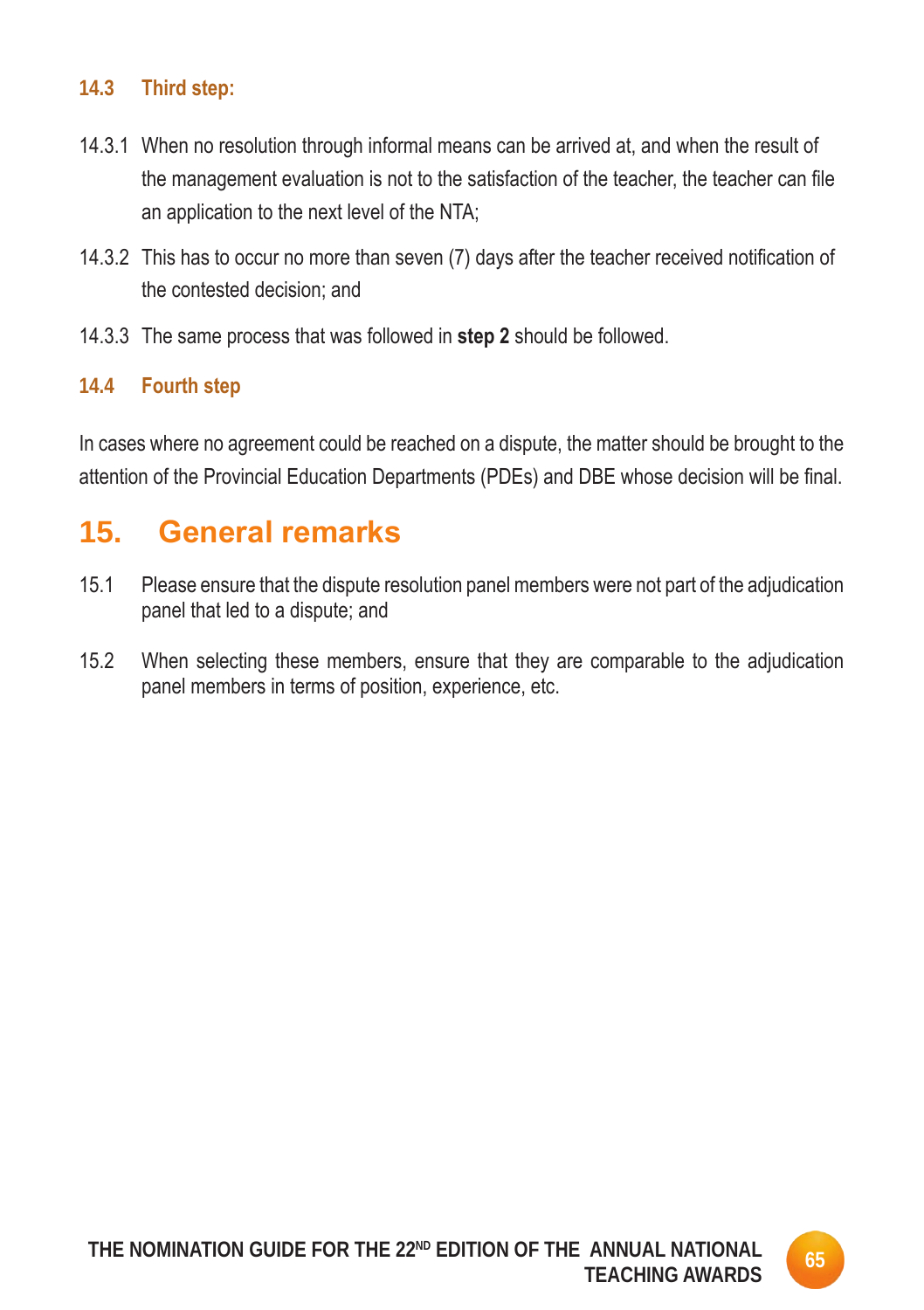### 14.3 Third step:

14.3.1 When no resolution through informal means can be arrived at, and when the result of the management evaluation is not to the satisfaction of the teacher, the teacher can file an application to the next level of the NTA;

14.3.2 This has to occur no more than seven (7) days after the teacher received notification of the contested decision; and

14.3.3 The same process that was followed in **step 2** should be followed.

### 14.4 Fourth step

In cases where no agreement could be reached on a dispute, the matter should be brought to the attention of the Provincial Education Departments (PDEs) and DBE whose decision will be final.

## 15. General remarks

15.1 Please ensure that the dispute resolution panel members were not part of the adjudication panel that led to a dispute; and

15.2 When selecting these members, ensure that they are comparable to the adjudication panel members in terms of position, experience, etc.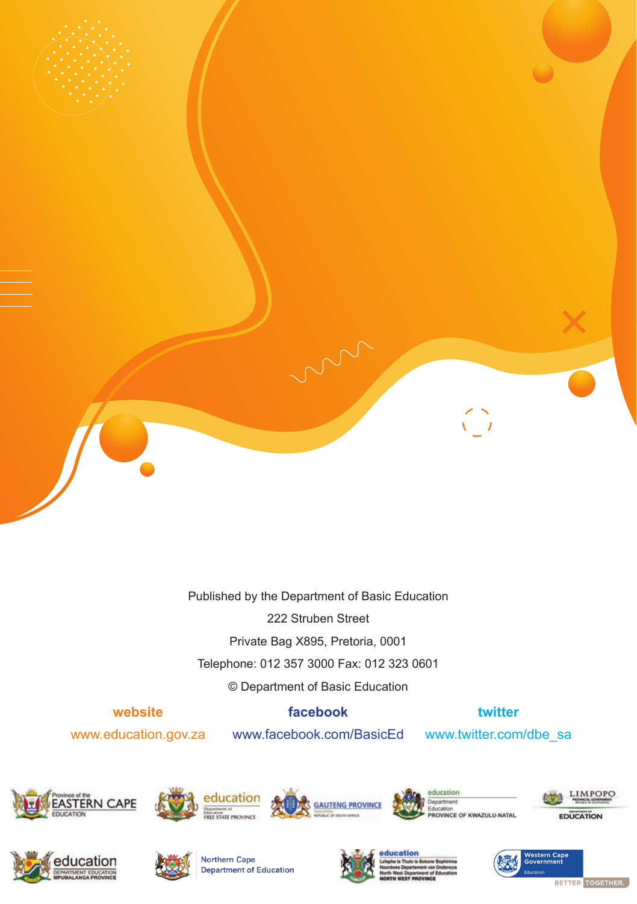Published by the Department of Basic Education

222 Struben Street

Private Bag X895, Pretoria, 0001

Telephone: 012 357 3000 Fax: 012 323 0601

© Department of Basic Education

**website**
www.education.gov.za

**facebook**
www.facebook.com/BasicEd

**twitter**
www.twitter.com/dbe_sa